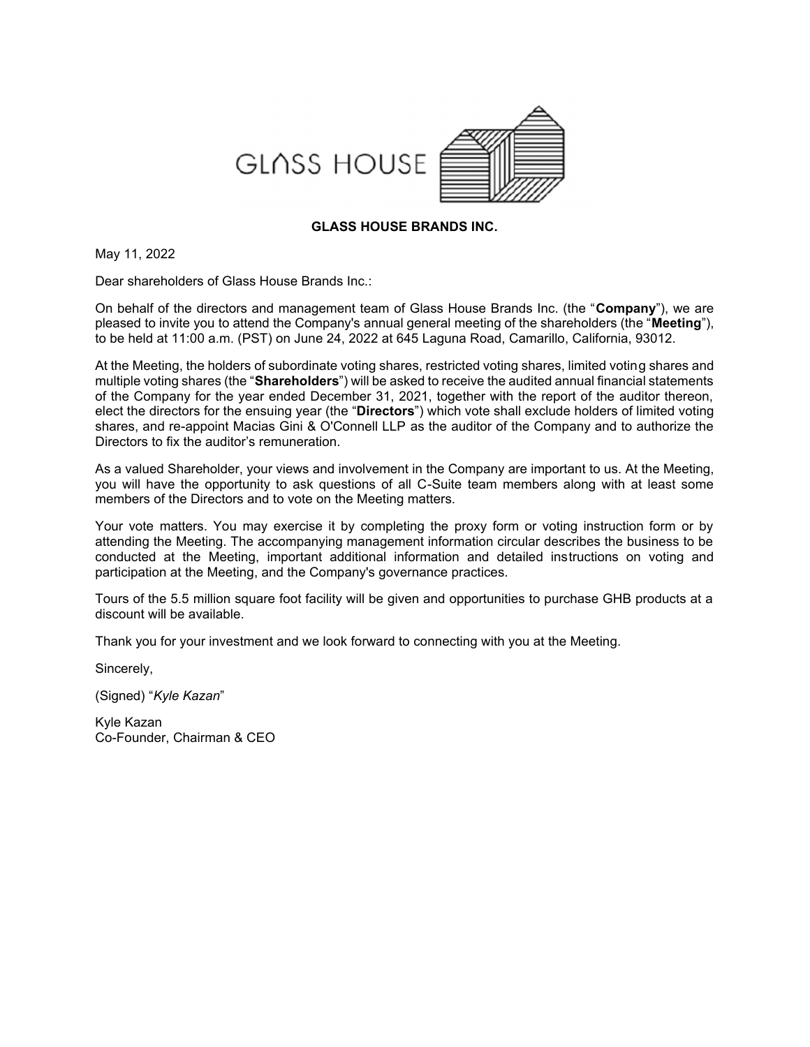GLASS HOUSE

**GLASS HOUSE BRANDS INC.**

May 11, 2022

Dear shareholders of Glass House Brands Inc.:

On behalf of the directors and management team of Glass House Brands Inc. (the "**Company**"), we are pleased to invite you to attend the Company's annual general meeting of the shareholders (the "**Meeting**"), to be held at 11:00 a.m. (PST) on June 24, 2022 at 645 Laguna Road, Camarillo, California, 93012.

At the Meeting, the holders of subordinate voting shares, restricted voting shares, limited voting shares and multiple voting shares (the "**Shareholders**") will be asked to receive the audited annual financial statements of the Company for the year ended December 31, 2021, together with the report of the auditor thereon, elect the directors for the ensuing year (the "**Directors**") which vote shall exclude holders of limited voting shares, and re-appoint Macias Gini & O'Connell LLP as the auditor of the Company and to authorize the Directors to fix the auditor's remuneration.

As a valued Shareholder, your views and involvement in the Company are important to us. At the Meeting, you will have the opportunity to ask questions of all C-Suite team members along with at least some members of the Directors and to vote on the Meeting matters.

Your vote matters. You may exercise it by completing the proxy form or voting instruction form or by attending the Meeting. The accompanying management information circular describes the business to be conducted at the Meeting, important additional information and detailed instructions on voting and participation at the Meeting, and the Company's governance practices.

Tours of the 5.5 million square foot facility will be given and opportunities to purchase GHB products at a discount will be available.

Thank you for your investment and we look forward to connecting with you at the Meeting.

Sincerely,

(Signed) "*Kyle Kazan*"

Kyle Kazan
Co-Founder, Chairman & CEO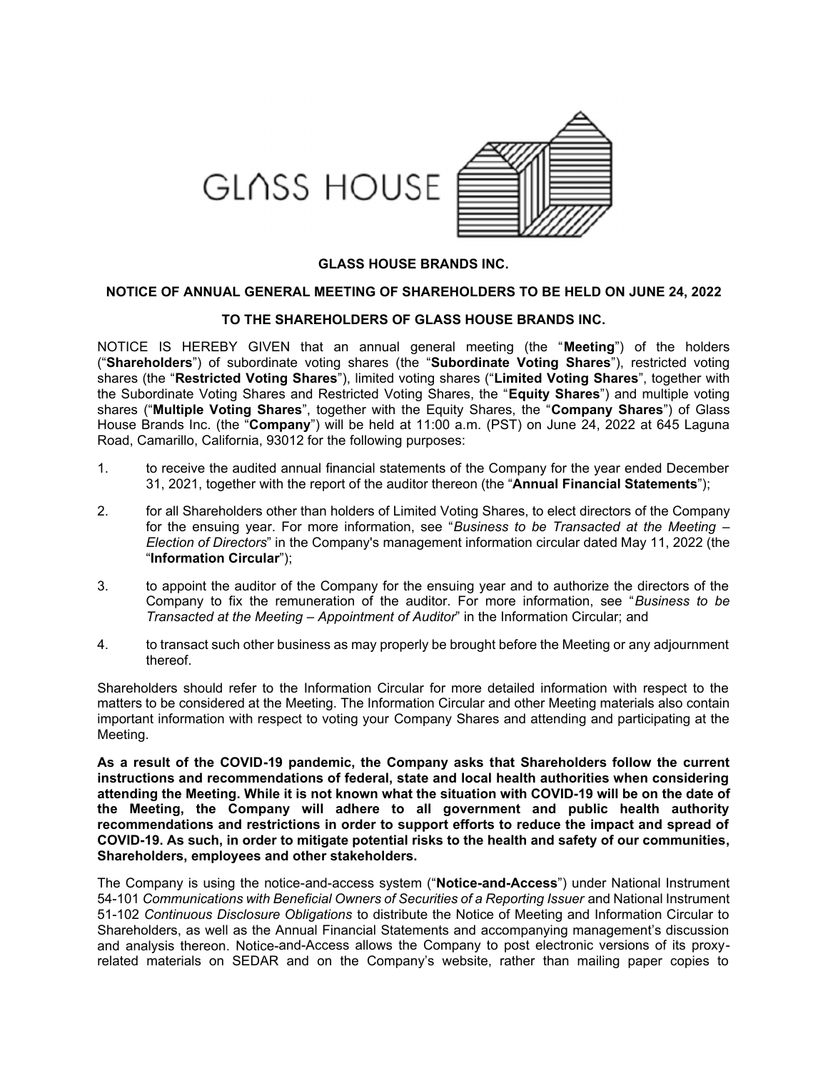GLASS HOUSE

**GLASS HOUSE BRANDS INC.**

**NOTICE OF ANNUAL GENERAL MEETING OF SHAREHOLDERS TO BE HELD ON JUNE 24, 2022**

**TO THE SHAREHOLDERS OF GLASS HOUSE BRANDS INC.**

NOTICE IS HEREBY GIVEN that an annual general meeting (the "**Meeting**") of the holders ("**Shareholders**") of subordinate voting shares (the "**Subordinate Voting Shares**"), restricted voting shares (the "**Restricted Voting Shares**"), limited voting shares ("**Limited Voting Shares**", together with the Subordinate Voting Shares and Restricted Voting Shares, the "**Equity Shares**") and multiple voting shares ("**Multiple Voting Shares**", together with the Equity Shares, the "**Company Shares**") of Glass House Brands Inc. (the "**Company**") will be held at 11:00 a.m. (PST) on June 24, 2022 at 645 Laguna Road, Camarillo, California, 93012 for the following purposes:

1. to receive the audited annual financial statements of the Company for the year ended December 31, 2021, together with the report of the auditor thereon (the "**Annual Financial Statements**");
2. for all Shareholders other than holders of Limited Voting Shares, to elect directors of the Company for the ensuing year. For more information, see "*Business to be Transacted at the Meeting – Election of Directors*" in the Company's management information circular dated May 11, 2022 (the "**Information Circular**");
3. to appoint the auditor of the Company for the ensuing year and to authorize the directors of the Company to fix the remuneration of the auditor. For more information, see "*Business to be Transacted at the Meeting – Appointment of Auditor*" in the Information Circular; and
4. to transact such other business as may properly be brought before the Meeting or any adjournment thereof.

Shareholders should refer to the Information Circular for more detailed information with respect to the matters to be considered at the Meeting. The Information Circular and other Meeting materials also contain important information with respect to voting your Company Shares and attending and participating at the Meeting.

**As a result of the COVID-19 pandemic, the Company asks that Shareholders follow the current instructions and recommendations of federal, state and local health authorities when considering attending the Meeting. While it is not known what the situation with COVID-19 will be on the date of the Meeting, the Company will adhere to all government and public health authority recommendations and restrictions in order to support efforts to reduce the impact and spread of COVID-19. As such, in order to mitigate potential risks to the health and safety of our communities, Shareholders, employees and other stakeholders.**

The Company is using the notice-and-access system ("**Notice-and-Access**") under National Instrument 54-101 *Communications with Beneficial Owners of Securities of a Reporting Issuer* and National Instrument 51-102 *Continuous Disclosure Obligations* to distribute the Notice of Meeting and Information Circular to Shareholders, as well as the Annual Financial Statements and accompanying management's discussion and analysis thereon. Notice-and-Access allows the Company to post electronic versions of its proxy-related materials on SEDAR and on the Company's website, rather than mailing paper copies to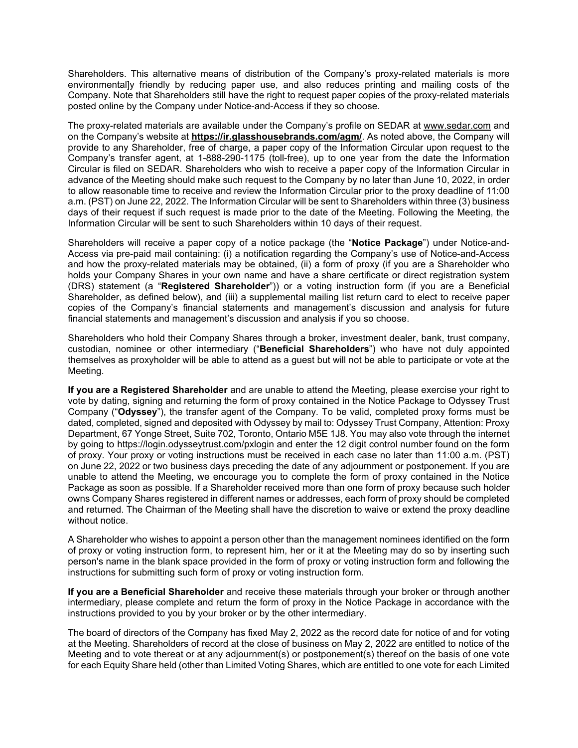Shareholders. This alternative means of distribution of the Company's proxy-related materials is more environmental]y friendly by reducing paper use, and also reduces printing and mailing costs of the Company. Note that Shareholders still have the right to request paper copies of the proxy-related materials posted online by the Company under Notice-and-Access if they so choose.

The proxy-related materials are available under the Company's profile on SEDAR at www.sedar.com and on the Company's website at **https://ir.glasshousebrands.com/agm/**. As noted above, the Company will provide to any Shareholder, free of charge, a paper copy of the Information Circular upon request to the Company's transfer agent, at 1-888-290-1175 (toll-free), up to one year from the date the Information Circular is filed on SEDAR. Shareholders who wish to receive a paper copy of the Information Circular in advance of the Meeting should make such request to the Company by no later than June 10, 2022, in order to allow reasonable time to receive and review the Information Circular prior to the proxy deadline of 11:00 a.m. (PST) on June 22, 2022. The Information Circular will be sent to Shareholders within three (3) business days of their request if such request is made prior to the date of the Meeting. Following the Meeting, the Information Circular will be sent to such Shareholders within 10 days of their request.

Shareholders will receive a paper copy of a notice package (the "**Notice Package**") under Notice-and-Access via pre-paid mail containing: (i) a notification regarding the Company's use of Notice-and-Access and how the proxy-related materials may be obtained, (ii) a form of proxy (if you are a Shareholder who holds your Company Shares in your own name and have a share certificate or direct registration system (DRS) statement (a "**Registered Shareholder**")) or a voting instruction form (if you are a Beneficial Shareholder, as defined below), and (iii) a supplemental mailing list return card to elect to receive paper copies of the Company's financial statements and management's discussion and analysis for future financial statements and management's discussion and analysis if you so choose.

Shareholders who hold their Company Shares through a broker, investment dealer, bank, trust company, custodian, nominee or other intermediary ("**Beneficial Shareholders**") who have not duly appointed themselves as proxyholder will be able to attend as a guest but will not be able to participate or vote at the Meeting.

**If you are a Registered Shareholder** and are unable to attend the Meeting, please exercise your right to vote by dating, signing and returning the form of proxy contained in the Notice Package to Odyssey Trust Company ("**Odyssey**"), the transfer agent of the Company. To be valid, completed proxy forms must be dated, completed, signed and deposited with Odyssey by mail to: Odyssey Trust Company, Attention: Proxy Department, 67 Yonge Street, Suite 702, Toronto, Ontario M5E 1J8. You may also vote through the internet by going to https://login.odysseytrust.com/pxlogin and enter the 12 digit control number found on the form of proxy. Your proxy or voting instructions must be received in each case no later than 11:00 a.m. (PST) on June 22, 2022 or two business days preceding the date of any adjournment or postponement. If you are unable to attend the Meeting, we encourage you to complete the form of proxy contained in the Notice Package as soon as possible. If a Shareholder received more than one form of proxy because such holder owns Company Shares registered in different names or addresses, each form of proxy should be completed and returned. The Chairman of the Meeting shall have the discretion to waive or extend the proxy deadline without notice.

A Shareholder who wishes to appoint a person other than the management nominees identified on the form of proxy or voting instruction form, to represent him, her or it at the Meeting may do so by inserting such person's name in the blank space provided in the form of proxy or voting instruction form and following the instructions for submitting such form of proxy or voting instruction form.

**If you are a Beneficial Shareholder** and receive these materials through your broker or through another intermediary, please complete and return the form of proxy in the Notice Package in accordance with the instructions provided to you by your broker or by the other intermediary.

The board of directors of the Company has fixed May 2, 2022 as the record date for notice of and for voting at the Meeting. Shareholders of record at the close of business on May 2, 2022 are entitled to notice of the Meeting and to vote thereat or at any adjournment(s) or postponement(s) thereof on the basis of one vote for each Equity Share held (other than Limited Voting Shares, which are entitled to one vote for each Limited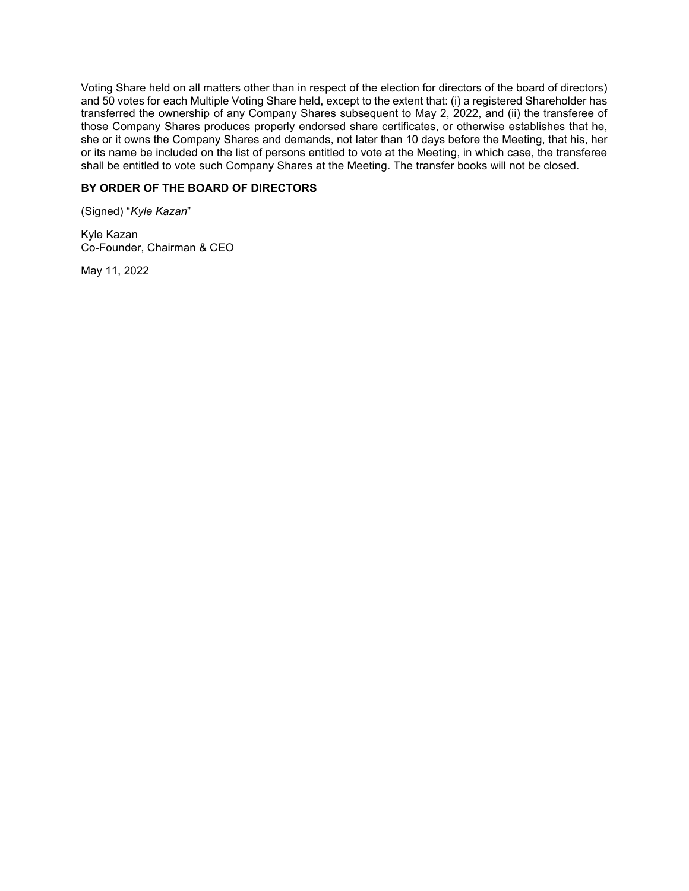Voting Share held on all matters other than in respect of the election for directors of the board of directors) and 50 votes for each Multiple Voting Share held, except to the extent that: (i) a registered Shareholder has transferred the ownership of any Company Shares subsequent to May 2, 2022, and (ii) the transferee of those Company Shares produces properly endorsed share certificates, or otherwise establishes that he, she or it owns the Company Shares and demands, not later than 10 days before the Meeting, that his, her or its name be included on the list of persons entitled to vote at the Meeting, in which case, the transferee shall be entitled to vote such Company Shares at the Meeting. The transfer books will not be closed.

**BY ORDER OF THE BOARD OF DIRECTORS**

(Signed) "*Kyle Kazan*"

Kyle Kazan
Co-Founder, Chairman & CEO

May 11, 2022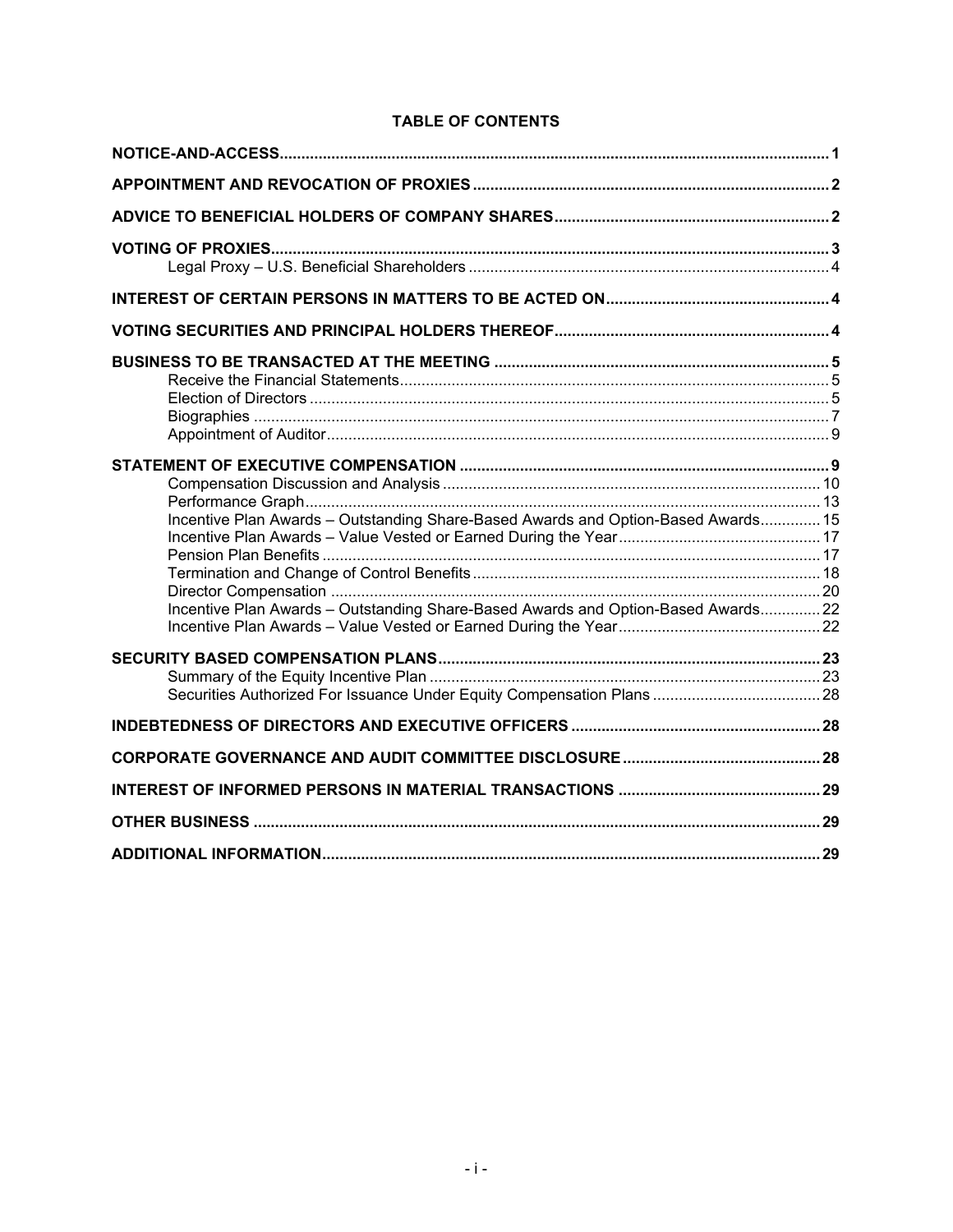# TABLE OF CONTENTS

| | |
|---|---|
| **NOTICE-AND-ACCESS** | **1** |
| **APPOINTMENT AND REVOCATION OF PROXIES** | **2** |
| **ADVICE TO BENEFICIAL HOLDERS OF COMPANY SHARES** | **2** |
| **VOTING OF PROXIES** | **3** |
| Legal Proxy – U.S. Beneficial Shareholders | 4 |
| **INTEREST OF CERTAIN PERSONS IN MATTERS TO BE ACTED ON** | **4** |
| **VOTING SECURITIES AND PRINCIPAL HOLDERS THEREOF** | **4** |
| **BUSINESS TO BE TRANSACTED AT THE MEETING** | **5** |
| Receive the Financial Statements | 5 |
| Election of Directors | 5 |
| Biographies | 7 |
| Appointment of Auditor | 9 |
| **STATEMENT OF EXECUTIVE COMPENSATION** | **9** |
| Compensation Discussion and Analysis | 10 |
| Performance Graph | 13 |
| Incentive Plan Awards – Outstanding Share-Based Awards and Option-Based Awards | 15 |
| Incentive Plan Awards – Value Vested or Earned During the Year | 17 |
| Pension Plan Benefits | 17 |
| Termination and Change of Control Benefits | 18 |
| Director Compensation | 20 |
| Incentive Plan Awards – Outstanding Share-Based Awards and Option-Based Awards | 22 |
| Incentive Plan Awards – Value Vested or Earned During the Year | 22 |
| **SECURITY BASED COMPENSATION PLANS** | **23** |
| Summary of the Equity Incentive Plan | 23 |
| Securities Authorized For Issuance Under Equity Compensation Plans | 28 |
| **INDEBTEDNESS OF DIRECTORS AND EXECUTIVE OFFICERS** | **28** |
| **CORPORATE GOVERNANCE AND AUDIT COMMITTEE DISCLOSURE** | **28** |
| **INTEREST OF INFORMED PERSONS IN MATERIAL TRANSACTIONS** | **29** |
| **OTHER BUSINESS** | **29** |
| **ADDITIONAL INFORMATION** | **29** |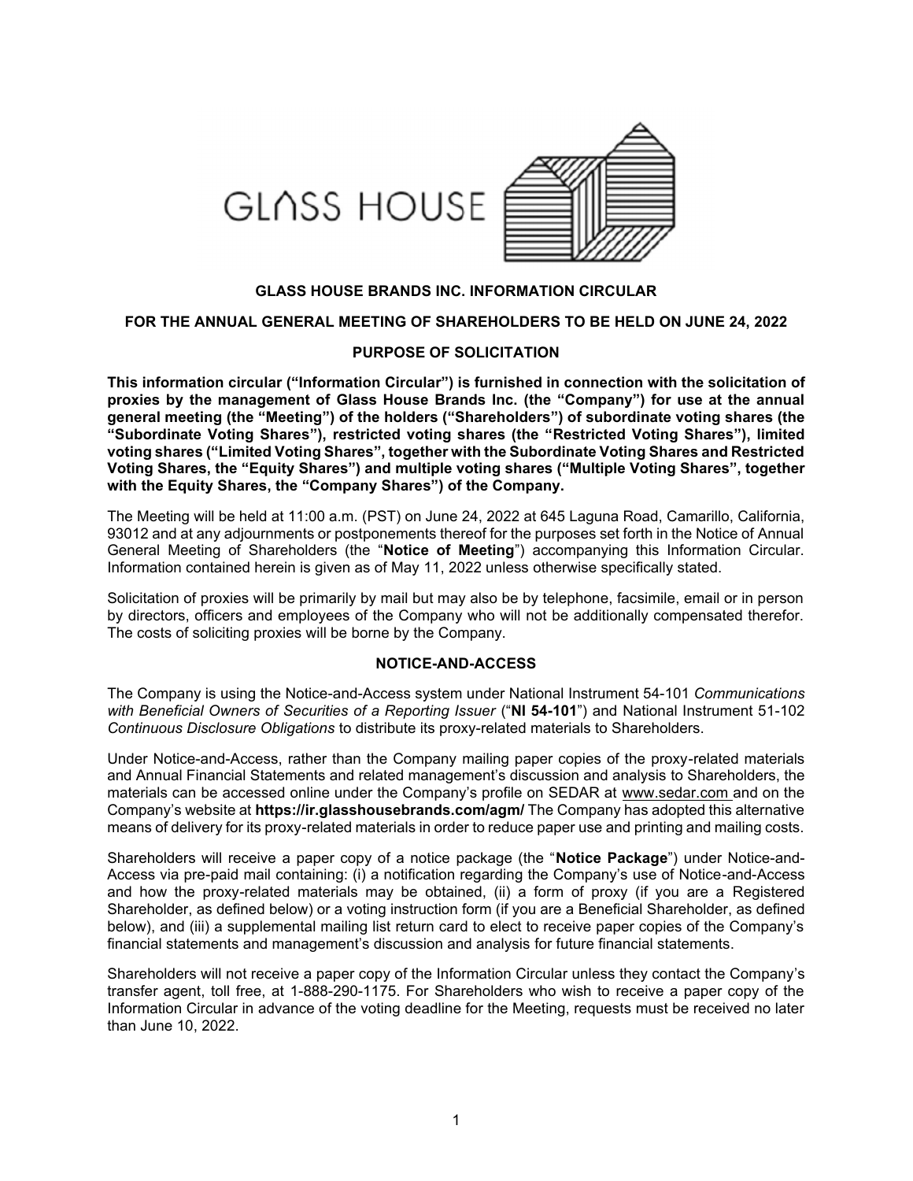**GLASS HOUSE BRANDS INC. INFORMATION CIRCULAR**

**FOR THE ANNUAL GENERAL MEETING OF SHAREHOLDERS TO BE HELD ON JUNE 24, 2022**

**PURPOSE OF SOLICITATION**

**This information circular ("Information Circular") is furnished in connection with the solicitation of proxies by the management of Glass House Brands Inc. (the "Company") for use at the annual general meeting (the "Meeting") of the holders ("Shareholders") of subordinate voting shares (the "Subordinate Voting Shares"), restricted voting shares (the "Restricted Voting Shares"), limited voting shares ("Limited Voting Shares", together with the Subordinate Voting Shares and Restricted Voting Shares, the "Equity Shares") and multiple voting shares ("Multiple Voting Shares", together with the Equity Shares, the "Company Shares") of the Company.**

The Meeting will be held at 11:00 a.m. (PST) on June 24, 2022 at 645 Laguna Road, Camarillo, California, 93012 and at any adjournments or postponements thereof for the purposes set forth in the Notice of Annual General Meeting of Shareholders (the "**Notice of Meeting**") accompanying this Information Circular. Information contained herein is given as of May 11, 2022 unless otherwise specifically stated.

Solicitation of proxies will be primarily by mail but may also be by telephone, facsimile, email or in person by directors, officers and employees of the Company who will not be additionally compensated therefor. The costs of soliciting proxies will be borne by the Company.

**NOTICE-AND-ACCESS**

The Company is using the Notice-and-Access system under National Instrument 54-101 *Communications with Beneficial Owners of Securities of a Reporting Issuer* ("**NI 54-101**") and National Instrument 51-102 *Continuous Disclosure Obligations* to distribute its proxy-related materials to Shareholders.

Under Notice-and-Access, rather than the Company mailing paper copies of the proxy-related materials and Annual Financial Statements and related management's discussion and analysis to Shareholders, the materials can be accessed online under the Company's profile on SEDAR at www.sedar.com and on the Company's website at **https://ir.glasshousebrands.com/agm/** The Company has adopted this alternative means of delivery for its proxy-related materials in order to reduce paper use and printing and mailing costs.

Shareholders will receive a paper copy of a notice package (the "**Notice Package**") under Notice-and-Access via pre-paid mail containing: (i) a notification regarding the Company's use of Notice-and-Access and how the proxy-related materials may be obtained, (ii) a form of proxy (if you are a Registered Shareholder, as defined below) or a voting instruction form (if you are a Beneficial Shareholder, as defined below), and (iii) a supplemental mailing list return card to elect to receive paper copies of the Company's financial statements and management's discussion and analysis for future financial statements.

Shareholders will not receive a paper copy of the Information Circular unless they contact the Company's transfer agent, toll free, at 1-888-290-1175. For Shareholders who wish to receive a paper copy of the Information Circular in advance of the voting deadline for the Meeting, requests must be received no later than June 10, 2022.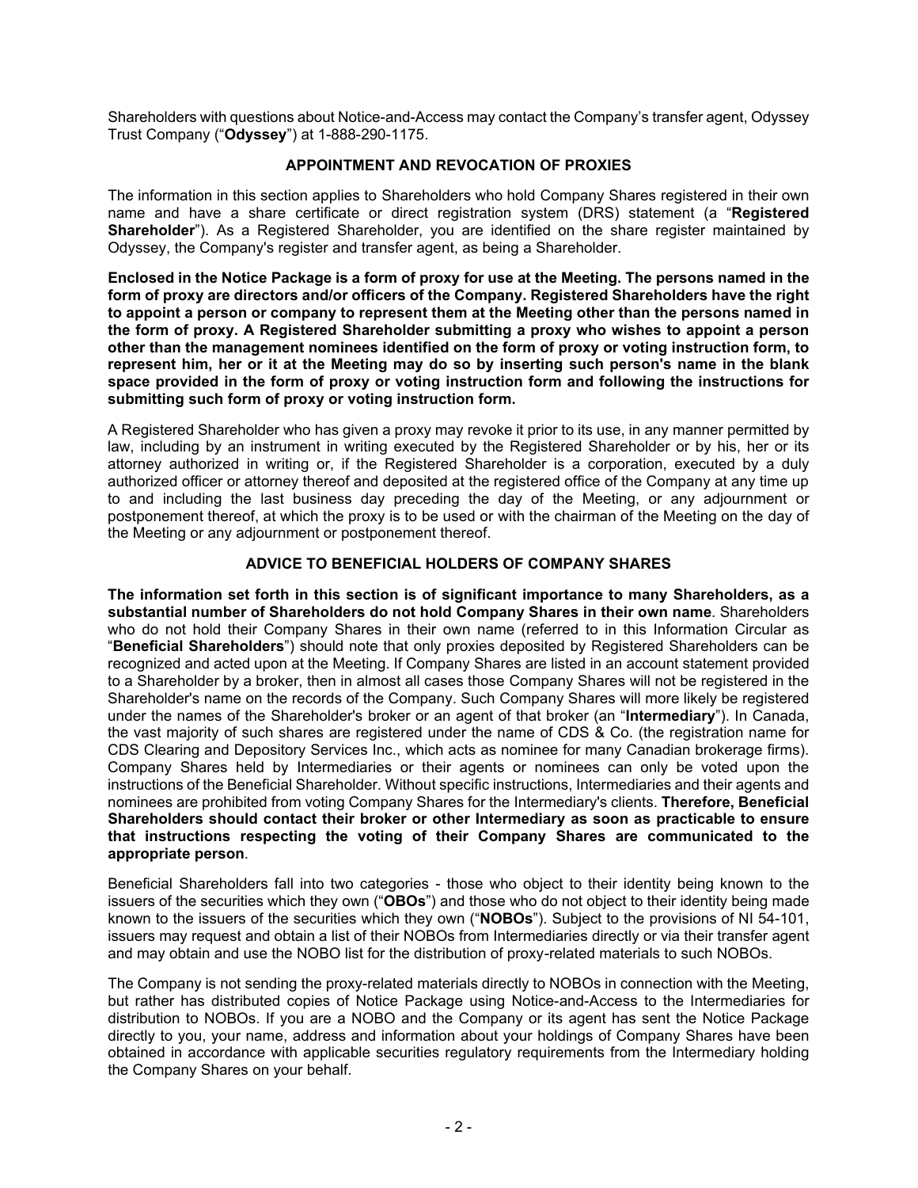Shareholders with questions about Notice-and-Access may contact the Company's transfer agent, Odyssey Trust Company ("**Odyssey**") at 1-888-290-1175.

## APPOINTMENT AND REVOCATION OF PROXIES

The information in this section applies to Shareholders who hold Company Shares registered in their own name and have a share certificate or direct registration system (DRS) statement (a "**Registered Shareholder**"). As a Registered Shareholder, you are identified on the share register maintained by Odyssey, the Company's register and transfer agent, as being a Shareholder.

**Enclosed in the Notice Package is a form of proxy for use at the Meeting. The persons named in the form of proxy are directors and/or officers of the Company. Registered Shareholders have the right to appoint a person or company to represent them at the Meeting other than the persons named in the form of proxy. A Registered Shareholder submitting a proxy who wishes to appoint a person other than the management nominees identified on the form of proxy or voting instruction form, to represent him, her or it at the Meeting may do so by inserting such person's name in the blank space provided in the form of proxy or voting instruction form and following the instructions for submitting such form of proxy or voting instruction form.**

A Registered Shareholder who has given a proxy may revoke it prior to its use, in any manner permitted by law, including by an instrument in writing executed by the Registered Shareholder or by his, her or its attorney authorized in writing or, if the Registered Shareholder is a corporation, executed by a duly authorized officer or attorney thereof and deposited at the registered office of the Company at any time up to and including the last business day preceding the day of the Meeting, or any adjournment or postponement thereof, at which the proxy is to be used or with the chairman of the Meeting on the day of the Meeting or any adjournment or postponement thereof.

## ADVICE TO BENEFICIAL HOLDERS OF COMPANY SHARES

**The information set forth in this section is of significant importance to many Shareholders, as a substantial number of Shareholders do not hold Company Shares in their own name**. Shareholders who do not hold their Company Shares in their own name (referred to in this Information Circular as "**Beneficial Shareholders**") should note that only proxies deposited by Registered Shareholders can be recognized and acted upon at the Meeting. If Company Shares are listed in an account statement provided to a Shareholder by a broker, then in almost all cases those Company Shares will not be registered in the Shareholder's name on the records of the Company. Such Company Shares will more likely be registered under the names of the Shareholder's broker or an agent of that broker (an "**Intermediary**"). In Canada, the vast majority of such shares are registered under the name of CDS & Co. (the registration name for CDS Clearing and Depository Services Inc., which acts as nominee for many Canadian brokerage firms). Company Shares held by Intermediaries or their agents or nominees can only be voted upon the instructions of the Beneficial Shareholder. Without specific instructions, Intermediaries and their agents and nominees are prohibited from voting Company Shares for the Intermediary's clients. **Therefore, Beneficial Shareholders should contact their broker or other Intermediary as soon as practicable to ensure that instructions respecting the voting of their Company Shares are communicated to the appropriate person**.

Beneficial Shareholders fall into two categories - those who object to their identity being known to the issuers of the securities which they own ("**OBOs**") and those who do not object to their identity being made known to the issuers of the securities which they own ("**NOBOs**"). Subject to the provisions of NI 54-101, issuers may request and obtain a list of their NOBOs from Intermediaries directly or via their transfer agent and may obtain and use the NOBO list for the distribution of proxy-related materials to such NOBOs.

The Company is not sending the proxy-related materials directly to NOBOs in connection with the Meeting, but rather has distributed copies of Notice Package using Notice-and-Access to the Intermediaries for distribution to NOBOs. If you are a NOBO and the Company or its agent has sent the Notice Package directly to you, your name, address and information about your holdings of Company Shares have been obtained in accordance with applicable securities regulatory requirements from the Intermediary holding the Company Shares on your behalf.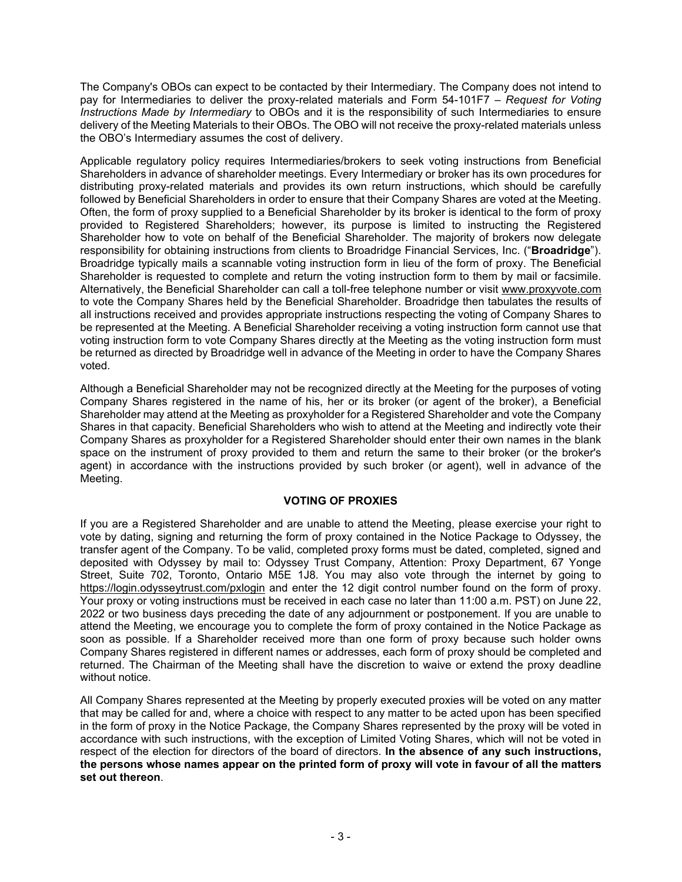The Company's OBOs can expect to be contacted by their Intermediary. The Company does not intend to pay for Intermediaries to deliver the proxy-related materials and Form 54-101F7 – *Request for Voting Instructions Made by Intermediary* to OBOs and it is the responsibility of such Intermediaries to ensure delivery of the Meeting Materials to their OBOs. The OBO will not receive the proxy-related materials unless the OBO's Intermediary assumes the cost of delivery.

Applicable regulatory policy requires Intermediaries/brokers to seek voting instructions from Beneficial Shareholders in advance of shareholder meetings. Every Intermediary or broker has its own procedures for distributing proxy-related materials and provides its own return instructions, which should be carefully followed by Beneficial Shareholders in order to ensure that their Company Shares are voted at the Meeting. Often, the form of proxy supplied to a Beneficial Shareholder by its broker is identical to the form of proxy provided to Registered Shareholders; however, its purpose is limited to instructing the Registered Shareholder how to vote on behalf of the Beneficial Shareholder. The majority of brokers now delegate responsibility for obtaining instructions from clients to Broadridge Financial Services, Inc. ("**Broadridge**"). Broadridge typically mails a scannable voting instruction form in lieu of the form of proxy. The Beneficial Shareholder is requested to complete and return the voting instruction form to them by mail or facsimile. Alternatively, the Beneficial Shareholder can call a toll-free telephone number or visit www.proxyvote.com to vote the Company Shares held by the Beneficial Shareholder. Broadridge then tabulates the results of all instructions received and provides appropriate instructions respecting the voting of Company Shares to be represented at the Meeting. A Beneficial Shareholder receiving a voting instruction form cannot use that voting instruction form to vote Company Shares directly at the Meeting as the voting instruction form must be returned as directed by Broadridge well in advance of the Meeting in order to have the Company Shares voted.

Although a Beneficial Shareholder may not be recognized directly at the Meeting for the purposes of voting Company Shares registered in the name of his, her or its broker (or agent of the broker), a Beneficial Shareholder may attend at the Meeting as proxyholder for a Registered Shareholder and vote the Company Shares in that capacity. Beneficial Shareholders who wish to attend at the Meeting and indirectly vote their Company Shares as proxyholder for a Registered Shareholder should enter their own names in the blank space on the instrument of proxy provided to them and return the same to their broker (or the broker's agent) in accordance with the instructions provided by such broker (or agent), well in advance of the Meeting.

## VOTING OF PROXIES

If you are a Registered Shareholder and are unable to attend the Meeting, please exercise your right to vote by dating, signing and returning the form of proxy contained in the Notice Package to Odyssey, the transfer agent of the Company. To be valid, completed proxy forms must be dated, completed, signed and deposited with Odyssey by mail to: Odyssey Trust Company, Attention: Proxy Department, 67 Yonge Street, Suite 702, Toronto, Ontario M5E 1J8. You may also vote through the internet by going to https://login.odysseytrust.com/pxlogin and enter the 12 digit control number found on the form of proxy. Your proxy or voting instructions must be received in each case no later than 11:00 a.m. PST) on June 22, 2022 or two business days preceding the date of any adjournment or postponement. If you are unable to attend the Meeting, we encourage you to complete the form of proxy contained in the Notice Package as soon as possible. If a Shareholder received more than one form of proxy because such holder owns Company Shares registered in different names or addresses, each form of proxy should be completed and returned. The Chairman of the Meeting shall have the discretion to waive or extend the proxy deadline without notice.

All Company Shares represented at the Meeting by properly executed proxies will be voted on any matter that may be called for and, where a choice with respect to any matter to be acted upon has been specified in the form of proxy in the Notice Package, the Company Shares represented by the proxy will be voted in accordance with such instructions, with the exception of Limited Voting Shares, which will not be voted in respect of the election for directors of the board of directors. **In the absence of any such instructions, the persons whose names appear on the printed form of proxy will vote in favour of all the matters set out thereon**.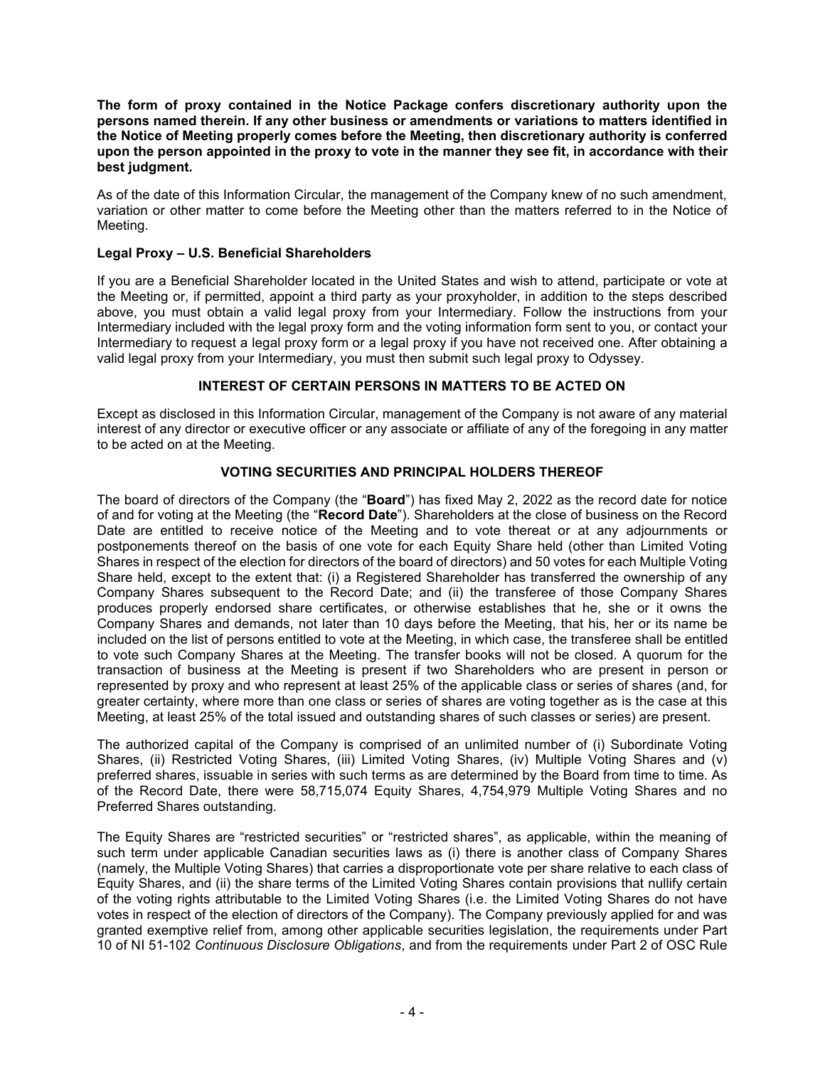**The form of proxy contained in the Notice Package confers discretionary authority upon the persons named therein. If any other business or amendments or variations to matters identified in the Notice of Meeting properly comes before the Meeting, then discretionary authority is conferred upon the person appointed in the proxy to vote in the manner they see fit, in accordance with their best judgment.**

As of the date of this Information Circular, the management of the Company knew of no such amendment, variation or other matter to come before the Meeting other than the matters referred to in the Notice of Meeting.

### Legal Proxy – U.S. Beneficial Shareholders

If you are a Beneficial Shareholder located in the United States and wish to attend, participate or vote at the Meeting or, if permitted, appoint a third party as your proxyholder, in addition to the steps described above, you must obtain a valid legal proxy from your Intermediary. Follow the instructions from your Intermediary included with the legal proxy form and the voting information form sent to you, or contact your Intermediary to request a legal proxy form or a legal proxy if you have not received one. After obtaining a valid legal proxy from your Intermediary, you must then submit such legal proxy to Odyssey.

## INTEREST OF CERTAIN PERSONS IN MATTERS TO BE ACTED ON

Except as disclosed in this Information Circular, management of the Company is not aware of any material interest of any director or executive officer or any associate or affiliate of any of the foregoing in any matter to be acted on at the Meeting.

## VOTING SECURITIES AND PRINCIPAL HOLDERS THEREOF

The board of directors of the Company (the "**Board**") has fixed May 2, 2022 as the record date for notice of and for voting at the Meeting (the "**Record Date**"). Shareholders at the close of business on the Record Date are entitled to receive notice of the Meeting and to vote thereat or at any adjournments or postponements thereof on the basis of one vote for each Equity Share held (other than Limited Voting Shares in respect of the election for directors of the board of directors) and 50 votes for each Multiple Voting Share held, except to the extent that: (i) a Registered Shareholder has transferred the ownership of any Company Shares subsequent to the Record Date; and (ii) the transferee of those Company Shares produces properly endorsed share certificates, or otherwise establishes that he, she or it owns the Company Shares and demands, not later than 10 days before the Meeting, that his, her or its name be included on the list of persons entitled to vote at the Meeting, in which case, the transferee shall be entitled to vote such Company Shares at the Meeting. The transfer books will not be closed. A quorum for the transaction of business at the Meeting is present if two Shareholders who are present in person or represented by proxy and who represent at least 25% of the applicable class or series of shares (and, for greater certainty, where more than one class or series of shares are voting together as is the case at this Meeting, at least 25% of the total issued and outstanding shares of such classes or series) are present.

The authorized capital of the Company is comprised of an unlimited number of (i) Subordinate Voting Shares, (ii) Restricted Voting Shares, (iii) Limited Voting Shares, (iv) Multiple Voting Shares and (v) preferred shares, issuable in series with such terms as are determined by the Board from time to time. As of the Record Date, there were 58,715,074 Equity Shares, 4,754,979 Multiple Voting Shares and no Preferred Shares outstanding.

The Equity Shares are "restricted securities" or "restricted shares", as applicable, within the meaning of such term under applicable Canadian securities laws as (i) there is another class of Company Shares (namely, the Multiple Voting Shares) that carries a disproportionate vote per share relative to each class of Equity Shares, and (ii) the share terms of the Limited Voting Shares contain provisions that nullify certain of the voting rights attributable to the Limited Voting Shares (i.e. the Limited Voting Shares do not have votes in respect of the election of directors of the Company). The Company previously applied for and was granted exemptive relief from, among other applicable securities legislation, the requirements under Part 10 of NI 51-102 *Continuous Disclosure Obligations*, and from the requirements under Part 2 of OSC Rule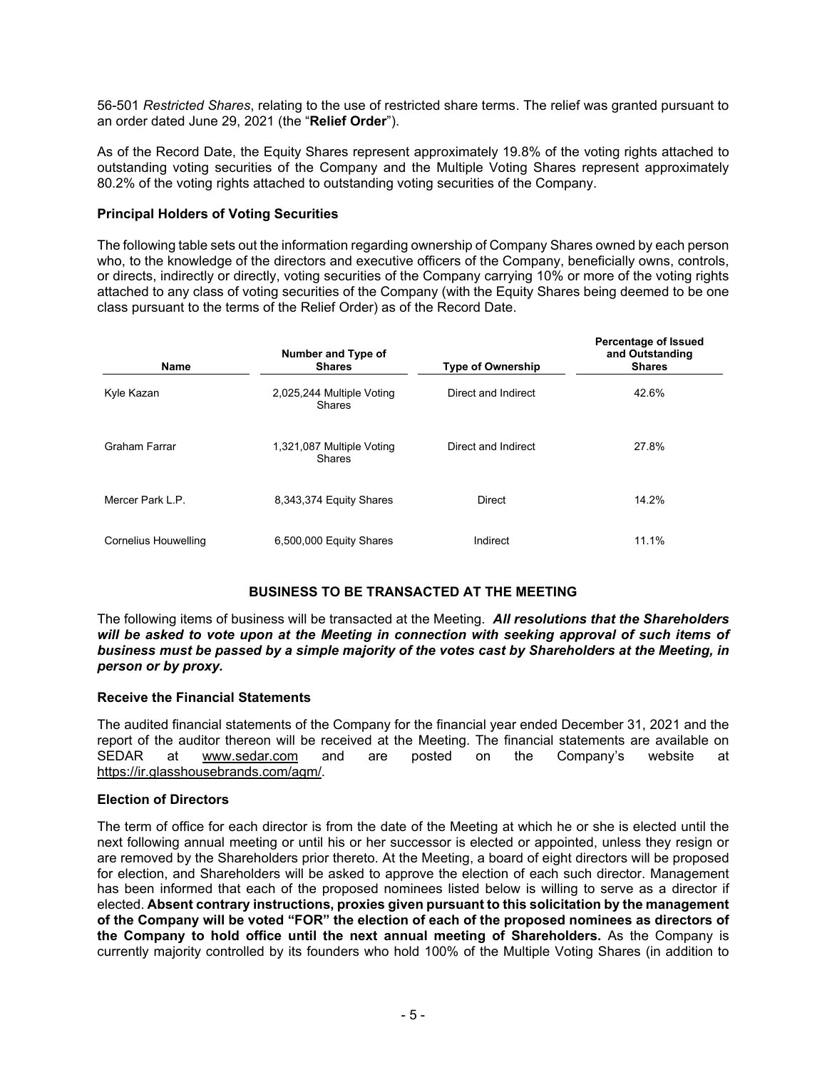56-501 *Restricted Shares*, relating to the use of restricted share terms. The relief was granted pursuant to an order dated June 29, 2021 (the "**Relief Order**").

As of the Record Date, the Equity Shares represent approximately 19.8% of the voting rights attached to outstanding voting securities of the Company and the Multiple Voting Shares represent approximately 80.2% of the voting rights attached to outstanding voting securities of the Company.

### Principal Holders of Voting Securities

The following table sets out the information regarding ownership of Company Shares owned by each person who, to the knowledge of the directors and executive officers of the Company, beneficially owns, controls, or directs, indirectly or directly, voting securities of the Company carrying 10% or more of the voting rights attached to any class of voting securities of the Company (with the Equity Shares being deemed to be one class pursuant to the terms of the Relief Order) as of the Record Date.

| Name | Number and Type of Shares | Type of Ownership | Percentage of Issued and Outstanding Shares |
|---|---|---|---|
| Kyle Kazan | 2,025,244 Multiple Voting Shares | Direct and Indirect | 42.6% |
| Graham Farrar | 1,321,087 Multiple Voting Shares | Direct and Indirect | 27.8% |
| Mercer Park L.P. | 8,343,374 Equity Shares | Direct | 14.2% |
| Cornelius Houwelling | 6,500,000 Equity Shares | Indirect | 11.1% |

## BUSINESS TO BE TRANSACTED AT THE MEETING

The following items of business will be transacted at the Meeting. ***All resolutions that the Shareholders will be asked to vote upon at the Meeting in connection with seeking approval of such items of business must be passed by a simple majority of the votes cast by Shareholders at the Meeting, in person or by proxy.***

### Receive the Financial Statements

The audited financial statements of the Company for the financial year ended December 31, 2021 and the report of the auditor thereon will be received at the Meeting. The financial statements are available on SEDAR at www.sedar.com and are posted on the Company's website at https://ir.glasshousebrands.com/agm/.

### Election of Directors

The term of office for each director is from the date of the Meeting at which he or she is elected until the next following annual meeting or until his or her successor is elected or appointed, unless they resign or are removed by the Shareholders prior thereto. At the Meeting, a board of eight directors will be proposed for election, and Shareholders will be asked to approve the election of each such director. Management has been informed that each of the proposed nominees listed below is willing to serve as a director if elected. **Absent contrary instructions, proxies given pursuant to this solicitation by the management of the Company will be voted "FOR" the election of each of the proposed nominees as directors of the Company to hold office until the next annual meeting of Shareholders.** As the Company is currently majority controlled by its founders who hold 100% of the Multiple Voting Shares (in addition to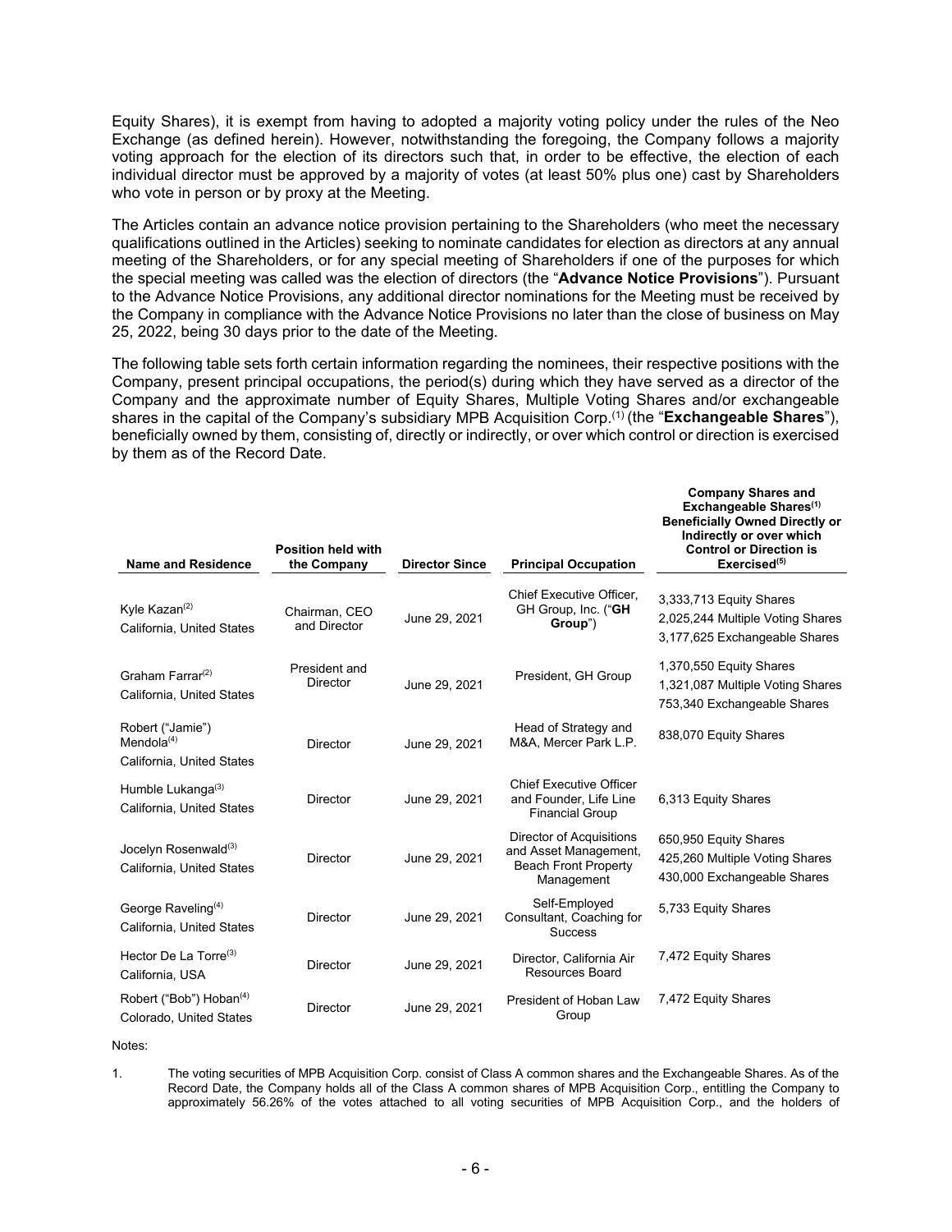Equity Shares), it is exempt from having to adopted a majority voting policy under the rules of the Neo Exchange (as defined herein). However, notwithstanding the foregoing, the Company follows a majority voting approach for the election of its directors such that, in order to be effective, the election of each individual director must be approved by a majority of votes (at least 50% plus one) cast by Shareholders who vote in person or by proxy at the Meeting.

The Articles contain an advance notice provision pertaining to the Shareholders (who meet the necessary qualifications outlined in the Articles) seeking to nominate candidates for election as directors at any annual meeting of the Shareholders, or for any special meeting of Shareholders if one of the purposes for which the special meeting was called was the election of directors (the "**Advance Notice Provisions**"). Pursuant to the Advance Notice Provisions, any additional director nominations for the Meeting must be received by the Company in compliance with the Advance Notice Provisions no later than the close of business on May 25, 2022, being 30 days prior to the date of the Meeting.

The following table sets forth certain information regarding the nominees, their respective positions with the Company, present principal occupations, the period(s) during which they have served as a director of the Company and the approximate number of Equity Shares, Multiple Voting Shares and/or exchangeable shares in the capital of the Company's subsidiary MPB Acquisition Corp.[1] (the "**Exchangeable Shares**"), beneficially owned by them, consisting of, directly or indirectly, or over which control or direction is exercised by them as of the Record Date.

| Name and Residence | Position held with the Company | Director Since | Principal Occupation | Company Shares and Exchangeable Shares[1] Beneficially Owned Directly or Indirectly or over which Control or Direction is Exercised[5] |
|---|---|---|---|---|
| Kyle Kazan[2]<br>California, United States | Chairman, CEO and Director | June 29, 2021 | Chief Executive Officer, GH Group, Inc. ("**GH Group**") | 3,333,713 Equity Shares<br>2,025,244 Multiple Voting Shares<br>3,177,625 Exchangeable Shares |
| Graham Farrar[2]<br>California, United States | President and Director | June 29, 2021 | President, GH Group | 1,370,550 Equity Shares<br>1,321,087 Multiple Voting Shares<br>753,340 Exchangeable Shares |
| Robert ("Jamie") Mendola[4]<br>California, United States | Director | June 29, 2021 | Head of Strategy and M&A, Mercer Park L.P. | 838,070 Equity Shares |
| Humble Lukanga[3]<br>California, United States | Director | June 29, 2021 | Chief Executive Officer and Founder, Life Line Financial Group | 6,313 Equity Shares |
| Jocelyn Rosenwald[3]<br>California, United States | Director | June 29, 2021 | Director of Acquisitions and Asset Management, Beach Front Property Management | 650,950 Equity Shares<br>425,260 Multiple Voting Shares<br>430,000 Exchangeable Shares |
| George Raveling[4]<br>California, United States | Director | June 29, 2021 | Self-Employed Consultant, Coaching for Success | 5,733 Equity Shares |
| Hector De La Torre[3]<br>California, USA | Director | June 29, 2021 | Director, California Air Resources Board | 7,472 Equity Shares |
| Robert ("Bob") Hoban[4]<br>Colorado, United States | Director | June 29, 2021 | President of Hoban Law Group | 7,472 Equity Shares |

Notes:

1. The voting securities of MPB Acquisition Corp. consist of Class A common shares and the Exchangeable Shares. As of the Record Date, the Company holds all of the Class A common shares of MPB Acquisition Corp., entitling the Company to approximately 56.26% of the votes attached to all voting securities of MPB Acquisition Corp., and the holders of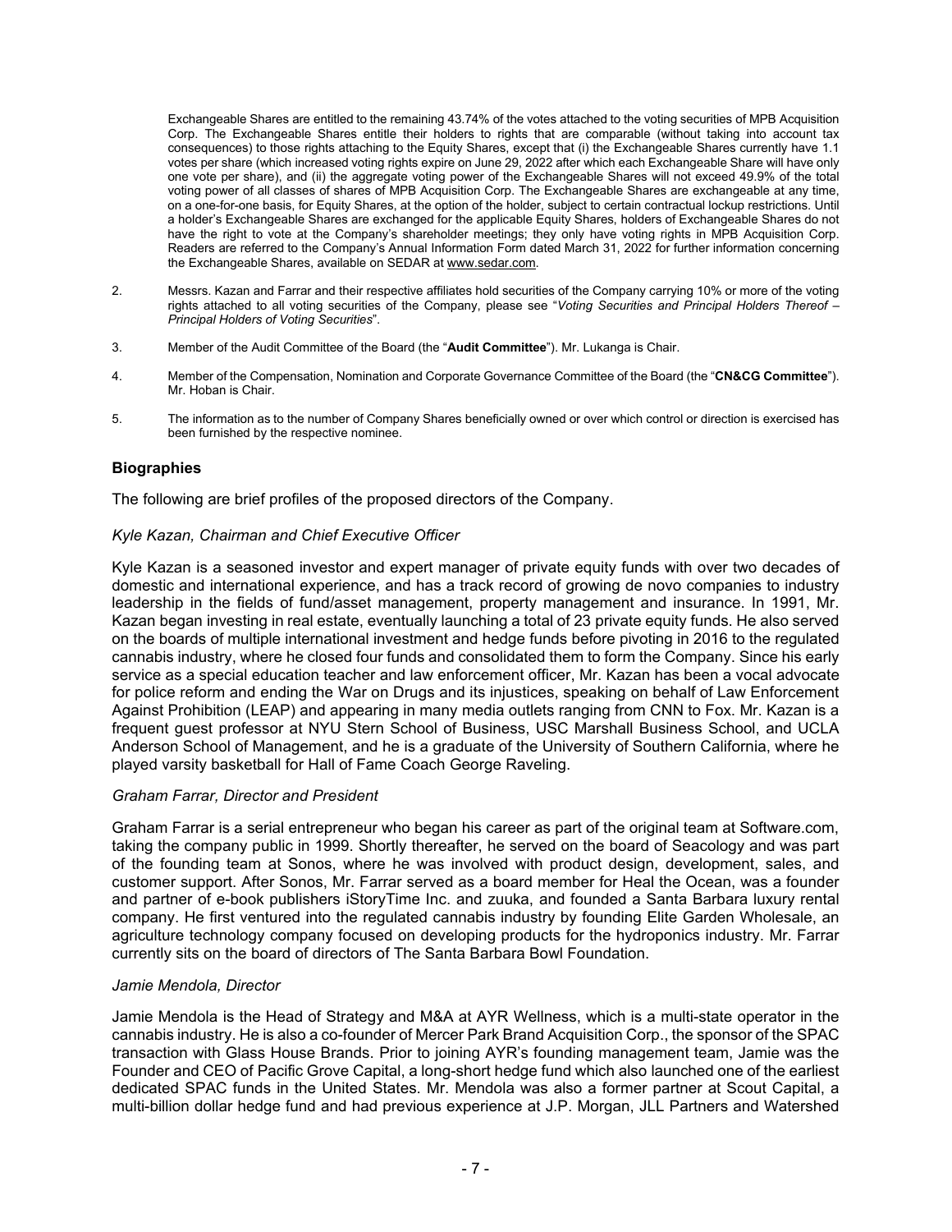Exchangeable Shares are entitled to the remaining 43.74% of the votes attached to the voting securities of MPB Acquisition Corp. The Exchangeable Shares entitle their holders to rights that are comparable (without taking into account tax consequences) to those rights attaching to the Equity Shares, except that (i) the Exchangeable Shares currently have 1.1 votes per share (which increased voting rights expire on June 29, 2022 after which each Exchangeable Share will have only one vote per share), and (ii) the aggregate voting power of the Exchangeable Shares will not exceed 49.9% of the total voting power of all classes of shares of MPB Acquisition Corp. The Exchangeable Shares are exchangeable at any time, on a one-for-one basis, for Equity Shares, at the option of the holder, subject to certain contractual lockup restrictions. Until a holder's Exchangeable Shares are exchanged for the applicable Equity Shares, holders of Exchangeable Shares do not have the right to vote at the Company's shareholder meetings; they only have voting rights in MPB Acquisition Corp. Readers are referred to the Company's Annual Information Form dated March 31, 2022 for further information concerning the Exchangeable Shares, available on SEDAR at www.sedar.com.

2. Messrs. Kazan and Farrar and their respective affiliates hold securities of the Company carrying 10% or more of the voting rights attached to all voting securities of the Company, please see "*Voting Securities and Principal Holders Thereof – Principal Holders of Voting Securities*".

3. Member of the Audit Committee of the Board (the "**Audit Committee**"). Mr. Lukanga is Chair.

4. Member of the Compensation, Nomination and Corporate Governance Committee of the Board (the "**CN&CG Committee**"). Mr. Hoban is Chair.

5. The information as to the number of Company Shares beneficially owned or over which control or direction is exercised has been furnished by the respective nominee.

## Biographies

The following are brief profiles of the proposed directors of the Company.

*Kyle Kazan, Chairman and Chief Executive Officer*

Kyle Kazan is a seasoned investor and expert manager of private equity funds with over two decades of domestic and international experience, and has a track record of growing de novo companies to industry leadership in the fields of fund/asset management, property management and insurance. In 1991, Mr. Kazan began investing in real estate, eventually launching a total of 23 private equity funds. He also served on the boards of multiple international investment and hedge funds before pivoting in 2016 to the regulated cannabis industry, where he closed four funds and consolidated them to form the Company. Since his early service as a special education teacher and law enforcement officer, Mr. Kazan has been a vocal advocate for police reform and ending the War on Drugs and its injustices, speaking on behalf of Law Enforcement Against Prohibition (LEAP) and appearing in many media outlets ranging from CNN to Fox. Mr. Kazan is a frequent guest professor at NYU Stern School of Business, USC Marshall Business School, and UCLA Anderson School of Management, and he is a graduate of the University of Southern California, where he played varsity basketball for Hall of Fame Coach George Raveling.

*Graham Farrar, Director and President*

Graham Farrar is a serial entrepreneur who began his career as part of the original team at Software.com, taking the company public in 1999. Shortly thereafter, he served on the board of Seacology and was part of the founding team at Sonos, where he was involved with product design, development, sales, and customer support. After Sonos, Mr. Farrar served as a board member for Heal the Ocean, was a founder and partner of e-book publishers iStoryTime Inc. and zuuka, and founded a Santa Barbara luxury rental company. He first ventured into the regulated cannabis industry by founding Elite Garden Wholesale, an agriculture technology company focused on developing products for the hydroponics industry. Mr. Farrar currently sits on the board of directors of The Santa Barbara Bowl Foundation.

*Jamie Mendola, Director*

Jamie Mendola is the Head of Strategy and M&A at AYR Wellness, which is a multi-state operator in the cannabis industry. He is also a co-founder of Mercer Park Brand Acquisition Corp., the sponsor of the SPAC transaction with Glass House Brands. Prior to joining AYR's founding management team, Jamie was the Founder and CEO of Pacific Grove Capital, a long-short hedge fund which also launched one of the earliest dedicated SPAC funds in the United States. Mr. Mendola was also a former partner at Scout Capital, a multi-billion dollar hedge fund and had previous experience at J.P. Morgan, JLL Partners and Watershed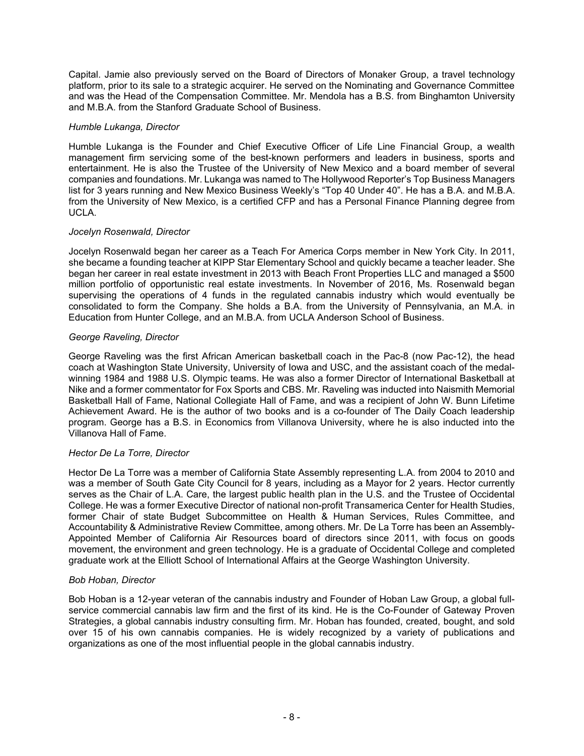Capital. Jamie also previously served on the Board of Directors of Monaker Group, a travel technology platform, prior to its sale to a strategic acquirer. He served on the Nominating and Governance Committee and was the Head of the Compensation Committee. Mr. Mendola has a B.S. from Binghamton University and M.B.A. from the Stanford Graduate School of Business.

*Humble Lukanga, Director*

Humble Lukanga is the Founder and Chief Executive Officer of Life Line Financial Group, a wealth management firm servicing some of the best-known performers and leaders in business, sports and entertainment. He is also the Trustee of the University of New Mexico and a board member of several companies and foundations. Mr. Lukanga was named to The Hollywood Reporter's Top Business Managers list for 3 years running and New Mexico Business Weekly's "Top 40 Under 40". He has a B.A. and M.B.A. from the University of New Mexico, is a certified CFP and has a Personal Finance Planning degree from UCLA.

*Jocelyn Rosenwald, Director*

Jocelyn Rosenwald began her career as a Teach For America Corps member in New York City. In 2011, she became a founding teacher at KIPP Star Elementary School and quickly became a teacher leader. She began her career in real estate investment in 2013 with Beach Front Properties LLC and managed a $500 million portfolio of opportunistic real estate investments. In November of 2016, Ms. Rosenwald began supervising the operations of 4 funds in the regulated cannabis industry which would eventually be consolidated to form the Company. She holds a B.A. from the University of Pennsylvania, an M.A. in Education from Hunter College, and an M.B.A. from UCLA Anderson School of Business.

*George Raveling, Director*

George Raveling was the first African American basketball coach in the Pac-8 (now Pac-12), the head coach at Washington State University, University of Iowa and USC, and the assistant coach of the medal-winning 1984 and 1988 U.S. Olympic teams. He was also a former Director of International Basketball at Nike and a former commentator for Fox Sports and CBS. Mr. Raveling was inducted into Naismith Memorial Basketball Hall of Fame, National Collegiate Hall of Fame, and was a recipient of John W. Bunn Lifetime Achievement Award. He is the author of two books and is a co-founder of The Daily Coach leadership program. George has a B.S. in Economics from Villanova University, where he is also inducted into the Villanova Hall of Fame.

*Hector De La Torre, Director*

Hector De La Torre was a member of California State Assembly representing L.A. from 2004 to 2010 and was a member of South Gate City Council for 8 years, including as a Mayor for 2 years. Hector currently serves as the Chair of L.A. Care, the largest public health plan in the U.S. and the Trustee of Occidental College. He was a former Executive Director of national non-profit Transamerica Center for Health Studies, former Chair of state Budget Subcommittee on Health & Human Services, Rules Committee, and Accountability & Administrative Review Committee, among others. Mr. De La Torre has been an Assembly-Appointed Member of California Air Resources board of directors since 2011, with focus on goods movement, the environment and green technology. He is a graduate of Occidental College and completed graduate work at the Elliott School of International Affairs at the George Washington University.

*Bob Hoban, Director*

Bob Hoban is a 12-year veteran of the cannabis industry and Founder of Hoban Law Group, a global full-service commercial cannabis law firm and the first of its kind. He is the Co-Founder of Gateway Proven Strategies, a global cannabis industry consulting firm. Mr. Hoban has founded, created, bought, and sold over 15 of his own cannabis companies. He is widely recognized by a variety of publications and organizations as one of the most influential people in the global cannabis industry.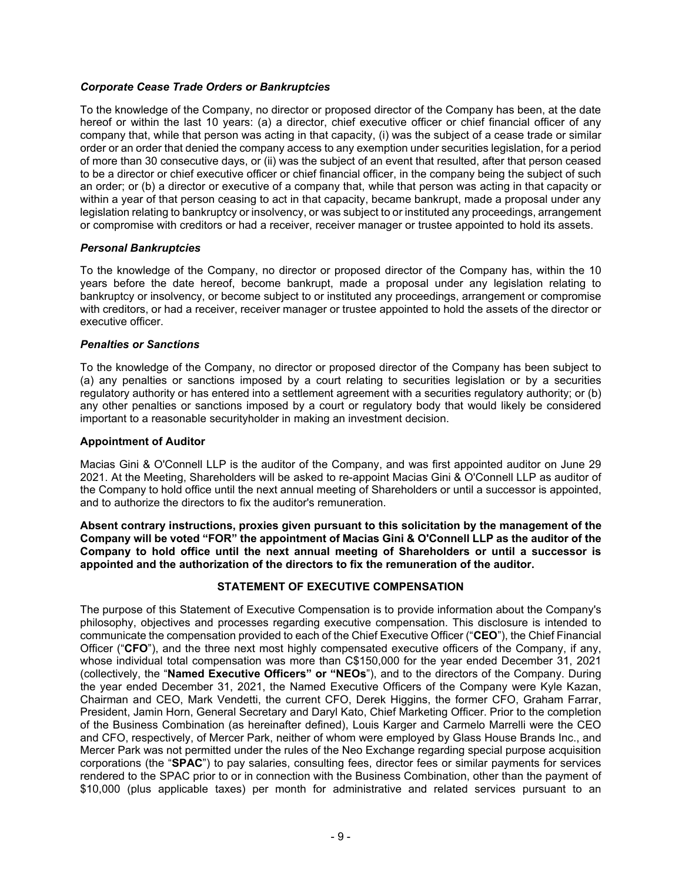### *Corporate Cease Trade Orders or Bankruptcies*

To the knowledge of the Company, no director or proposed director of the Company has been, at the date hereof or within the last 10 years: (a) a director, chief executive officer or chief financial officer of any company that, while that person was acting in that capacity, (i) was the subject of a cease trade or similar order or an order that denied the company access to any exemption under securities legislation, for a period of more than 30 consecutive days, or (ii) was the subject of an event that resulted, after that person ceased to be a director or chief executive officer or chief financial officer, in the company being the subject of such an order; or (b) a director or executive of a company that, while that person was acting in that capacity or within a year of that person ceasing to act in that capacity, became bankrupt, made a proposal under any legislation relating to bankruptcy or insolvency, or was subject to or instituted any proceedings, arrangement or compromise with creditors or had a receiver, receiver manager or trustee appointed to hold its assets.

### *Personal Bankruptcies*

To the knowledge of the Company, no director or proposed director of the Company has, within the 10 years before the date hereof, become bankrupt, made a proposal under any legislation relating to bankruptcy or insolvency, or become subject to or instituted any proceedings, arrangement or compromise with creditors, or had a receiver, receiver manager or trustee appointed to hold the assets of the director or executive officer.

### *Penalties or Sanctions*

To the knowledge of the Company, no director or proposed director of the Company has been subject to (a) any penalties or sanctions imposed by a court relating to securities legislation or by a securities regulatory authority or has entered into a settlement agreement with a securities regulatory authority; or (b) any other penalties or sanctions imposed by a court or regulatory body that would likely be considered important to a reasonable securityholder in making an investment decision.

### **Appointment of Auditor**

Macias Gini & O'Connell LLP is the auditor of the Company, and was first appointed auditor on June 29 2021. At the Meeting, Shareholders will be asked to re-appoint Macias Gini & O'Connell LLP as auditor of the Company to hold office until the next annual meeting of Shareholders or until a successor is appointed, and to authorize the directors to fix the auditor's remuneration.

**Absent contrary instructions, proxies given pursuant to this solicitation by the management of the Company will be voted "FOR" the appointment of Macias Gini & O'Connell LLP as the auditor of the Company to hold office until the next annual meeting of Shareholders or until a successor is appointed and the authorization of the directors to fix the remuneration of the auditor.**

## **STATEMENT OF EXECUTIVE COMPENSATION**

The purpose of this Statement of Executive Compensation is to provide information about the Company's philosophy, objectives and processes regarding executive compensation. This disclosure is intended to communicate the compensation provided to each of the Chief Executive Officer ("**CEO**"), the Chief Financial Officer ("**CFO**"), and the three next most highly compensated executive officers of the Company, if any, whose individual total compensation was more than C$150,000 for the year ended December 31, 2021 (collectively, the "**Named Executive Officers" or "NEOs**"), and to the directors of the Company. During the year ended December 31, 2021, the Named Executive Officers of the Company were Kyle Kazan, Chairman and CEO, Mark Vendetti, the current CFO, Derek Higgins, the former CFO, Graham Farrar, President, Jamin Horn, General Secretary and Daryl Kato, Chief Marketing Officer. Prior to the completion of the Business Combination (as hereinafter defined), Louis Karger and Carmelo Marrelli were the CEO and CFO, respectively, of Mercer Park, neither of whom were employed by Glass House Brands Inc., and Mercer Park was not permitted under the rules of the Neo Exchange regarding special purpose acquisition corporations (the "**SPAC**") to pay salaries, consulting fees, director fees or similar payments for services rendered to the SPAC prior to or in connection with the Business Combination, other than the payment of $10,000 (plus applicable taxes) per month for administrative and related services pursuant to an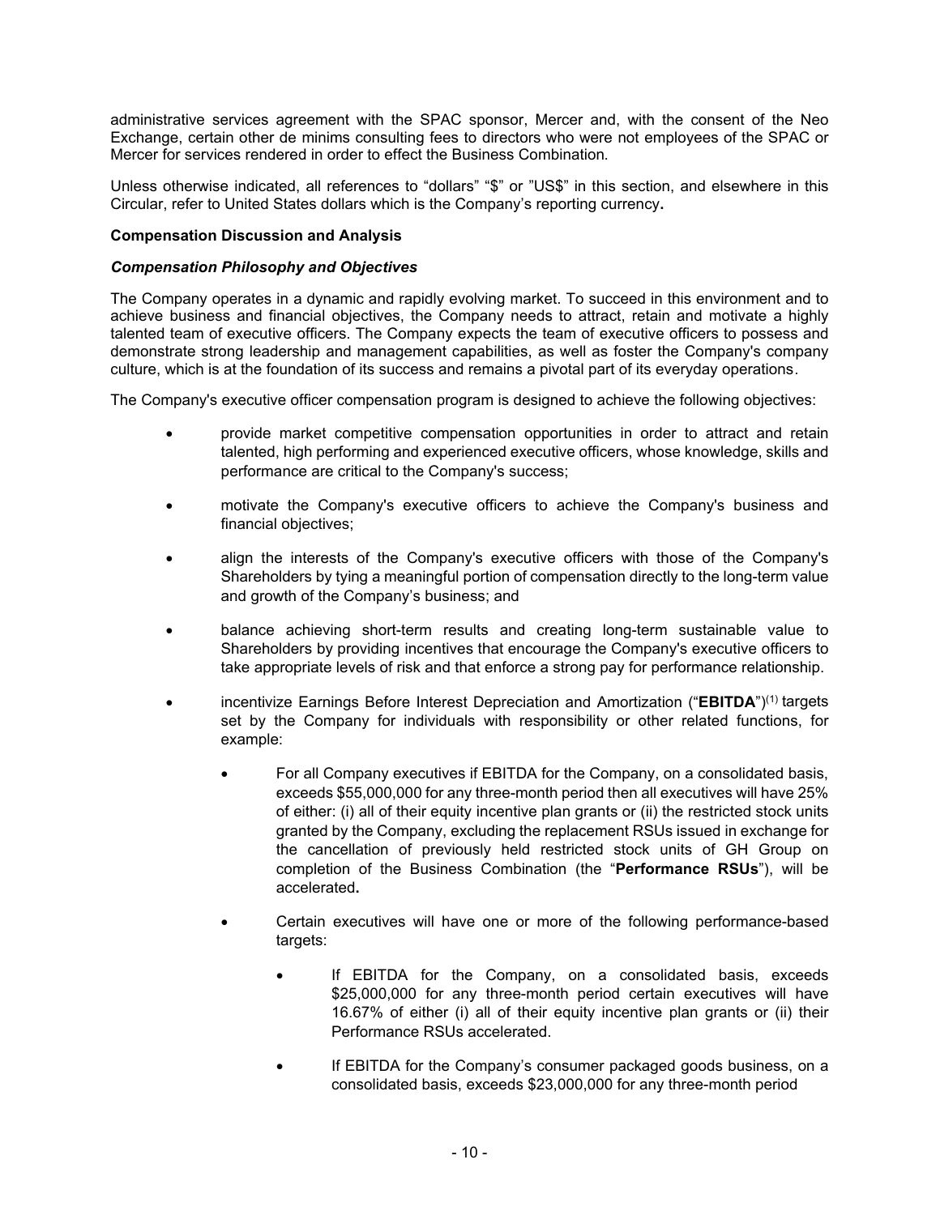administrative services agreement with the SPAC sponsor, Mercer and, with the consent of the Neo Exchange, certain other de minims consulting fees to directors who were not employees of the SPAC or Mercer for services rendered in order to effect the Business Combination.

Unless otherwise indicated, all references to "dollars" "$" or "US$" in this section, and elsewhere in this Circular, refer to United States dollars which is the Company's reporting currency**.**

**Compensation Discussion and Analysis**

***Compensation Philosophy and Objectives***

The Company operates in a dynamic and rapidly evolving market. To succeed in this environment and to achieve business and financial objectives, the Company needs to attract, retain and motivate a highly talented team of executive officers. The Company expects the team of executive officers to possess and demonstrate strong leadership and management capabilities, as well as foster the Company's company culture, which is at the foundation of its success and remains a pivotal part of its everyday operations.

The Company's executive officer compensation program is designed to achieve the following objectives:

- provide market competitive compensation opportunities in order to attract and retain talented, high performing and experienced executive officers, whose knowledge, skills and performance are critical to the Company's success;
- motivate the Company's executive officers to achieve the Company's business and financial objectives;
- align the interests of the Company's executive officers with those of the Company's Shareholders by tying a meaningful portion of compensation directly to the long-term value and growth of the Company's business; and
- balance achieving short-term results and creating long-term sustainable value to Shareholders by providing incentives that encourage the Company's executive officers to take appropriate levels of risk and that enforce a strong pay for performance relationship.
- incentivize Earnings Before Interest Depreciation and Amortization ("**EBITDA**")[1] targets set by the Company for individuals with responsibility or other related functions, for example:
  - For all Company executives if EBITDA for the Company, on a consolidated basis, exceeds $55,000,000 for any three-month period then all executives will have 25% of either: (i) all of their equity incentive plan grants or (ii) the restricted stock units granted by the Company, excluding the replacement RSUs issued in exchange for the cancellation of previously held restricted stock units of GH Group on completion of the Business Combination (the "**Performance RSUs**"), will be accelerated**.**
  - Certain executives will have one or more of the following performance-based targets:
    - If EBITDA for the Company, on a consolidated basis, exceeds $25,000,000 for any three-month period certain executives will have 16.67% of either (i) all of their equity incentive plan grants or (ii) their Performance RSUs accelerated.
    - If EBITDA for the Company's consumer packaged goods business, on a consolidated basis, exceeds $23,000,000 for any three-month period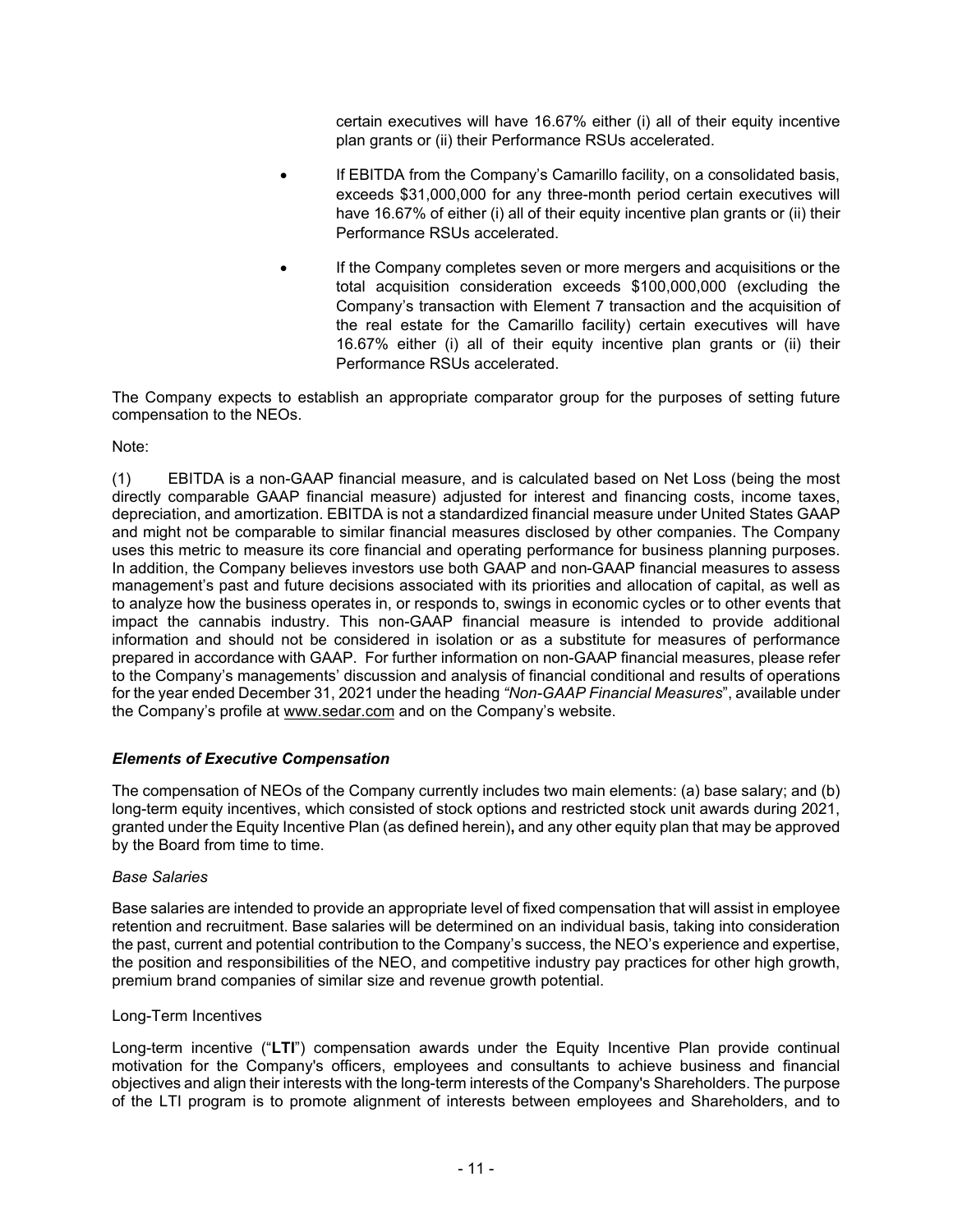certain executives will have 16.67% either (i) all of their equity incentive plan grants or (ii) their Performance RSUs accelerated.

- If EBITDA from the Company's Camarillo facility, on a consolidated basis, exceeds $31,000,000 for any three-month period certain executives will have 16.67% of either (i) all of their equity incentive plan grants or (ii) their Performance RSUs accelerated.
- If the Company completes seven or more mergers and acquisitions or the total acquisition consideration exceeds $100,000,000 (excluding the Company's transaction with Element 7 transaction and the acquisition of the real estate for the Camarillo facility) certain executives will have 16.67% either (i) all of their equity incentive plan grants or (ii) their Performance RSUs accelerated.

The Company expects to establish an appropriate comparator group for the purposes of setting future compensation to the NEOs.

Note:

(1) EBITDA is a non-GAAP financial measure, and is calculated based on Net Loss (being the most directly comparable GAAP financial measure) adjusted for interest and financing costs, income taxes, depreciation, and amortization. EBITDA is not a standardized financial measure under United States GAAP and might not be comparable to similar financial measures disclosed by other companies. The Company uses this metric to measure its core financial and operating performance for business planning purposes. In addition, the Company believes investors use both GAAP and non-GAAP financial measures to assess management's past and future decisions associated with its priorities and allocation of capital, as well as to analyze how the business operates in, or responds to, swings in economic cycles or to other events that impact the cannabis industry. This non-GAAP financial measure is intended to provide additional information and should not be considered in isolation or as a substitute for measures of performance prepared in accordance with GAAP. For further information on non-GAAP financial measures, please refer to the Company's managements' discussion and analysis of financial conditional and results of operations for the year ended December 31, 2021 under the heading *"Non-GAAP Financial Measures*", available under the Company's profile at www.sedar.com and on the Company's website.

***Elements of Executive Compensation***

The compensation of NEOs of the Company currently includes two main elements: (a) base salary; and (b) long-term equity incentives, which consisted of stock options and restricted stock unit awards during 2021, granted under the Equity Incentive Plan (as defined herein)**,** and any other equity plan that may be approved by the Board from time to time.

*Base Salaries*

Base salaries are intended to provide an appropriate level of fixed compensation that will assist in employee retention and recruitment. Base salaries will be determined on an individual basis, taking into consideration the past, current and potential contribution to the Company's success, the NEO's experience and expertise, the position and responsibilities of the NEO, and competitive industry pay practices for other high growth, premium brand companies of similar size and revenue growth potential.

Long-Term Incentives

Long-term incentive ("**LTI**") compensation awards under the Equity Incentive Plan provide continual motivation for the Company's officers, employees and consultants to achieve business and financial objectives and align their interests with the long-term interests of the Company's Shareholders. The purpose of the LTI program is to promote alignment of interests between employees and Shareholders, and to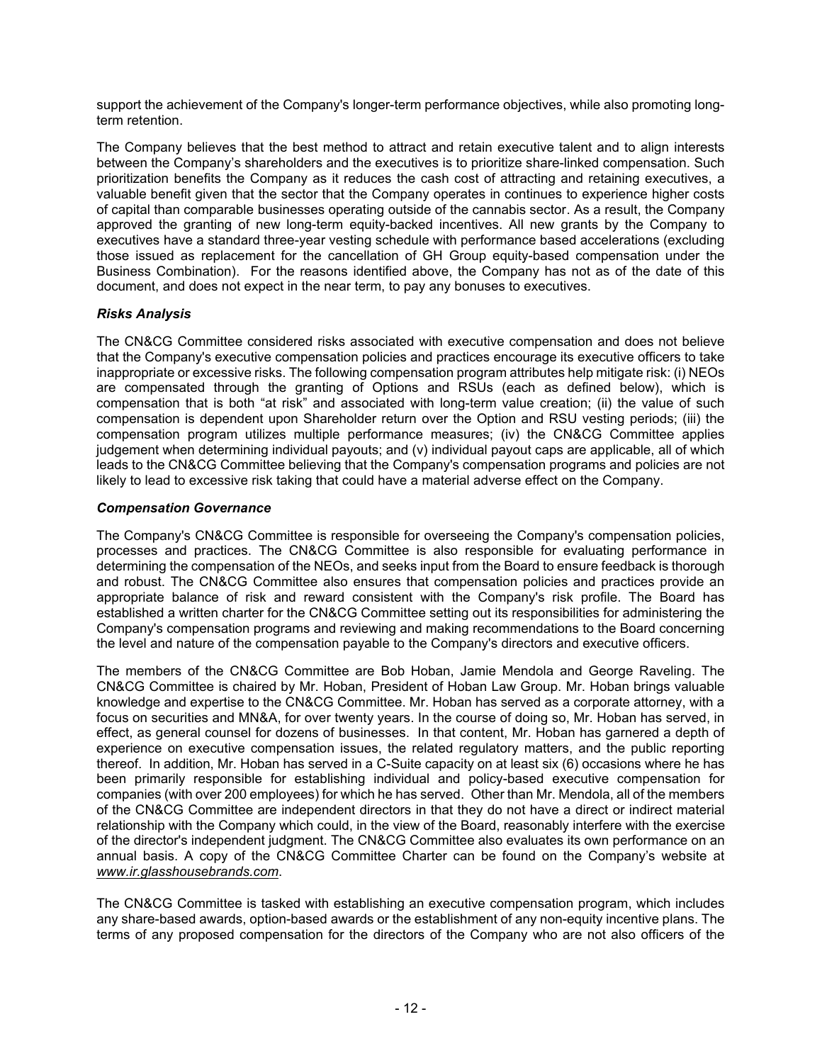support the achievement of the Company's longer-term performance objectives, while also promoting long-term retention.

The Company believes that the best method to attract and retain executive talent and to align interests between the Company's shareholders and the executives is to prioritize share-linked compensation. Such prioritization benefits the Company as it reduces the cash cost of attracting and retaining executives, a valuable benefit given that the sector that the Company operates in continues to experience higher costs of capital than comparable businesses operating outside of the cannabis sector. As a result, the Company approved the granting of new long-term equity-backed incentives. All new grants by the Company to executives have a standard three-year vesting schedule with performance based accelerations (excluding those issued as replacement for the cancellation of GH Group equity-based compensation under the Business Combination). For the reasons identified above, the Company has not as of the date of this document, and does not expect in the near term, to pay any bonuses to executives.

***Risks Analysis***

The CN&CG Committee considered risks associated with executive compensation and does not believe that the Company's executive compensation policies and practices encourage its executive officers to take inappropriate or excessive risks. The following compensation program attributes help mitigate risk: (i) NEOs are compensated through the granting of Options and RSUs (each as defined below), which is compensation that is both "at risk" and associated with long-term value creation; (ii) the value of such compensation is dependent upon Shareholder return over the Option and RSU vesting periods; (iii) the compensation program utilizes multiple performance measures; (iv) the CN&CG Committee applies judgement when determining individual payouts; and (v) individual payout caps are applicable, all of which leads to the CN&CG Committee believing that the Company's compensation programs and policies are not likely to lead to excessive risk taking that could have a material adverse effect on the Company.

***Compensation Governance***

The Company's CN&CG Committee is responsible for overseeing the Company's compensation policies, processes and practices. The CN&CG Committee is also responsible for evaluating performance in determining the compensation of the NEOs, and seeks input from the Board to ensure feedback is thorough and robust. The CN&CG Committee also ensures that compensation policies and practices provide an appropriate balance of risk and reward consistent with the Company's risk profile. The Board has established a written charter for the CN&CG Committee setting out its responsibilities for administering the Company's compensation programs and reviewing and making recommendations to the Board concerning the level and nature of the compensation payable to the Company's directors and executive officers.

The members of the CN&CG Committee are Bob Hoban, Jamie Mendola and George Raveling. The CN&CG Committee is chaired by Mr. Hoban, President of Hoban Law Group. Mr. Hoban brings valuable knowledge and expertise to the CN&CG Committee. Mr. Hoban has served as a corporate attorney, with a focus on securities and MN&A, for over twenty years. In the course of doing so, Mr. Hoban has served, in effect, as general counsel for dozens of businesses. In that content, Mr. Hoban has garnered a depth of experience on executive compensation issues, the related regulatory matters, and the public reporting thereof. In addition, Mr. Hoban has served in a C-Suite capacity on at least six (6) occasions where he has been primarily responsible for establishing individual and policy-based executive compensation for companies (with over 200 employees) for which he has served. Other than Mr. Mendola, all of the members of the CN&CG Committee are independent directors in that they do not have a direct or indirect material relationship with the Company which could, in the view of the Board, reasonably interfere with the exercise of the director's independent judgment. The CN&CG Committee also evaluates its own performance on an annual basis. A copy of the CN&CG Committee Charter can be found on the Company's website at *www.ir.glasshousebrands.com*.

The CN&CG Committee is tasked with establishing an executive compensation program, which includes any share-based awards, option-based awards or the establishment of any non-equity incentive plans. The terms of any proposed compensation for the directors of the Company who are not also officers of the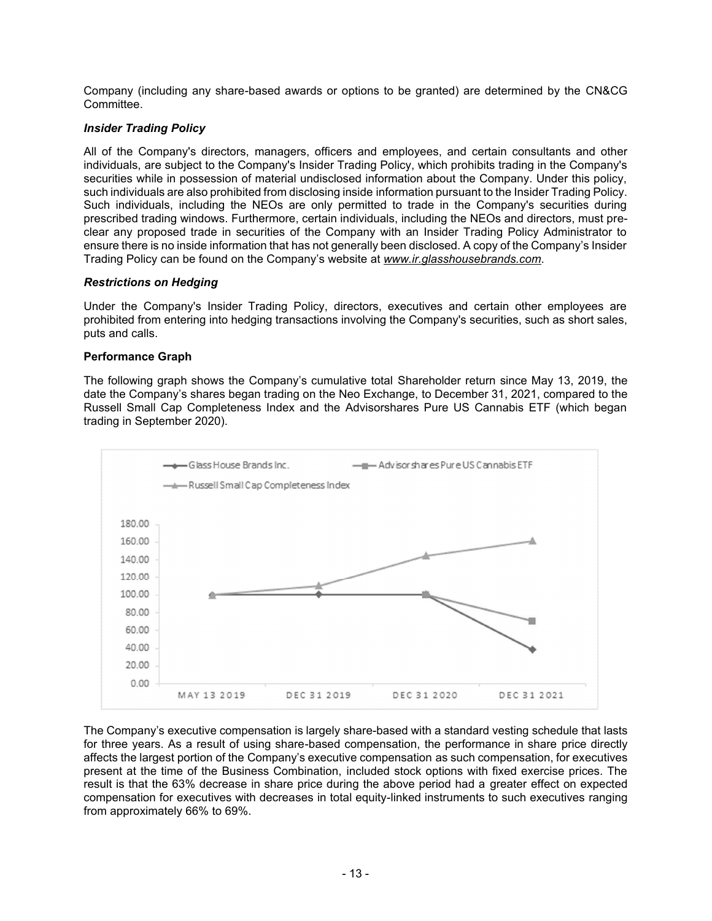Company (including any share-based awards or options to be granted) are determined by the CN&CG Committee.

### *Insider Trading Policy*

All of the Company's directors, managers, officers and employees, and certain consultants and other individuals, are subject to the Company's Insider Trading Policy, which prohibits trading in the Company's securities while in possession of material undisclosed information about the Company. Under this policy, such individuals are also prohibited from disclosing inside information pursuant to the Insider Trading Policy. Such individuals, including the NEOs are only permitted to trade in the Company's securities during prescribed trading windows. Furthermore, certain individuals, including the NEOs and directors, must pre-clear any proposed trade in securities of the Company with an Insider Trading Policy Administrator to ensure there is no inside information that has not generally been disclosed. A copy of the Company's Insider Trading Policy can be found on the Company's website at *www.ir.glasshousebrands.com*.

### *Restrictions on Hedging*

Under the Company's Insider Trading Policy, directors, executives and certain other employees are prohibited from entering into hedging transactions involving the Company's securities, such as short sales, puts and calls.

### Performance Graph

The following graph shows the Company's cumulative total Shareholder return since May 13, 2019, the date the Company's shares began trading on the Neo Exchange, to December 31, 2021, compared to the Russell Small Cap Completeness Index and the Advisorshares Pure US Cannabis ETF (which began trading in September 2020).

The Company's executive compensation is largely share-based with a standard vesting schedule that lasts for three years. As a result of using share-based compensation, the performance in share price directly affects the largest portion of the Company's executive compensation as such compensation, for executives present at the time of the Business Combination, included stock options with fixed exercise prices. The result is that the 63% decrease in share price during the above period had a greater effect on expected compensation for executives with decreases in total equity-linked instruments to such executives ranging from approximately 66% to 69%.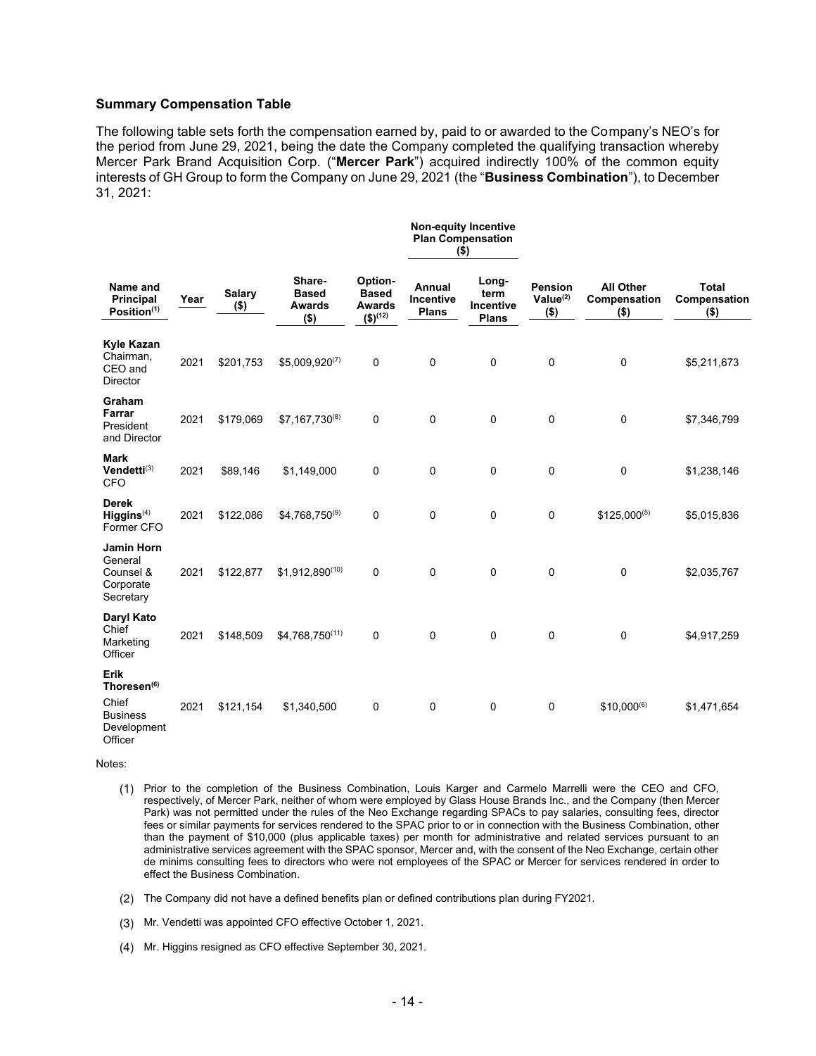### Summary Compensation Table

The following table sets forth the compensation earned by, paid to or awarded to the Company's NEO's for the period from June 29, 2021, being the date the Company completed the qualifying transaction whereby Mercer Park Brand Acquisition Corp. ("**Mercer Park**") acquired indirectly 100% of the common equity interests of GH Group to form the Company on June 29, 2021 (the "**Business Combination**"), to December 31, 2021:

| Name and Principal Position[(1)] | Year | Salary ($) | Share-Based Awards ($) | Option-Based Awards ($)[(12)] | Non-equity Incentive Plan Compensation ($) | | Pension Value[(2)] ($) | All Other Compensation ($) | Total Compensation ($) |
|---|---|---|---|---|---|---|---|---|---|
| | | | | | Annual Incentive Plans | Long-term Incentive Plans | | | |
| **Kyle Kazan** Chairman, CEO and Director | 2021 | $201,753 | $5,009,920[(7)] | 0 | 0 | 0 | 0 | 0 | $5,211,673 |
| **Graham Farrar** President and Director | 2021 | $179,069 | $7,167,730[(8)] | 0 | 0 | 0 | 0 | 0 | $7,346,799 |
| **Mark Vendetti**[(3)] CFO | 2021 | $89,146 | $1,149,000 | 0 | 0 | 0 | 0 | 0 | $1,238,146 |
| **Derek Higgins**[(4)] Former CFO | 2021 | $122,086 | $4,768,750[(9)] | 0 | 0 | 0 | 0 | $125,000[(5)] | $5,015,836 |
| **Jamin Horn** General Counsel & Corporate Secretary | 2021 | $122,877 | $1,912,890[(10)] | 0 | 0 | 0 | 0 | 0 | $2,035,767 |
| **Daryl Kato** Chief Marketing Officer | 2021 | $148,509 | $4,768,750[(11)] | 0 | 0 | 0 | 0 | 0 | $4,917,259 |
| **Erik Thoresen[(6)]** Chief Business Development Officer | 2021 | $121,154 | $1,340,500 | 0 | 0 | 0 | 0 | $10,000[(6)] | $1,471,654 |

Notes:

(1) Prior to the completion of the Business Combination, Louis Karger and Carmelo Marrelli were the CEO and CFO, respectively, of Mercer Park, neither of whom were employed by Glass House Brands Inc., and the Company (then Mercer Park) was not permitted under the rules of the Neo Exchange regarding SPACs to pay salaries, consulting fees, director fees or similar payments for services rendered to the SPAC prior to or in connection with the Business Combination, other than the payment of $10,000 (plus applicable taxes) per month for administrative and related services pursuant to an administrative services agreement with the SPAC sponsor, Mercer and, with the consent of the Neo Exchange, certain other de minims consulting fees to directors who were not employees of the SPAC or Mercer for services rendered in order to effect the Business Combination.

(2) The Company did not have a defined benefits plan or defined contributions plan during FY2021.

(3) Mr. Vendetti was appointed CFO effective October 1, 2021.

(4) Mr. Higgins resigned as CFO effective September 30, 2021.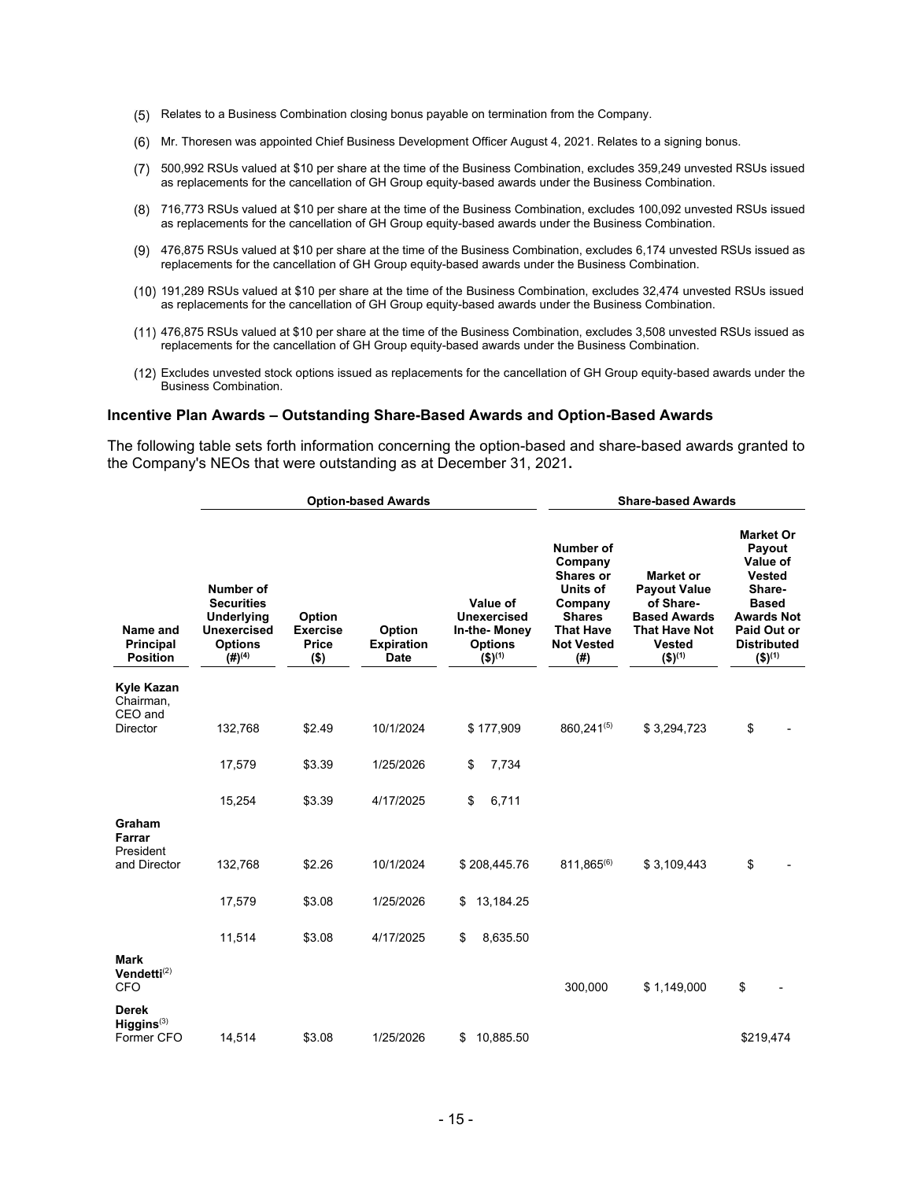(5) Relates to a Business Combination closing bonus payable on termination from the Company.

(6) Mr. Thoresen was appointed Chief Business Development Officer August 4, 2021. Relates to a signing bonus.

(7) 500,992 RSUs valued at $10 per share at the time of the Business Combination, excludes 359,249 unvested RSUs issued as replacements for the cancellation of GH Group equity-based awards under the Business Combination.

(8) 716,773 RSUs valued at $10 per share at the time of the Business Combination, excludes 100,092 unvested RSUs issued as replacements for the cancellation of GH Group equity-based awards under the Business Combination.

(9) 476,875 RSUs valued at $10 per share at the time of the Business Combination, excludes 6,174 unvested RSUs issued as replacements for the cancellation of GH Group equity-based awards under the Business Combination.

(10) 191,289 RSUs valued at $10 per share at the time of the Business Combination, excludes 32,474 unvested RSUs issued as replacements for the cancellation of GH Group equity-based awards under the Business Combination.

(11) 476,875 RSUs valued at $10 per share at the time of the Business Combination, excludes 3,508 unvested RSUs issued as replacements for the cancellation of GH Group equity-based awards under the Business Combination.

(12) Excludes unvested stock options issued as replacements for the cancellation of GH Group equity-based awards under the Business Combination.

### Incentive Plan Awards – Outstanding Share-Based Awards and Option-Based Awards

The following table sets forth information concerning the option-based and share-based awards granted to the Company's NEOs that were outstanding as at December 31, 2021**.**

| | Option-based Awards | | | | Share-based Awards | | |
|---|---|---|---|---|---|---|---|
| **Name and Principal Position** | **Number of Securities Underlying Unexercised Options (#)[(4)]** | **Option Exercise Price ($)** | **Option Expiration Date** | **Value of Unexercised In-the- Money Options ($)[(1)]** | **Number of Company Shares or Units of Company Shares That Have Not Vested (#)** | **Market or Payout Value of Share-Based Awards That Have Not Vested ($)[(1)]** | **Market Or Payout Value of Vested Share-Based Awards Not Paid Out or Distributed ($)[(1)]** |
| **Kyle Kazan** Chairman, CEO and Director | 132,768 | $2.49 | 10/1/2024 | $ 177,909 | 860,241[(5)] | $ 3,294,723 | $ - |
| | 17,579 | $3.39 | 1/25/2026 | $ 7,734 | | | |
| | 15,254 | $3.39 | 4/17/2025 | $ 6,711 | | | |
| **Graham Farrar** President and Director | 132,768 | $2.26 | 10/1/2024 | $ 208,445.76 | 811,865[(6)] | $ 3,109,443 | $ - |
| | 17,579 | $3.08 | 1/25/2026 | $ 13,184.25 | | | |
| | 11,514 | $3.08 | 4/17/2025 | $ 8,635.50 | | | |
| **Mark Vendetti**[(2)] CFO | | | | | 300,000 | $ 1,149,000 | $ - |
| **Derek Higgins**[(3)] Former CFO | 14,514 | $3.08 | 1/25/2026 | $ 10,885.50 | | | $219,474 |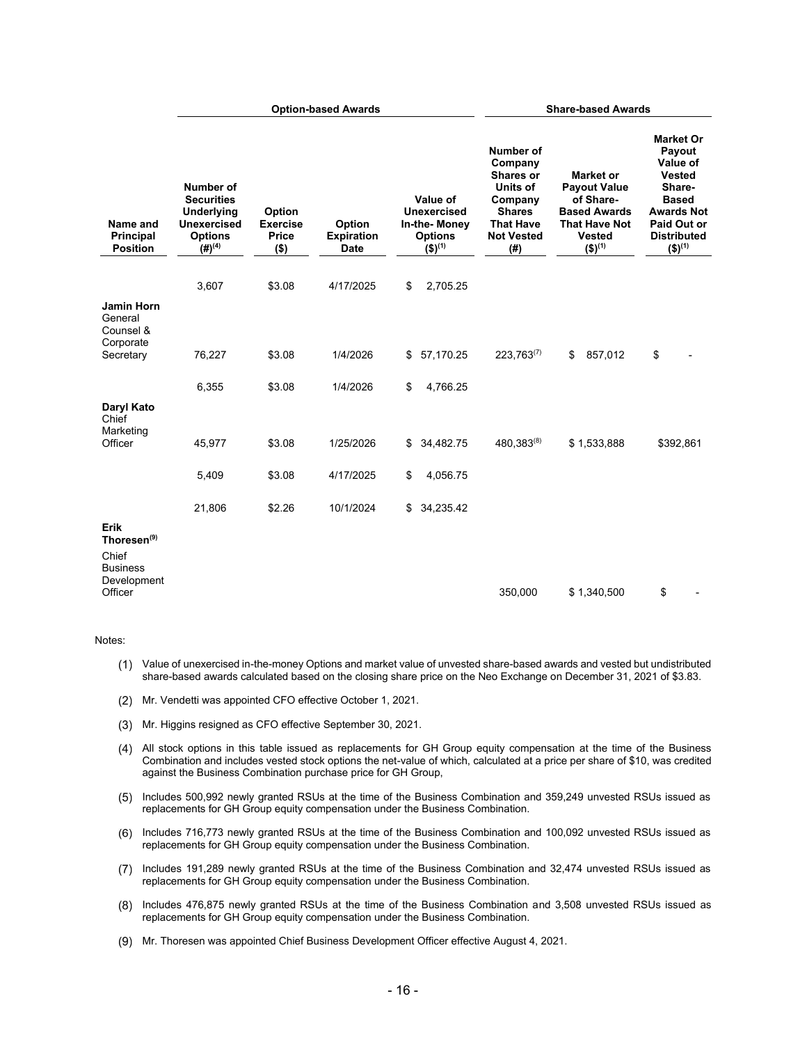| Name and Principal Position | Option-based Awards | | | | Share-based Awards | | |
|---|---|---|---|---|---|---|---|
| | Number of Securities Underlying Unexercised Options (#)[(4)] | Option Exercise Price ($) | Option Expiration Date | Value of Unexercised In-the- Money Options ($)[(1)] | Number of Company Shares or Units of Company Shares That Have Not Vested (#) | Market or Payout Value of Share-Based Awards That Have Not Vested ($)[(1)] | Market Or Payout Value of Vested Share-Based Awards Not Paid Out or Distributed ($)[(1)] |
| | 3,607 | $3.08 | 4/17/2025 | $ 2,705.25 | | | |
| **Jamin Horn** General Counsel & Corporate Secretary | 76,227 | $3.08 | 1/4/2026 | $ 57,170.25 | 223,763[(7)] | $ 857,012 | $ - |
| | 6,355 | $3.08 | 1/4/2026 | $ 4,766.25 | | | |
| **Daryl Kato** Chief Marketing Officer | 45,977 | $3.08 | 1/25/2026 | $ 34,482.75 | 480,383[(8)] | $ 1,533,888 | $392,861 |
| | 5,409 | $3.08 | 4/17/2025 | $ 4,056.75 | | | |
| | 21,806 | $2.26 | 10/1/2024 | $ 34,235.42 | | | |
| **Erik Thoresen[(9)]** Chief Business Development Officer | | | | | 350,000 | $ 1,340,500 | $ - |

Notes:

(1) Value of unexercised in-the-money Options and market value of unvested share-based awards and vested but undistributed share-based awards calculated based on the closing share price on the Neo Exchange on December 31, 2021 of $3.83.

(2) Mr. Vendetti was appointed CFO effective October 1, 2021.

(3) Mr. Higgins resigned as CFO effective September 30, 2021.

(4) All stock options in this table issued as replacements for GH Group equity compensation at the time of the Business Combination and includes vested stock options the net-value of which, calculated at a price per share of $10, was credited against the Business Combination purchase price for GH Group,

(5) Includes 500,992 newly granted RSUs at the time of the Business Combination and 359,249 unvested RSUs issued as replacements for GH Group equity compensation under the Business Combination.

(6) Includes 716,773 newly granted RSUs at the time of the Business Combination and 100,092 unvested RSUs issued as replacements for GH Group equity compensation under the Business Combination.

(7) Includes 191,289 newly granted RSUs at the time of the Business Combination and 32,474 unvested RSUs issued as replacements for GH Group equity compensation under the Business Combination.

(8) Includes 476,875 newly granted RSUs at the time of the Business Combination and 3,508 unvested RSUs issued as replacements for GH Group equity compensation under the Business Combination.

(9) Mr. Thoresen was appointed Chief Business Development Officer effective August 4, 2021.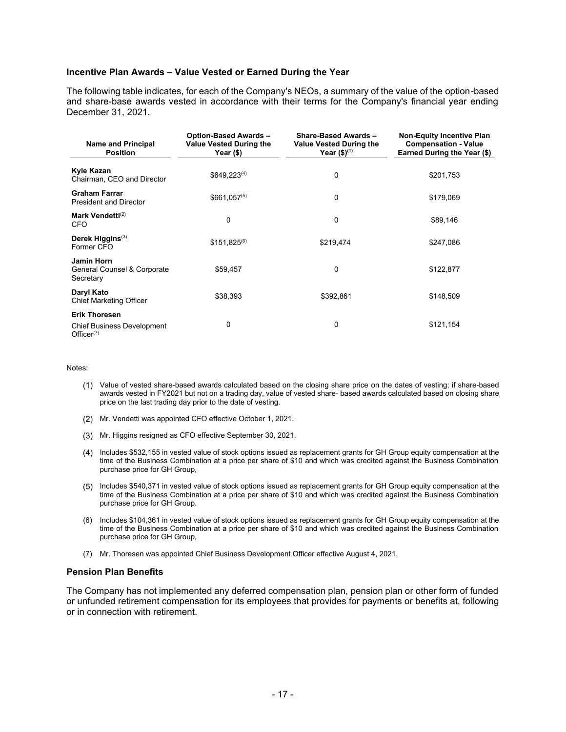### Incentive Plan Awards – Value Vested or Earned During the Year

The following table indicates, for each of the Company's NEOs, a summary of the value of the option-based and share-base awards vested in accordance with their terms for the Company's financial year ending December 31, 2021.

| Name and Principal Position | Option-Based Awards – Value Vested During the Year ($) | Share-Based Awards – Value Vested During the Year ($)(1) | Non-Equity Incentive Plan Compensation - Value Earned During the Year ($) |
|---|---|---|---|
| **Kyle Kazan**<br>Chairman, CEO and Director | $649,223(4) | 0 | $201,753 |
| **Graham Farrar**<br>President and Director | $661,057(5) | 0 | $179,069 |
| **Mark Vendetti**(2)<br>CFO | 0 | 0 | $89,146 |
| **Derek Higgins**(3)<br>Former CFO | $151,825(6) | $219,474 | $247,086 |
| **Jamin Horn**<br>General Counsel & Corporate Secretary | $59,457 | 0 | $122,877 |
| **Daryl Kato**<br>Chief Marketing Officer | $38,393 | $392,861 | $148,509 |
| **Erik Thoresen**<br>Chief Business Development Officer(7) | 0 | 0 | $121,154 |

Notes:

(1) Value of vested share-based awards calculated based on the closing share price on the dates of vesting; if share-based awards vested in FY2021 but not on a trading day, value of vested share- based awards calculated based on closing share price on the last trading day prior to the date of vesting.

(2) Mr. Vendetti was appointed CFO effective October 1, 2021.

(3) Mr. Higgins resigned as CFO effective September 30, 2021.

(4) Includes $532,155 in vested value of stock options issued as replacement grants for GH Group equity compensation at the time of the Business Combination at a price per share of $10 and which was credited against the Business Combination purchase price for GH Group,

(5) Includes $540,371 in vested value of stock options issued as replacement grants for GH Group equity compensation at the time of the Business Combination at a price per share of $10 and which was credited against the Business Combination purchase price for GH Group.

(6) Includes $104,361 in vested value of stock options issued as replacement grants for GH Group equity compensation at the time of the Business Combination at a price per share of $10 and which was credited against the Business Combination purchase price for GH Group,

(7) Mr. Thoresen was appointed Chief Business Development Officer effective August 4, 2021.

### Pension Plan Benefits

The Company has not implemented any deferred compensation plan, pension plan or other form of funded or unfunded retirement compensation for its employees that provides for payments or benefits at, following or in connection with retirement.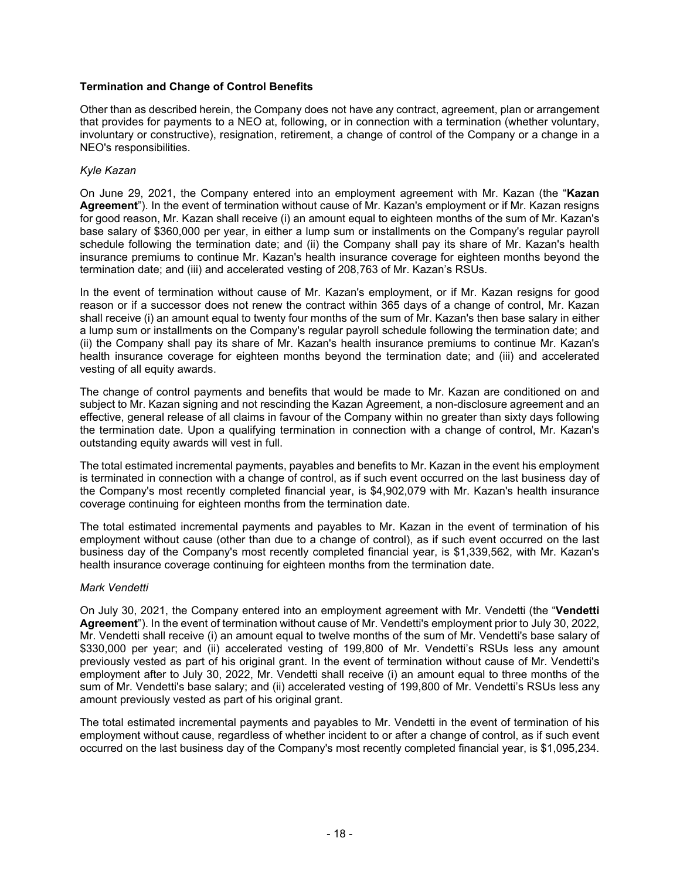### Termination and Change of Control Benefits

Other than as described herein, the Company does not have any contract, agreement, plan or arrangement that provides for payments to a NEO at, following, or in connection with a termination (whether voluntary, involuntary or constructive), resignation, retirement, a change of control of the Company or a change in a NEO's responsibilities.

*Kyle Kazan*

On June 29, 2021, the Company entered into an employment agreement with Mr. Kazan (the "**Kazan Agreement**"). In the event of termination without cause of Mr. Kazan's employment or if Mr. Kazan resigns for good reason, Mr. Kazan shall receive (i) an amount equal to eighteen months of the sum of Mr. Kazan's base salary of $360,000 per year, in either a lump sum or installments on the Company's regular payroll schedule following the termination date; and (ii) the Company shall pay its share of Mr. Kazan's health insurance premiums to continue Mr. Kazan's health insurance coverage for eighteen months beyond the termination date; and (iii) and accelerated vesting of 208,763 of Mr. Kazan's RSUs.

In the event of termination without cause of Mr. Kazan's employment, or if Mr. Kazan resigns for good reason or if a successor does not renew the contract within 365 days of a change of control, Mr. Kazan shall receive (i) an amount equal to twenty four months of the sum of Mr. Kazan's then base salary in either a lump sum or installments on the Company's regular payroll schedule following the termination date; and (ii) the Company shall pay its share of Mr. Kazan's health insurance premiums to continue Mr. Kazan's health insurance coverage for eighteen months beyond the termination date; and (iii) and accelerated vesting of all equity awards.

The change of control payments and benefits that would be made to Mr. Kazan are conditioned on and subject to Mr. Kazan signing and not rescinding the Kazan Agreement, a non-disclosure agreement and an effective, general release of all claims in favour of the Company within no greater than sixty days following the termination date. Upon a qualifying termination in connection with a change of control, Mr. Kazan's outstanding equity awards will vest in full.

The total estimated incremental payments, payables and benefits to Mr. Kazan in the event his employment is terminated in connection with a change of control, as if such event occurred on the last business day of the Company's most recently completed financial year, is $4,902,079 with Mr. Kazan's health insurance coverage continuing for eighteen months from the termination date.

The total estimated incremental payments and payables to Mr. Kazan in the event of termination of his employment without cause (other than due to a change of control), as if such event occurred on the last business day of the Company's most recently completed financial year, is $1,339,562, with Mr. Kazan's health insurance coverage continuing for eighteen months from the termination date.

*Mark Vendetti*

On July 30, 2021, the Company entered into an employment agreement with Mr. Vendetti (the "**Vendetti Agreement**"). In the event of termination without cause of Mr. Vendetti's employment prior to July 30, 2022, Mr. Vendetti shall receive (i) an amount equal to twelve months of the sum of Mr. Vendetti's base salary of $330,000 per year; and (ii) accelerated vesting of 199,800 of Mr. Vendetti's RSUs less any amount previously vested as part of his original grant. In the event of termination without cause of Mr. Vendetti's employment after to July 30, 2022, Mr. Vendetti shall receive (i) an amount equal to three months of the sum of Mr. Vendetti's base salary; and (ii) accelerated vesting of 199,800 of Mr. Vendetti's RSUs less any amount previously vested as part of his original grant.

The total estimated incremental payments and payables to Mr. Vendetti in the event of termination of his employment without cause, regardless of whether incident to or after a change of control, as if such event occurred on the last business day of the Company's most recently completed financial year, is $1,095,234.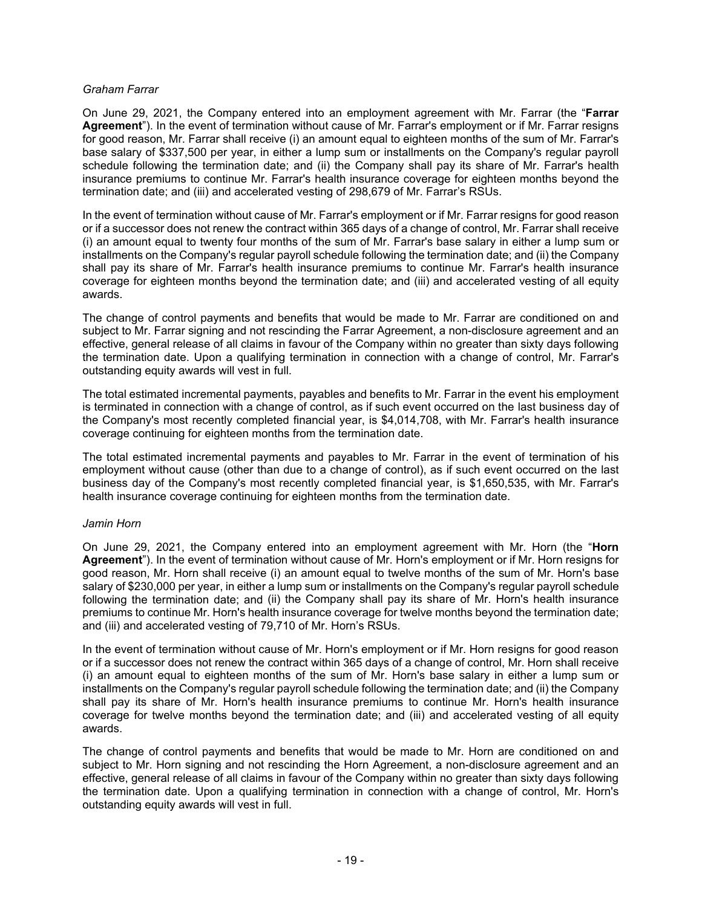*Graham Farrar*

On June 29, 2021, the Company entered into an employment agreement with Mr. Farrar (the "**Farrar Agreement**"). In the event of termination without cause of Mr. Farrar's employment or if Mr. Farrar resigns for good reason, Mr. Farrar shall receive (i) an amount equal to eighteen months of the sum of Mr. Farrar's base salary of $337,500 per year, in either a lump sum or installments on the Company's regular payroll schedule following the termination date; and (ii) the Company shall pay its share of Mr. Farrar's health insurance premiums to continue Mr. Farrar's health insurance coverage for eighteen months beyond the termination date; and (iii) and accelerated vesting of 298,679 of Mr. Farrar's RSUs.

In the event of termination without cause of Mr. Farrar's employment or if Mr. Farrar resigns for good reason or if a successor does not renew the contract within 365 days of a change of control, Mr. Farrar shall receive (i) an amount equal to twenty four months of the sum of Mr. Farrar's base salary in either a lump sum or installments on the Company's regular payroll schedule following the termination date; and (ii) the Company shall pay its share of Mr. Farrar's health insurance premiums to continue Mr. Farrar's health insurance coverage for eighteen months beyond the termination date; and (iii) and accelerated vesting of all equity awards.

The change of control payments and benefits that would be made to Mr. Farrar are conditioned on and subject to Mr. Farrar signing and not rescinding the Farrar Agreement, a non-disclosure agreement and an effective, general release of all claims in favour of the Company within no greater than sixty days following the termination date. Upon a qualifying termination in connection with a change of control, Mr. Farrar's outstanding equity awards will vest in full.

The total estimated incremental payments, payables and benefits to Mr. Farrar in the event his employment is terminated in connection with a change of control, as if such event occurred on the last business day of the Company's most recently completed financial year, is $4,014,708, with Mr. Farrar's health insurance coverage continuing for eighteen months from the termination date.

The total estimated incremental payments and payables to Mr. Farrar in the event of termination of his employment without cause (other than due to a change of control), as if such event occurred on the last business day of the Company's most recently completed financial year, is $1,650,535, with Mr. Farrar's health insurance coverage continuing for eighteen months from the termination date.

*Jamin Horn*

On June 29, 2021, the Company entered into an employment agreement with Mr. Horn (the "**Horn Agreement**"). In the event of termination without cause of Mr. Horn's employment or if Mr. Horn resigns for good reason, Mr. Horn shall receive (i) an amount equal to twelve months of the sum of Mr. Horn's base salary of $230,000 per year, in either a lump sum or installments on the Company's regular payroll schedule following the termination date; and (ii) the Company shall pay its share of Mr. Horn's health insurance premiums to continue Mr. Horn's health insurance coverage for twelve months beyond the termination date; and (iii) and accelerated vesting of 79,710 of Mr. Horn's RSUs.

In the event of termination without cause of Mr. Horn's employment or if Mr. Horn resigns for good reason or if a successor does not renew the contract within 365 days of a change of control, Mr. Horn shall receive (i) an amount equal to eighteen months of the sum of Mr. Horn's base salary in either a lump sum or installments on the Company's regular payroll schedule following the termination date; and (ii) the Company shall pay its share of Mr. Horn's health insurance premiums to continue Mr. Horn's health insurance coverage for twelve months beyond the termination date; and (iii) and accelerated vesting of all equity awards.

The change of control payments and benefits that would be made to Mr. Horn are conditioned on and subject to Mr. Horn signing and not rescinding the Horn Agreement, a non-disclosure agreement and an effective, general release of all claims in favour of the Company within no greater than sixty days following the termination date. Upon a qualifying termination in connection with a change of control, Mr. Horn's outstanding equity awards will vest in full.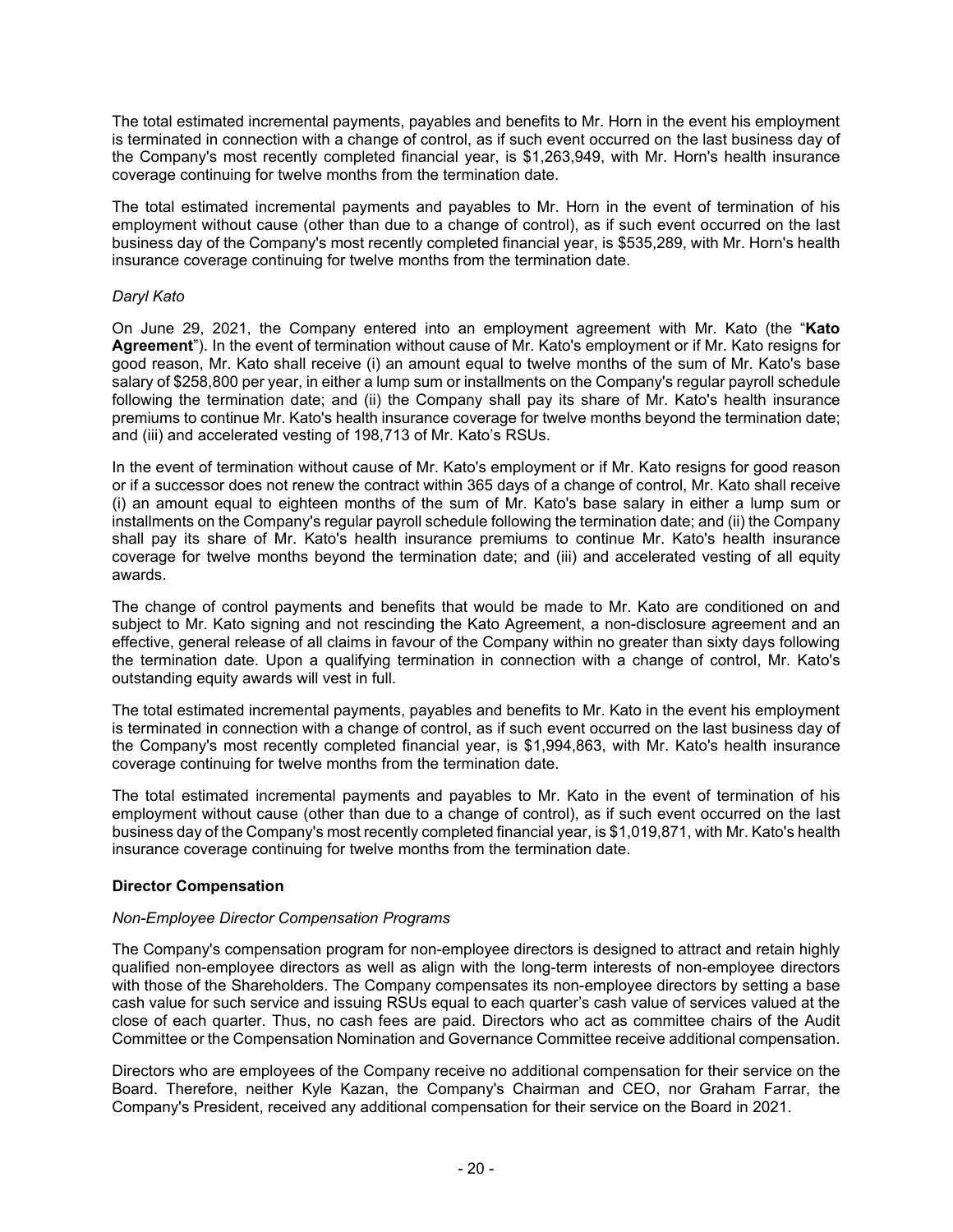The total estimated incremental payments, payables and benefits to Mr. Horn in the event his employment is terminated in connection with a change of control, as if such event occurred on the last business day of the Company's most recently completed financial year, is $1,263,949, with Mr. Horn's health insurance coverage continuing for twelve months from the termination date.

The total estimated incremental payments and payables to Mr. Horn in the event of termination of his employment without cause (other than due to a change of control), as if such event occurred on the last business day of the Company's most recently completed financial year, is $535,289, with Mr. Horn's health insurance coverage continuing for twelve months from the termination date.

*Daryl Kato*

On June 29, 2021, the Company entered into an employment agreement with Mr. Kato (the "**Kato Agreement**"). In the event of termination without cause of Mr. Kato's employment or if Mr. Kato resigns for good reason, Mr. Kato shall receive (i) an amount equal to twelve months of the sum of Mr. Kato's base salary of $258,800 per year, in either a lump sum or installments on the Company's regular payroll schedule following the termination date; and (ii) the Company shall pay its share of Mr. Kato's health insurance premiums to continue Mr. Kato's health insurance coverage for twelve months beyond the termination date; and (iii) and accelerated vesting of 198,713 of Mr. Kato's RSUs.

In the event of termination without cause of Mr. Kato's employment or if Mr. Kato resigns for good reason or if a successor does not renew the contract within 365 days of a change of control, Mr. Kato shall receive (i) an amount equal to eighteen months of the sum of Mr. Kato's base salary in either a lump sum or installments on the Company's regular payroll schedule following the termination date; and (ii) the Company shall pay its share of Mr. Kato's health insurance premiums to continue Mr. Kato's health insurance coverage for twelve months beyond the termination date; and (iii) and accelerated vesting of all equity awards.

The change of control payments and benefits that would be made to Mr. Kato are conditioned on and subject to Mr. Kato signing and not rescinding the Kato Agreement, a non-disclosure agreement and an effective, general release of all claims in favour of the Company within no greater than sixty days following the termination date. Upon a qualifying termination in connection with a change of control, Mr. Kato's outstanding equity awards will vest in full.

The total estimated incremental payments, payables and benefits to Mr. Kato in the event his employment is terminated in connection with a change of control, as if such event occurred on the last business day of the Company's most recently completed financial year, is $1,994,863, with Mr. Kato's health insurance coverage continuing for twelve months from the termination date.

The total estimated incremental payments and payables to Mr. Kato in the event of termination of his employment without cause (other than due to a change of control), as if such event occurred on the last business day of the Company's most recently completed financial year, is $1,019,871, with Mr. Kato's health insurance coverage continuing for twelve months from the termination date.

**Director Compensation**

*Non-Employee Director Compensation Programs*

The Company's compensation program for non-employee directors is designed to attract and retain highly qualified non-employee directors as well as align with the long-term interests of non-employee directors with those of the Shareholders. The Company compensates its non-employee directors by setting a base cash value for such service and issuing RSUs equal to each quarter's cash value of services valued at the close of each quarter. Thus, no cash fees are paid. Directors who act as committee chairs of the Audit Committee or the Compensation Nomination and Governance Committee receive additional compensation.

Directors who are employees of the Company receive no additional compensation for their service on the Board. Therefore, neither Kyle Kazan, the Company's Chairman and CEO, nor Graham Farrar, the Company's President, received any additional compensation for their service on the Board in 2021.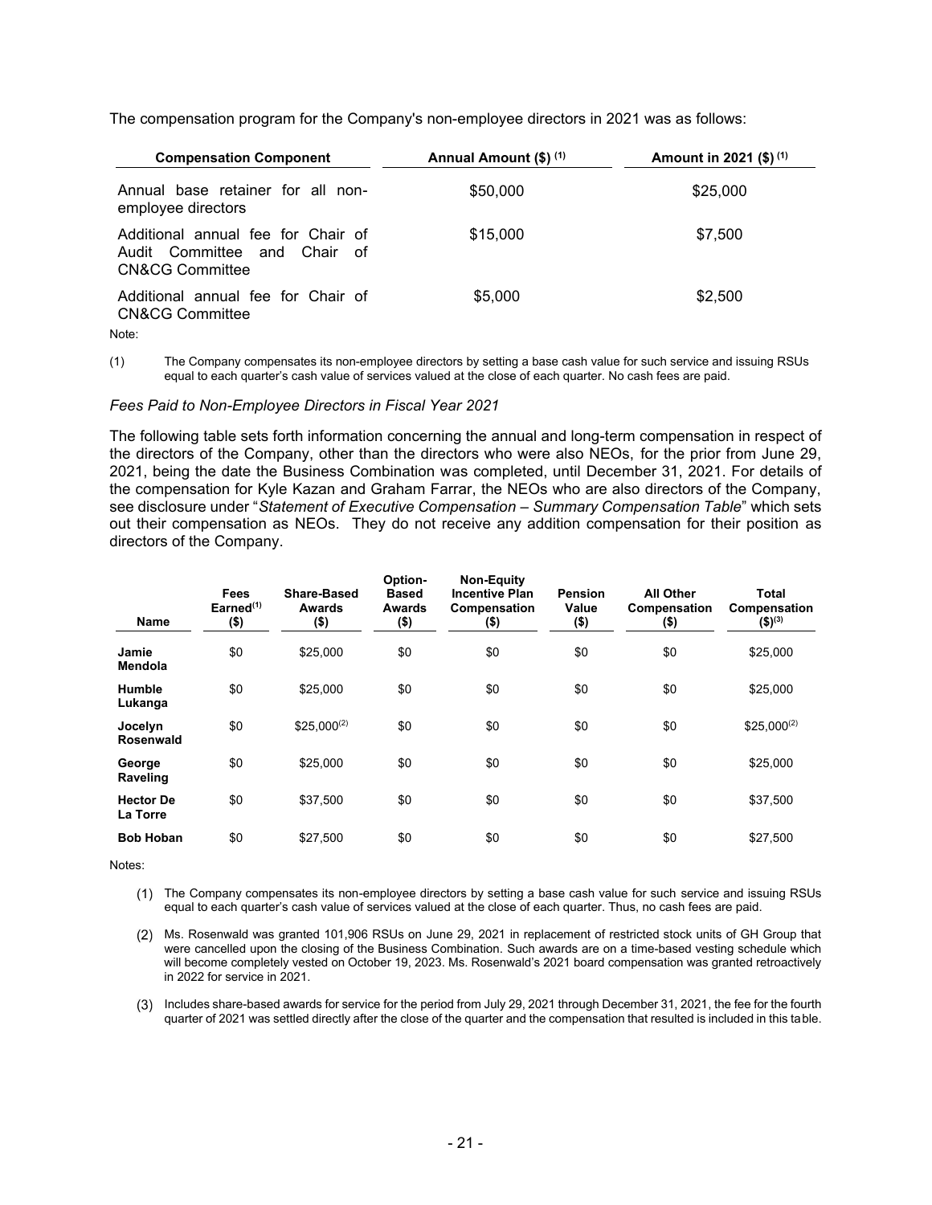The compensation program for the Company's non-employee directors in 2021 was as follows:

| Compensation Component | Annual Amount ($) (1) | Amount in 2021 ($) (1) |
|---|---|---|
| Annual base retainer for all non-employee directors | $50,000 | $25,000 |
| Additional annual fee for Chair of Audit Committee and Chair of CN&CG Committee | $15,000 | $7,500 |
| Additional annual fee for Chair of CN&CG Committee | $5,000 | $2,500 |

Note:

(1) The Company compensates its non-employee directors by setting a base cash value for such service and issuing RSUs equal to each quarter's cash value of services valued at the close of each quarter. No cash fees are paid.

*Fees Paid to Non-Employee Directors in Fiscal Year 2021*

The following table sets forth information concerning the annual and long-term compensation in respect of the directors of the Company, other than the directors who were also NEOs, for the prior from June 29, 2021, being the date the Business Combination was completed, until December 31, 2021. For details of the compensation for Kyle Kazan and Graham Farrar, the NEOs who are also directors of the Company, see disclosure under "*Statement of Executive Compensation – Summary Compensation Table*" which sets out their compensation as NEOs. They do not receive any addition compensation for their position as directors of the Company.

| Name | Fees Earned[(1)] ($) | Share-Based Awards ($) | Option-Based Awards ($) | Non-Equity Incentive Plan Compensation ($) | Pension Value ($) | All Other Compensation ($) | Total Compensation ($)[(3)] |
|---|---|---|---|---|---|---|---|
| **Jamie Mendola** | $0 | $25,000 | $0 | $0 | $0 | $0 | $25,000 |
| **Humble Lukanga** | $0 | $25,000 | $0 | $0 | $0 | $0 | $25,000 |
| **Jocelyn Rosenwald** | $0 | $25,000[(2)] | $0 | $0 | $0 | $0 | $25,000[(2)] |
| **George Raveling** | $0 | $25,000 | $0 | $0 | $0 | $0 | $25,000 |
| **Hector De La Torre** | $0 | $37,500 | $0 | $0 | $0 | $0 | $37,500 |
| **Bob Hoban** | $0 | $27,500 | $0 | $0 | $0 | $0 | $27,500 |

Notes:

(1) The Company compensates its non-employee directors by setting a base cash value for such service and issuing RSUs equal to each quarter's cash value of services valued at the close of each quarter. Thus, no cash fees are paid.

(2) Ms. Rosenwald was granted 101,906 RSUs on June 29, 2021 in replacement of restricted stock units of GH Group that were cancelled upon the closing of the Business Combination. Such awards are on a time-based vesting schedule which will become completely vested on October 19, 2023. Ms. Rosenwald's 2021 board compensation was granted retroactively in 2022 for service in 2021.

(3) Includes share-based awards for service for the period from July 29, 2021 through December 31, 2021, the fee for the fourth quarter of 2021 was settled directly after the close of the quarter and the compensation that resulted is included in this table.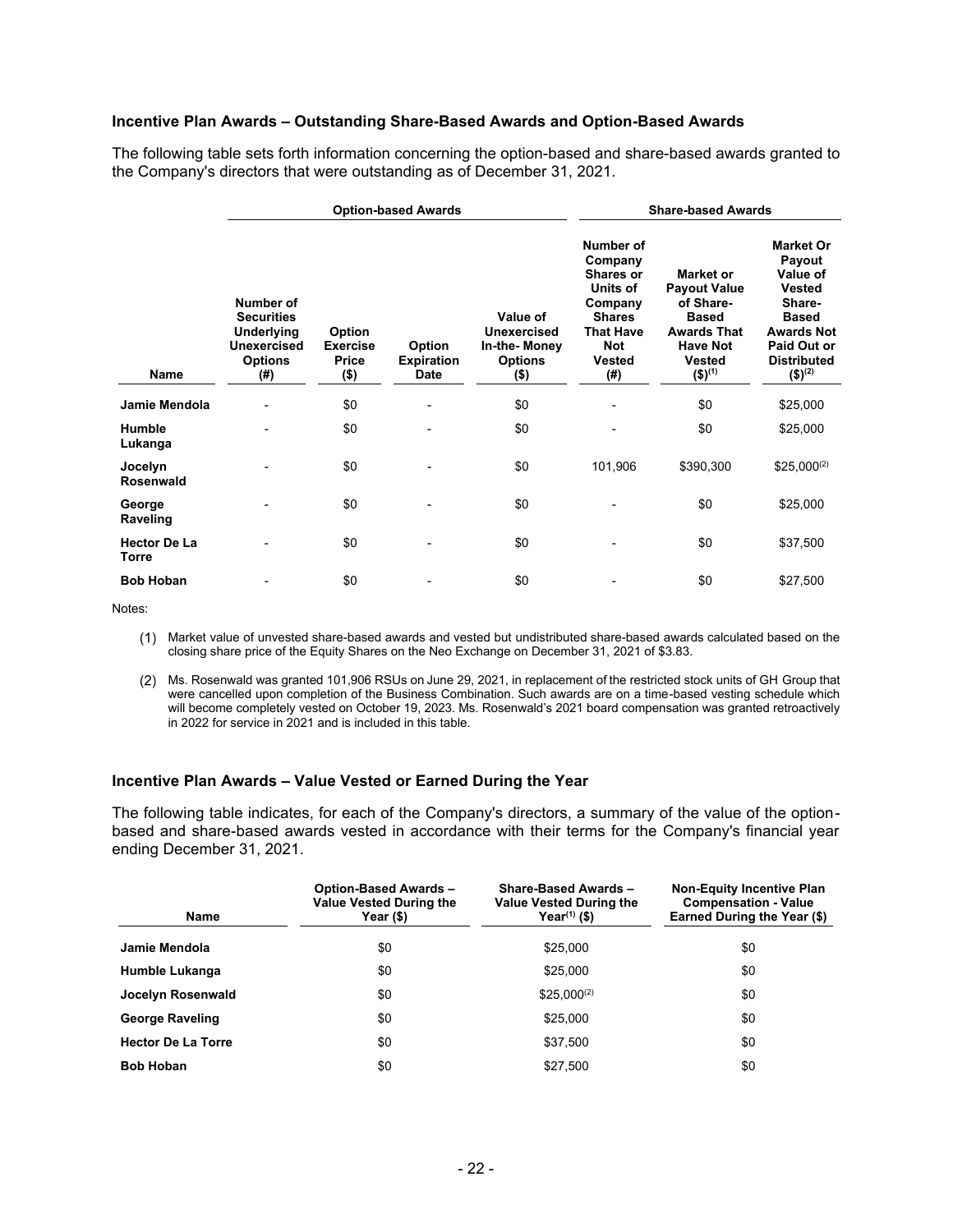### Incentive Plan Awards – Outstanding Share-Based Awards and Option-Based Awards

The following table sets forth information concerning the option-based and share-based awards granted to the Company's directors that were outstanding as of December 31, 2021.

| | Option-based Awards | | | | Share-based Awards | | |
|---|---|---|---|---|---|---|---|
| Name | Number of Securities Underlying Unexercised Options (#) | Option Exercise Price ($) | Option Expiration Date | Value of Unexercised In-the- Money Options ($) | Number of Company Shares or Units of Company Shares That Have Not Vested (#) | Market or Payout Value of Share-Based Awards That Have Not Vested ($)(1) | Market Or Payout Value of Vested Share-Based Awards Not Paid Out or Distributed ($)(2) |
| Jamie Mendola | - | $0 | - | $0 | - | $0 | $25,000 |
| Humble Lukanga | - | $0 | - | $0 | - | $0 | $25,000 |
| Jocelyn Rosenwald | - | $0 | - | $0 | 101,906 | $390,300 | $25,000(2) |
| George Raveling | - | $0 | - | $0 | - | $0 | $25,000 |
| Hector De La Torre | - | $0 | - | $0 | - | $0 | $37,500 |
| Bob Hoban | - | $0 | - | $0 | - | $0 | $27,500 |

Notes:

(1) Market value of unvested share-based awards and vested but undistributed share-based awards calculated based on the closing share price of the Equity Shares on the Neo Exchange on December 31, 2021 of $3.83.

(2) Ms. Rosenwald was granted 101,906 RSUs on June 29, 2021, in replacement of the restricted stock units of GH Group that were cancelled upon completion of the Business Combination. Such awards are on a time-based vesting schedule which will become completely vested on October 19, 2023. Ms. Rosenwald's 2021 board compensation was granted retroactively in 2022 for service in 2021 and is included in this table.

### Incentive Plan Awards – Value Vested or Earned During the Year

The following table indicates, for each of the Company's directors, a summary of the value of the option-based and share-based awards vested in accordance with their terms for the Company's financial year ending December 31, 2021.

| Name | Option-Based Awards – Value Vested During the Year ($) | Share-Based Awards – Value Vested During the Year(1) ($) | Non-Equity Incentive Plan Compensation - Value Earned During the Year ($) |
|---|---|---|---|
| Jamie Mendola | $0 | $25,000 | $0 |
| Humble Lukanga | $0 | $25,000 | $0 |
| Jocelyn Rosenwald | $0 | $25,000(2) | $0 |
| George Raveling | $0 | $25,000 | $0 |
| Hector De La Torre | $0 | $37,500 | $0 |
| Bob Hoban | $0 | $27,500 | $0 |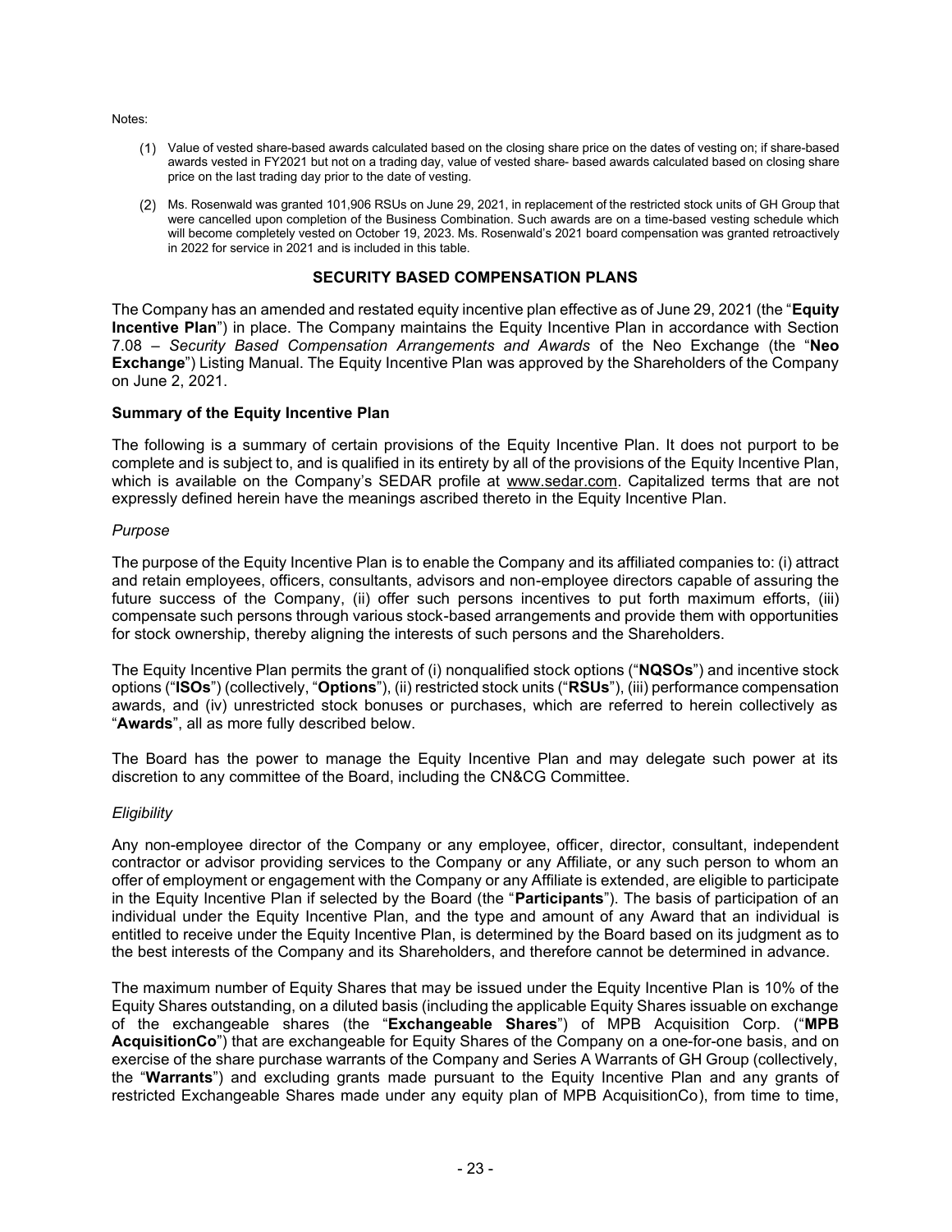Notes:

1. Value of vested share-based awards calculated based on the closing share price on the dates of vesting on; if share-based awards vested in FY2021 but not on a trading day, value of vested share- based awards calculated based on closing share price on the last trading day prior to the date of vesting.

2. Ms. Rosenwald was granted 101,906 RSUs on June 29, 2021, in replacement of the restricted stock units of GH Group that were cancelled upon completion of the Business Combination. Such awards are on a time-based vesting schedule which will become completely vested on October 19, 2023. Ms. Rosenwald's 2021 board compensation was granted retroactively in 2022 for service in 2021 and is included in this table.

## SECURITY BASED COMPENSATION PLANS

The Company has an amended and restated equity incentive plan effective as of June 29, 2021 (the "**Equity Incentive Plan**") in place. The Company maintains the Equity Incentive Plan in accordance with Section 7.08 – *Security Based Compensation Arrangements and Awards* of the Neo Exchange (the "**Neo Exchange**") Listing Manual. The Equity Incentive Plan was approved by the Shareholders of the Company on June 2, 2021.

### Summary of the Equity Incentive Plan

The following is a summary of certain provisions of the Equity Incentive Plan. It does not purport to be complete and is subject to, and is qualified in its entirety by all of the provisions of the Equity Incentive Plan, which is available on the Company's SEDAR profile at www.sedar.com. Capitalized terms that are not expressly defined herein have the meanings ascribed thereto in the Equity Incentive Plan.

*Purpose*

The purpose of the Equity Incentive Plan is to enable the Company and its affiliated companies to: (i) attract and retain employees, officers, consultants, advisors and non-employee directors capable of assuring the future success of the Company, (ii) offer such persons incentives to put forth maximum efforts, (iii) compensate such persons through various stock-based arrangements and provide them with opportunities for stock ownership, thereby aligning the interests of such persons and the Shareholders.

The Equity Incentive Plan permits the grant of (i) nonqualified stock options ("**NQSOs**") and incentive stock options ("**ISOs**") (collectively, "**Options**"), (ii) restricted stock units ("**RSUs**"), (iii) performance compensation awards, and (iv) unrestricted stock bonuses or purchases, which are referred to herein collectively as "**Awards**", all as more fully described below.

The Board has the power to manage the Equity Incentive Plan and may delegate such power at its discretion to any committee of the Board, including the CN&CG Committee.

*Eligibility*

Any non-employee director of the Company or any employee, officer, director, consultant, independent contractor or advisor providing services to the Company or any Affiliate, or any such person to whom an offer of employment or engagement with the Company or any Affiliate is extended, are eligible to participate in the Equity Incentive Plan if selected by the Board (the "**Participants**"). The basis of participation of an individual under the Equity Incentive Plan, and the type and amount of any Award that an individual is entitled to receive under the Equity Incentive Plan, is determined by the Board based on its judgment as to the best interests of the Company and its Shareholders, and therefore cannot be determined in advance.

The maximum number of Equity Shares that may be issued under the Equity Incentive Plan is 10% of the Equity Shares outstanding, on a diluted basis (including the applicable Equity Shares issuable on exchange of the exchangeable shares (the "**Exchangeable Shares**") of MPB Acquisition Corp. ("**MPB AcquisitionCo**") that are exchangeable for Equity Shares of the Company on a one-for-one basis, and on exercise of the share purchase warrants of the Company and Series A Warrants of GH Group (collectively, the "**Warrants**") and excluding grants made pursuant to the Equity Incentive Plan and any grants of restricted Exchangeable Shares made under any equity plan of MPB AcquisitionCo), from time to time,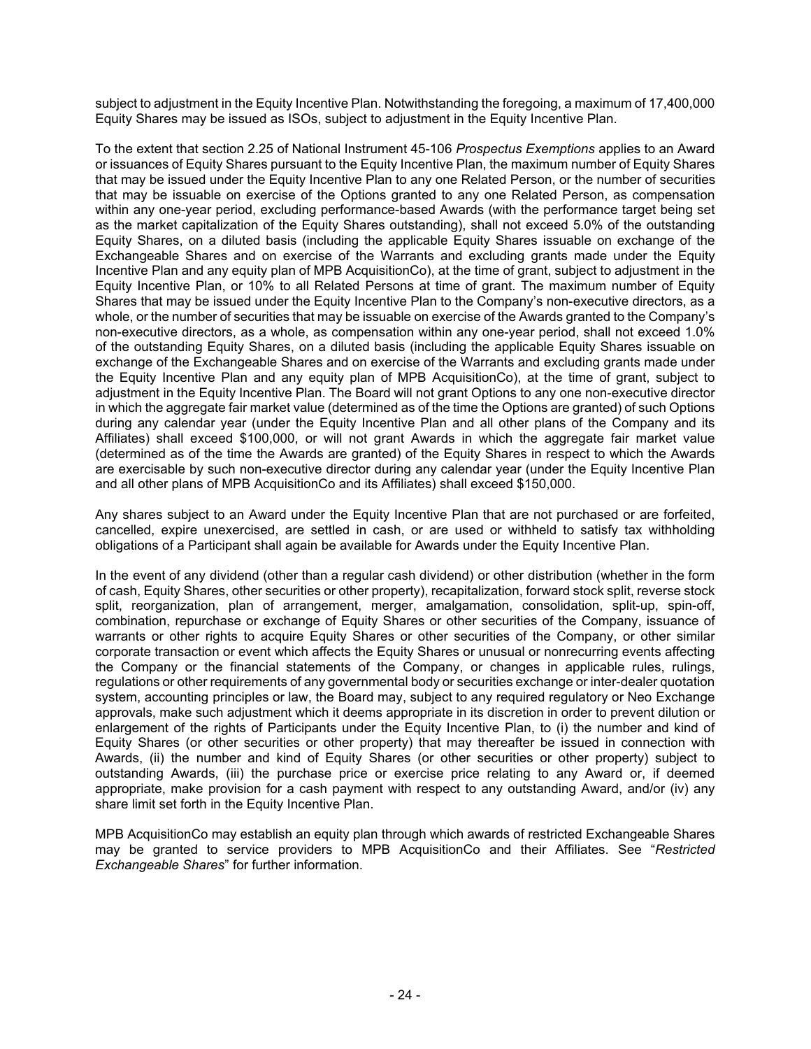subject to adjustment in the Equity Incentive Plan. Notwithstanding the foregoing, a maximum of 17,400,000 Equity Shares may be issued as ISOs, subject to adjustment in the Equity Incentive Plan.

To the extent that section 2.25 of National Instrument 45-106 *Prospectus Exemptions* applies to an Award or issuances of Equity Shares pursuant to the Equity Incentive Plan, the maximum number of Equity Shares that may be issued under the Equity Incentive Plan to any one Related Person, or the number of securities that may be issuable on exercise of the Options granted to any one Related Person, as compensation within any one-year period, excluding performance-based Awards (with the performance target being set as the market capitalization of the Equity Shares outstanding), shall not exceed 5.0% of the outstanding Equity Shares, on a diluted basis (including the applicable Equity Shares issuable on exchange of the Exchangeable Shares and on exercise of the Warrants and excluding grants made under the Equity Incentive Plan and any equity plan of MPB AcquisitionCo), at the time of grant, subject to adjustment in the Equity Incentive Plan, or 10% to all Related Persons at time of grant. The maximum number of Equity Shares that may be issued under the Equity Incentive Plan to the Company's non-executive directors, as a whole, or the number of securities that may be issuable on exercise of the Awards granted to the Company's non-executive directors, as a whole, as compensation within any one-year period, shall not exceed 1.0% of the outstanding Equity Shares, on a diluted basis (including the applicable Equity Shares issuable on exchange of the Exchangeable Shares and on exercise of the Warrants and excluding grants made under the Equity Incentive Plan and any equity plan of MPB AcquisitionCo), at the time of grant, subject to adjustment in the Equity Incentive Plan. The Board will not grant Options to any one non-executive director in which the aggregate fair market value (determined as of the time the Options are granted) of such Options during any calendar year (under the Equity Incentive Plan and all other plans of the Company and its Affiliates) shall exceed $100,000, or will not grant Awards in which the aggregate fair market value (determined as of the time the Awards are granted) of the Equity Shares in respect to which the Awards are exercisable by such non-executive director during any calendar year (under the Equity Incentive Plan and all other plans of MPB AcquisitionCo and its Affiliates) shall exceed $150,000.

Any shares subject to an Award under the Equity Incentive Plan that are not purchased or are forfeited, cancelled, expire unexercised, are settled in cash, or are used or withheld to satisfy tax withholding obligations of a Participant shall again be available for Awards under the Equity Incentive Plan.

In the event of any dividend (other than a regular cash dividend) or other distribution (whether in the form of cash, Equity Shares, other securities or other property), recapitalization, forward stock split, reverse stock split, reorganization, plan of arrangement, merger, amalgamation, consolidation, split-up, spin-off, combination, repurchase or exchange of Equity Shares or other securities of the Company, issuance of warrants or other rights to acquire Equity Shares or other securities of the Company, or other similar corporate transaction or event which affects the Equity Shares or unusual or nonrecurring events affecting the Company or the financial statements of the Company, or changes in applicable rules, rulings, regulations or other requirements of any governmental body or securities exchange or inter-dealer quotation system, accounting principles or law, the Board may, subject to any required regulatory or Neo Exchange approvals, make such adjustment which it deems appropriate in its discretion in order to prevent dilution or enlargement of the rights of Participants under the Equity Incentive Plan, to (i) the number and kind of Equity Shares (or other securities or other property) that may thereafter be issued in connection with Awards, (ii) the number and kind of Equity Shares (or other securities or other property) subject to outstanding Awards, (iii) the purchase price or exercise price relating to any Award or, if deemed appropriate, make provision for a cash payment with respect to any outstanding Award, and/or (iv) any share limit set forth in the Equity Incentive Plan.

MPB AcquisitionCo may establish an equity plan through which awards of restricted Exchangeable Shares may be granted to service providers to MPB AcquisitionCo and their Affiliates. See "*Restricted Exchangeable Shares*" for further information.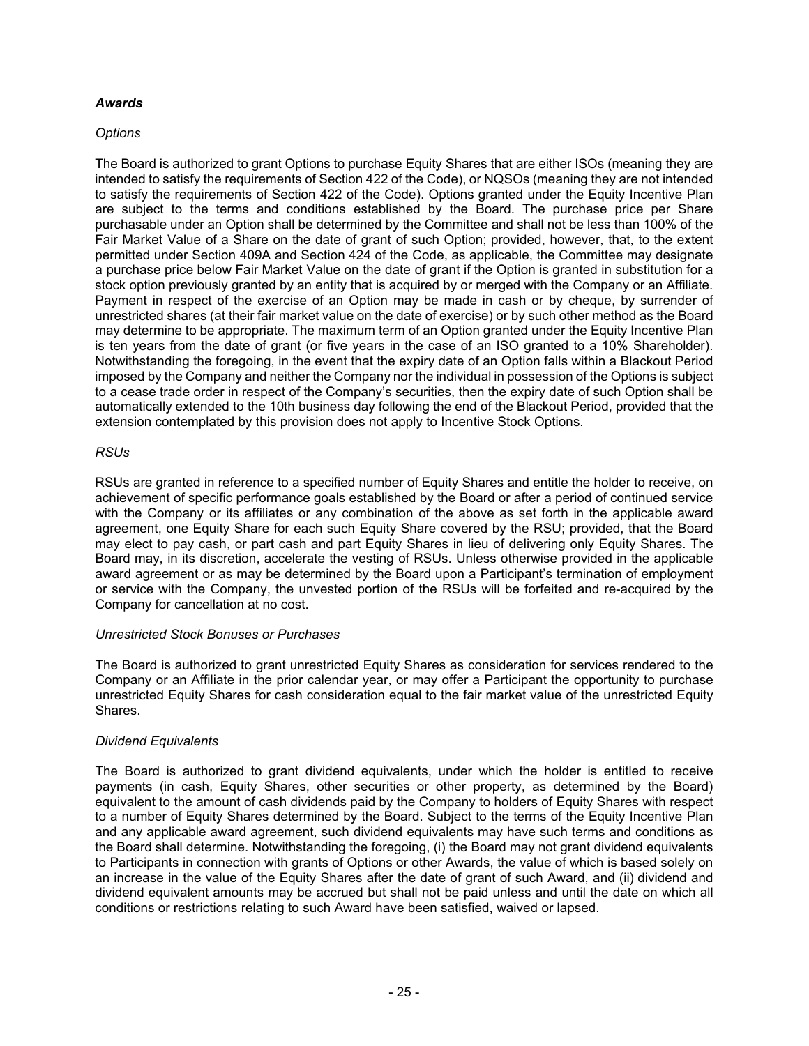### ***Awards***

*Options*

The Board is authorized to grant Options to purchase Equity Shares that are either ISOs (meaning they are intended to satisfy the requirements of Section 422 of the Code), or NQSOs (meaning they are not intended to satisfy the requirements of Section 422 of the Code). Options granted under the Equity Incentive Plan are subject to the terms and conditions established by the Board. The purchase price per Share purchasable under an Option shall be determined by the Committee and shall not be less than 100% of the Fair Market Value of a Share on the date of grant of such Option; provided, however, that, to the extent permitted under Section 409A and Section 424 of the Code, as applicable, the Committee may designate a purchase price below Fair Market Value on the date of grant if the Option is granted in substitution for a stock option previously granted by an entity that is acquired by or merged with the Company or an Affiliate. Payment in respect of the exercise of an Option may be made in cash or by cheque, by surrender of unrestricted shares (at their fair market value on the date of exercise) or by such other method as the Board may determine to be appropriate. The maximum term of an Option granted under the Equity Incentive Plan is ten years from the date of grant (or five years in the case of an ISO granted to a 10% Shareholder). Notwithstanding the foregoing, in the event that the expiry date of an Option falls within a Blackout Period imposed by the Company and neither the Company nor the individual in possession of the Options is subject to a cease trade order in respect of the Company's securities, then the expiry date of such Option shall be automatically extended to the 10th business day following the end of the Blackout Period, provided that the extension contemplated by this provision does not apply to Incentive Stock Options.

*RSUs*

RSUs are granted in reference to a specified number of Equity Shares and entitle the holder to receive, on achievement of specific performance goals established by the Board or after a period of continued service with the Company or its affiliates or any combination of the above as set forth in the applicable award agreement, one Equity Share for each such Equity Share covered by the RSU; provided, that the Board may elect to pay cash, or part cash and part Equity Shares in lieu of delivering only Equity Shares. The Board may, in its discretion, accelerate the vesting of RSUs. Unless otherwise provided in the applicable award agreement or as may be determined by the Board upon a Participant's termination of employment or service with the Company, the unvested portion of the RSUs will be forfeited and re-acquired by the Company for cancellation at no cost.

*Unrestricted Stock Bonuses or Purchases*

The Board is authorized to grant unrestricted Equity Shares as consideration for services rendered to the Company or an Affiliate in the prior calendar year, or may offer a Participant the opportunity to purchase unrestricted Equity Shares for cash consideration equal to the fair market value of the unrestricted Equity Shares.

*Dividend Equivalents*

The Board is authorized to grant dividend equivalents, under which the holder is entitled to receive payments (in cash, Equity Shares, other securities or other property, as determined by the Board) equivalent to the amount of cash dividends paid by the Company to holders of Equity Shares with respect to a number of Equity Shares determined by the Board. Subject to the terms of the Equity Incentive Plan and any applicable award agreement, such dividend equivalents may have such terms and conditions as the Board shall determine. Notwithstanding the foregoing, (i) the Board may not grant dividend equivalents to Participants in connection with grants of Options or other Awards, the value of which is based solely on an increase in the value of the Equity Shares after the date of grant of such Award, and (ii) dividend and dividend equivalent amounts may be accrued but shall not be paid unless and until the date on which all conditions or restrictions relating to such Award have been satisfied, waived or lapsed.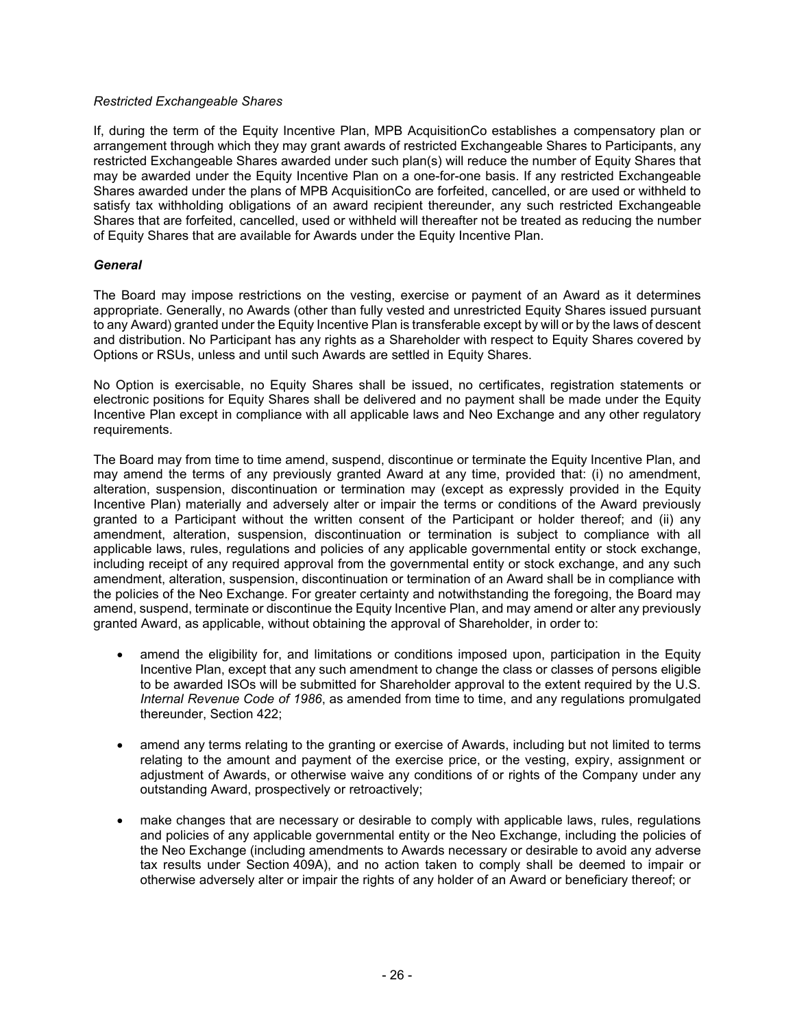*Restricted Exchangeable Shares*

If, during the term of the Equity Incentive Plan, MPB AcquisitionCo establishes a compensatory plan or arrangement through which they may grant awards of restricted Exchangeable Shares to Participants, any restricted Exchangeable Shares awarded under such plan(s) will reduce the number of Equity Shares that may be awarded under the Equity Incentive Plan on a one-for-one basis. If any restricted Exchangeable Shares awarded under the plans of MPB AcquisitionCo are forfeited, cancelled, or are used or withheld to satisfy tax withholding obligations of an award recipient thereunder, any such restricted Exchangeable Shares that are forfeited, cancelled, used or withheld will thereafter not be treated as reducing the number of Equity Shares that are available for Awards under the Equity Incentive Plan.

***General***

The Board may impose restrictions on the vesting, exercise or payment of an Award as it determines appropriate. Generally, no Awards (other than fully vested and unrestricted Equity Shares issued pursuant to any Award) granted under the Equity Incentive Plan is transferable except by will or by the laws of descent and distribution. No Participant has any rights as a Shareholder with respect to Equity Shares covered by Options or RSUs, unless and until such Awards are settled in Equity Shares.

No Option is exercisable, no Equity Shares shall be issued, no certificates, registration statements or electronic positions for Equity Shares shall be delivered and no payment shall be made under the Equity Incentive Plan except in compliance with all applicable laws and Neo Exchange and any other regulatory requirements.

The Board may from time to time amend, suspend, discontinue or terminate the Equity Incentive Plan, and may amend the terms of any previously granted Award at any time, provided that: (i) no amendment, alteration, suspension, discontinuation or termination may (except as expressly provided in the Equity Incentive Plan) materially and adversely alter or impair the terms or conditions of the Award previously granted to a Participant without the written consent of the Participant or holder thereof; and (ii) any amendment, alteration, suspension, discontinuation or termination is subject to compliance with all applicable laws, rules, regulations and policies of any applicable governmental entity or stock exchange, including receipt of any required approval from the governmental entity or stock exchange, and any such amendment, alteration, suspension, discontinuation or termination of an Award shall be in compliance with the policies of the Neo Exchange. For greater certainty and notwithstanding the foregoing, the Board may amend, suspend, terminate or discontinue the Equity Incentive Plan, and may amend or alter any previously granted Award, as applicable, without obtaining the approval of Shareholder, in order to:

- amend the eligibility for, and limitations or conditions imposed upon, participation in the Equity Incentive Plan, except that any such amendment to change the class or classes of persons eligible to be awarded ISOs will be submitted for Shareholder approval to the extent required by the U.S. *Internal Revenue Code of 1986*, as amended from time to time, and any regulations promulgated thereunder, Section 422;
- amend any terms relating to the granting or exercise of Awards, including but not limited to terms relating to the amount and payment of the exercise price, or the vesting, expiry, assignment or adjustment of Awards, or otherwise waive any conditions of or rights of the Company under any outstanding Award, prospectively or retroactively;
- make changes that are necessary or desirable to comply with applicable laws, rules, regulations and policies of any applicable governmental entity or the Neo Exchange, including the policies of the Neo Exchange (including amendments to Awards necessary or desirable to avoid any adverse tax results under Section 409A), and no action taken to comply shall be deemed to impair or otherwise adversely alter or impair the rights of any holder of an Award or beneficiary thereof; or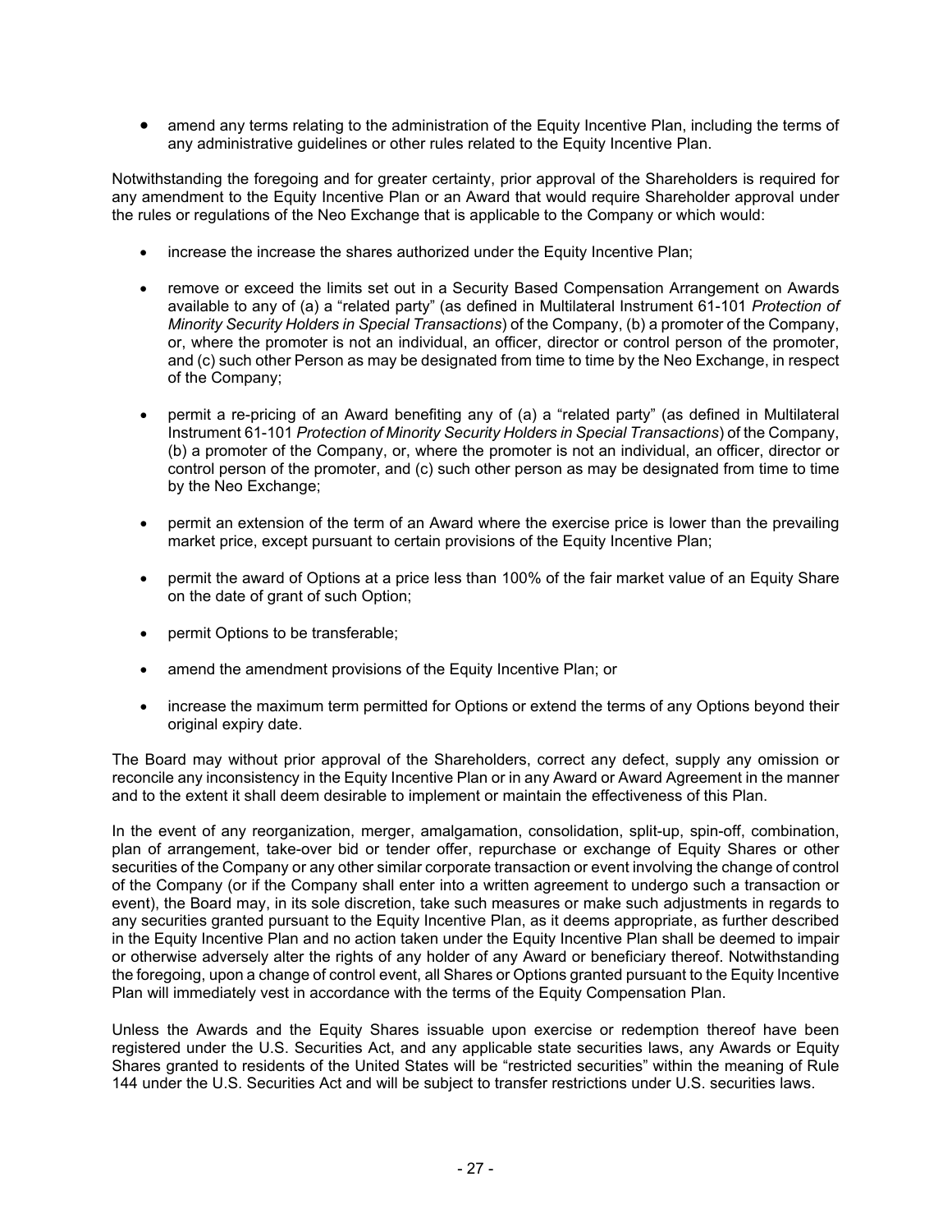- amend any terms relating to the administration of the Equity Incentive Plan, including the terms of any administrative guidelines or other rules related to the Equity Incentive Plan.

Notwithstanding the foregoing and for greater certainty, prior approval of the Shareholders is required for any amendment to the Equity Incentive Plan or an Award that would require Shareholder approval under the rules or regulations of the Neo Exchange that is applicable to the Company or which would:

- increase the increase the shares authorized under the Equity Incentive Plan;
- remove or exceed the limits set out in a Security Based Compensation Arrangement on Awards available to any of (a) a "related party" (as defined in Multilateral Instrument 61-101 *Protection of Minority Security Holders in Special Transactions*) of the Company, (b) a promoter of the Company, or, where the promoter is not an individual, an officer, director or control person of the promoter, and (c) such other Person as may be designated from time to time by the Neo Exchange, in respect of the Company;
- permit a re-pricing of an Award benefiting any of (a) a "related party" (as defined in Multilateral Instrument 61-101 *Protection of Minority Security Holders in Special Transactions*) of the Company, (b) a promoter of the Company, or, where the promoter is not an individual, an officer, director or control person of the promoter, and (c) such other person as may be designated from time to time by the Neo Exchange;
- permit an extension of the term of an Award where the exercise price is lower than the prevailing market price, except pursuant to certain provisions of the Equity Incentive Plan;
- permit the award of Options at a price less than 100% of the fair market value of an Equity Share on the date of grant of such Option;
- permit Options to be transferable;
- amend the amendment provisions of the Equity Incentive Plan; or
- increase the maximum term permitted for Options or extend the terms of any Options beyond their original expiry date.

The Board may without prior approval of the Shareholders, correct any defect, supply any omission or reconcile any inconsistency in the Equity Incentive Plan or in any Award or Award Agreement in the manner and to the extent it shall deem desirable to implement or maintain the effectiveness of this Plan.

In the event of any reorganization, merger, amalgamation, consolidation, split-up, spin-off, combination, plan of arrangement, take-over bid or tender offer, repurchase or exchange of Equity Shares or other securities of the Company or any other similar corporate transaction or event involving the change of control of the Company (or if the Company shall enter into a written agreement to undergo such a transaction or event), the Board may, in its sole discretion, take such measures or make such adjustments in regards to any securities granted pursuant to the Equity Incentive Plan, as it deems appropriate, as further described in the Equity Incentive Plan and no action taken under the Equity Incentive Plan shall be deemed to impair or otherwise adversely alter the rights of any holder of any Award or beneficiary thereof. Notwithstanding the foregoing, upon a change of control event, all Shares or Options granted pursuant to the Equity Incentive Plan will immediately vest in accordance with the terms of the Equity Compensation Plan.

Unless the Awards and the Equity Shares issuable upon exercise or redemption thereof have been registered under the U.S. Securities Act, and any applicable state securities laws, any Awards or Equity Shares granted to residents of the United States will be "restricted securities" within the meaning of Rule 144 under the U.S. Securities Act and will be subject to transfer restrictions under U.S. securities laws.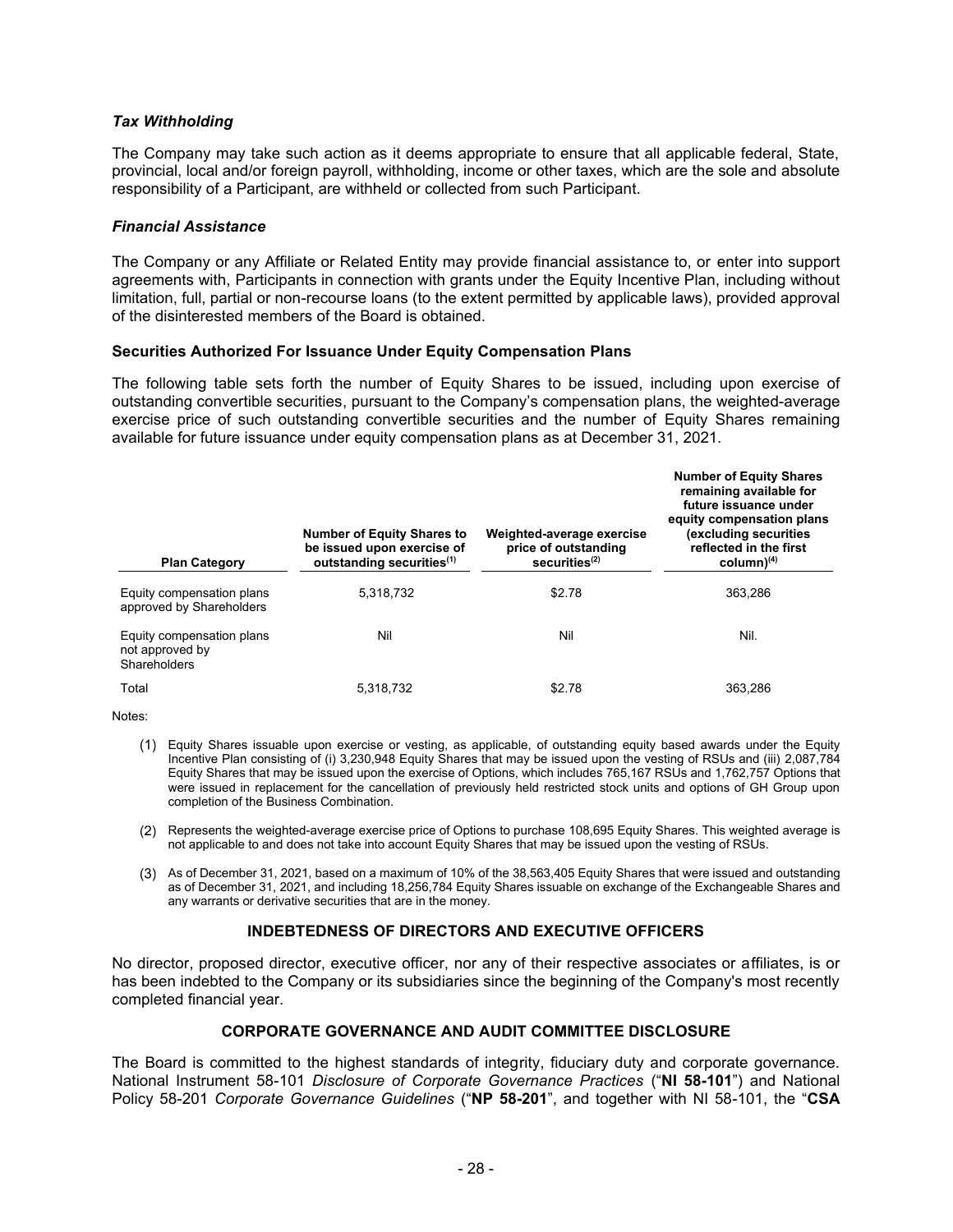### *Tax Withholding*

The Company may take such action as it deems appropriate to ensure that all applicable federal, State, provincial, local and/or foreign payroll, withholding, income or other taxes, which are the sole and absolute responsibility of a Participant, are withheld or collected from such Participant.

### *Financial Assistance*

The Company or any Affiliate or Related Entity may provide financial assistance to, or enter into support agreements with, Participants in connection with grants under the Equity Incentive Plan, including without limitation, full, partial or non-recourse loans (to the extent permitted by applicable laws), provided approval of the disinterested members of the Board is obtained.

### Securities Authorized For Issuance Under Equity Compensation Plans

The following table sets forth the number of Equity Shares to be issued, including upon exercise of outstanding convertible securities, pursuant to the Company's compensation plans, the weighted-average exercise price of such outstanding convertible securities and the number of Equity Shares remaining available for future issuance under equity compensation plans as at December 31, 2021.

| Plan Category | Number of Equity Shares to be issued upon exercise of outstanding securities[(1)] | Weighted-average exercise price of outstanding securities[(2)] | Number of Equity Shares remaining available for future issuance under equity compensation plans (excluding securities reflected in the first column)[(4)] |
|---|---|---|---|
| Equity compensation plans approved by Shareholders | 5,318,732 | $2.78 | 363,286 |
| Equity compensation plans not approved by Shareholders | Nil | Nil | Nil. |
| Total | 5,318,732 | $2.78 | 363,286 |

Notes:

(1) Equity Shares issuable upon exercise or vesting, as applicable, of outstanding equity based awards under the Equity Incentive Plan consisting of (i) 3,230,948 Equity Shares that may be issued upon the vesting of RSUs and (iii) 2,087,784 Equity Shares that may be issued upon the exercise of Options, which includes 765,167 RSUs and 1,762,757 Options that were issued in replacement for the cancellation of previously held restricted stock units and options of GH Group upon completion of the Business Combination.

(2) Represents the weighted-average exercise price of Options to purchase 108,695 Equity Shares. This weighted average is not applicable to and does not take into account Equity Shares that may be issued upon the vesting of RSUs.

(3) As of December 31, 2021, based on a maximum of 10% of the 38,563,405 Equity Shares that were issued and outstanding as of December 31, 2021, and including 18,256,784 Equity Shares issuable on exchange of the Exchangeable Shares and any warrants or derivative securities that are in the money.

## INDEBTEDNESS OF DIRECTORS AND EXECUTIVE OFFICERS

No director, proposed director, executive officer, nor any of their respective associates or affiliates, is or has been indebted to the Company or its subsidiaries since the beginning of the Company's most recently completed financial year.

## CORPORATE GOVERNANCE AND AUDIT COMMITTEE DISCLOSURE

The Board is committed to the highest standards of integrity, fiduciary duty and corporate governance. National Instrument 58-101 *Disclosure of Corporate Governance Practices* ("**NI 58-101**") and National Policy 58-201 *Corporate Governance Guidelines* ("**NP 58-201**", and together with NI 58-101, the "**CSA**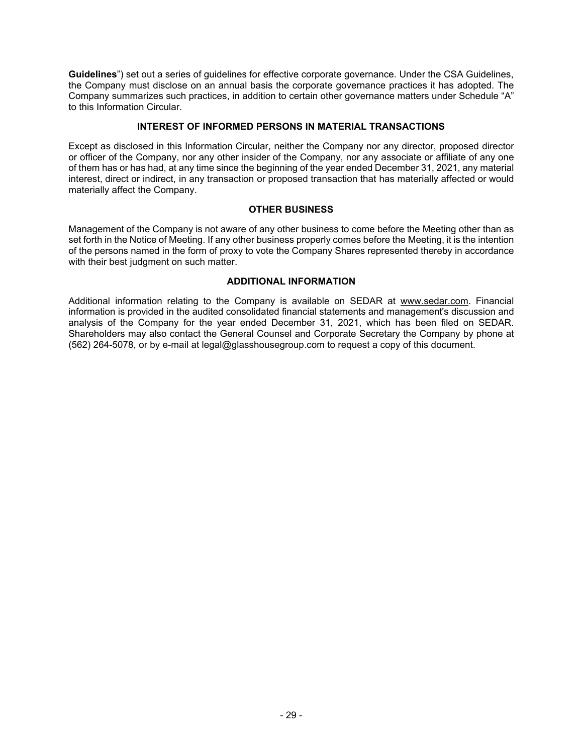**Guidelines**") set out a series of guidelines for effective corporate governance. Under the CSA Guidelines, the Company must disclose on an annual basis the corporate governance practices it has adopted. The Company summarizes such practices, in addition to certain other governance matters under Schedule "A" to this Information Circular.

## INTEREST OF INFORMED PERSONS IN MATERIAL TRANSACTIONS

Except as disclosed in this Information Circular, neither the Company nor any director, proposed director or officer of the Company, nor any other insider of the Company, nor any associate or affiliate of any one of them has or has had, at any time since the beginning of the year ended December 31, 2021, any material interest, direct or indirect, in any transaction or proposed transaction that has materially affected or would materially affect the Company.

## OTHER BUSINESS

Management of the Company is not aware of any other business to come before the Meeting other than as set forth in the Notice of Meeting. If any other business properly comes before the Meeting, it is the intention of the persons named in the form of proxy to vote the Company Shares represented thereby in accordance with their best judgment on such matter.

## ADDITIONAL INFORMATION

Additional information relating to the Company is available on SEDAR at www.sedar.com. Financial information is provided in the audited consolidated financial statements and management's discussion and analysis of the Company for the year ended December 31, 2021, which has been filed on SEDAR. Shareholders may also contact the General Counsel and Corporate Secretary the Company by phone at (562) 264-5078, or by e-mail at legal@glasshousegroup.com to request a copy of this document.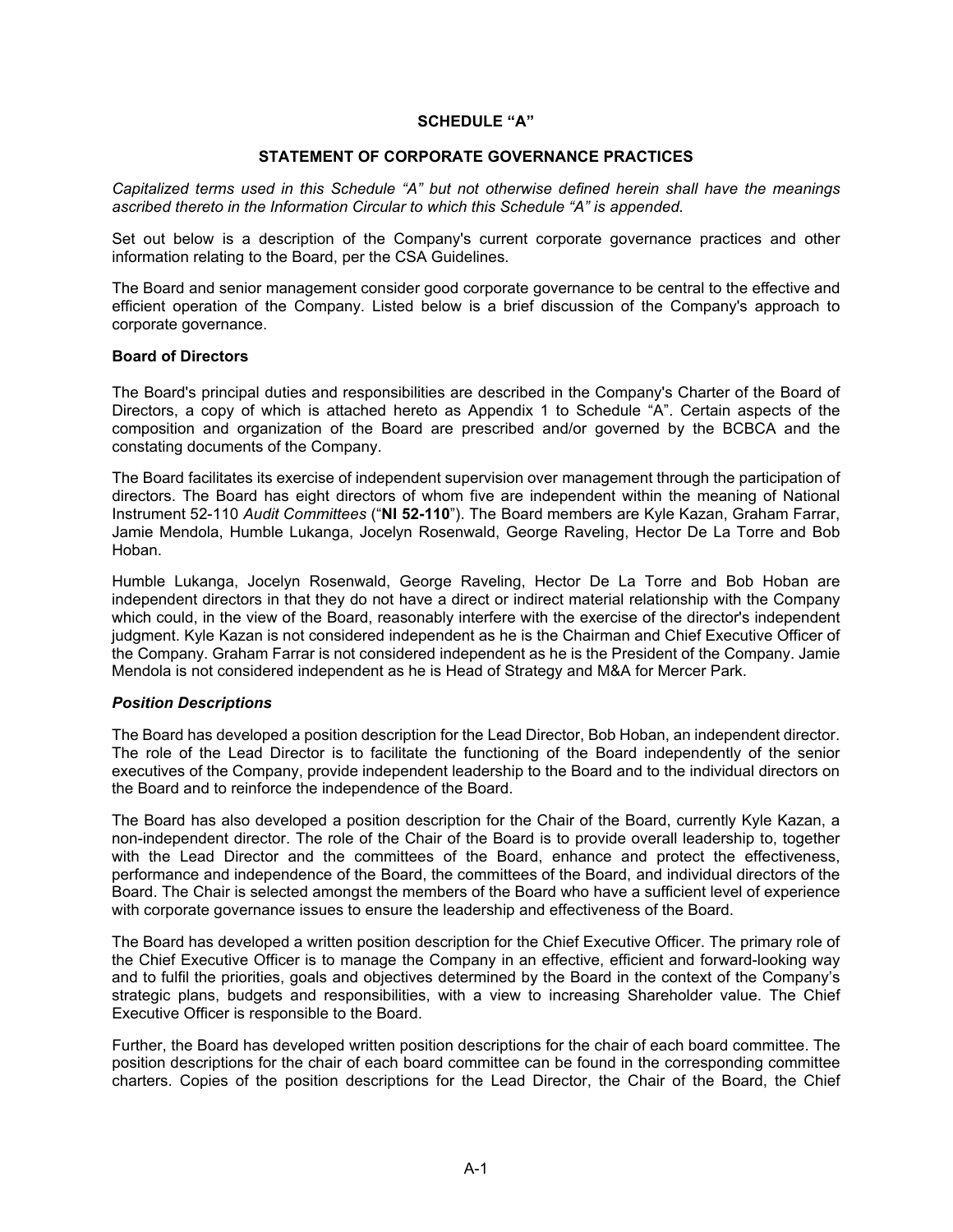**SCHEDULE "A"**

**STATEMENT OF CORPORATE GOVERNANCE PRACTICES**

*Capitalized terms used in this Schedule "A" but not otherwise defined herein shall have the meanings ascribed thereto in the Information Circular to which this Schedule "A" is appended.*

Set out below is a description of the Company's current corporate governance practices and other information relating to the Board, per the CSA Guidelines.

The Board and senior management consider good corporate governance to be central to the effective and efficient operation of the Company. Listed below is a brief discussion of the Company's approach to corporate governance.

**Board of Directors**

The Board's principal duties and responsibilities are described in the Company's Charter of the Board of Directors, a copy of which is attached hereto as Appendix 1 to Schedule "A". Certain aspects of the composition and organization of the Board are prescribed and/or governed by the BCBCA and the constating documents of the Company.

The Board facilitates its exercise of independent supervision over management through the participation of directors. The Board has eight directors of whom five are independent within the meaning of National Instrument 52-110 *Audit Committees* ("**NI 52-110**"). The Board members are Kyle Kazan, Graham Farrar, Jamie Mendola, Humble Lukanga, Jocelyn Rosenwald, George Raveling, Hector De La Torre and Bob Hoban.

Humble Lukanga, Jocelyn Rosenwald, George Raveling, Hector De La Torre and Bob Hoban are independent directors in that they do not have a direct or indirect material relationship with the Company which could, in the view of the Board, reasonably interfere with the exercise of the director's independent judgment. Kyle Kazan is not considered independent as he is the Chairman and Chief Executive Officer of the Company. Graham Farrar is not considered independent as he is the President of the Company. Jamie Mendola is not considered independent as he is Head of Strategy and M&A for Mercer Park.

***Position Descriptions***

The Board has developed a position description for the Lead Director, Bob Hoban, an independent director. The role of the Lead Director is to facilitate the functioning of the Board independently of the senior executives of the Company, provide independent leadership to the Board and to the individual directors on the Board and to reinforce the independence of the Board.

The Board has also developed a position description for the Chair of the Board, currently Kyle Kazan, a non-independent director. The role of the Chair of the Board is to provide overall leadership to, together with the Lead Director and the committees of the Board, enhance and protect the effectiveness, performance and independence of the Board, the committees of the Board, and individual directors of the Board. The Chair is selected amongst the members of the Board who have a sufficient level of experience with corporate governance issues to ensure the leadership and effectiveness of the Board.

The Board has developed a written position description for the Chief Executive Officer. The primary role of the Chief Executive Officer is to manage the Company in an effective, efficient and forward-looking way and to fulfil the priorities, goals and objectives determined by the Board in the context of the Company's strategic plans, budgets and responsibilities, with a view to increasing Shareholder value. The Chief Executive Officer is responsible to the Board.

Further, the Board has developed written position descriptions for the chair of each board committee. The position descriptions for the chair of each board committee can be found in the corresponding committee charters. Copies of the position descriptions for the Lead Director, the Chair of the Board, the Chief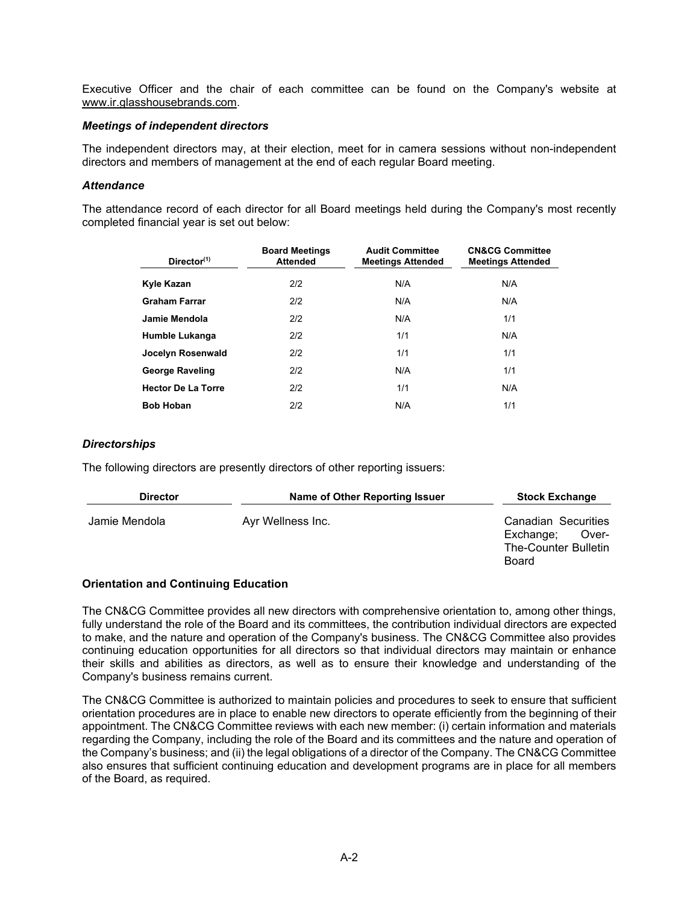Executive Officer and the chair of each committee can be found on the Company's website at www.ir.glasshousebrands.com.

***Meetings of independent directors***

The independent directors may, at their election, meet for in camera sessions without non-independent directors and members of management at the end of each regular Board meeting.

***Attendance***

The attendance record of each director for all Board meetings held during the Company's most recently completed financial year is set out below:

| Director[(1)] | Board Meetings Attended | Audit Committee Meetings Attended | CN&CG Committee Meetings Attended |
|---|---|---|---|
| **Kyle Kazan** | 2/2 | N/A | N/A |
| **Graham Farrar** | 2/2 | N/A | N/A |
| **Jamie Mendola** | 2/2 | N/A | 1/1 |
| **Humble Lukanga** | 2/2 | 1/1 | N/A |
| **Jocelyn Rosenwald** | 2/2 | 1/1 | 1/1 |
| **George Raveling** | 2/2 | N/A | 1/1 |
| **Hector De La Torre** | 2/2 | 1/1 | N/A |
| **Bob Hoban** | 2/2 | N/A | 1/1 |

***Directorships***

The following directors are presently directors of other reporting issuers:

| Director | Name of Other Reporting Issuer | Stock Exchange |
|---|---|---|
| Jamie Mendola | Ayr Wellness Inc. | Canadian Securities Exchange; Over-The-Counter Bulletin Board |

**Orientation and Continuing Education**

The CN&CG Committee provides all new directors with comprehensive orientation to, among other things, fully understand the role of the Board and its committees, the contribution individual directors are expected to make, and the nature and operation of the Company's business. The CN&CG Committee also provides continuing education opportunities for all directors so that individual directors may maintain or enhance their skills and abilities as directors, as well as to ensure their knowledge and understanding of the Company's business remains current.

The CN&CG Committee is authorized to maintain policies and procedures to seek to ensure that sufficient orientation procedures are in place to enable new directors to operate efficiently from the beginning of their appointment. The CN&CG Committee reviews with each new member: (i) certain information and materials regarding the Company, including the role of the Board and its committees and the nature and operation of the Company's business; and (ii) the legal obligations of a director of the Company. The CN&CG Committee also ensures that sufficient continuing education and development programs are in place for all members of the Board, as required.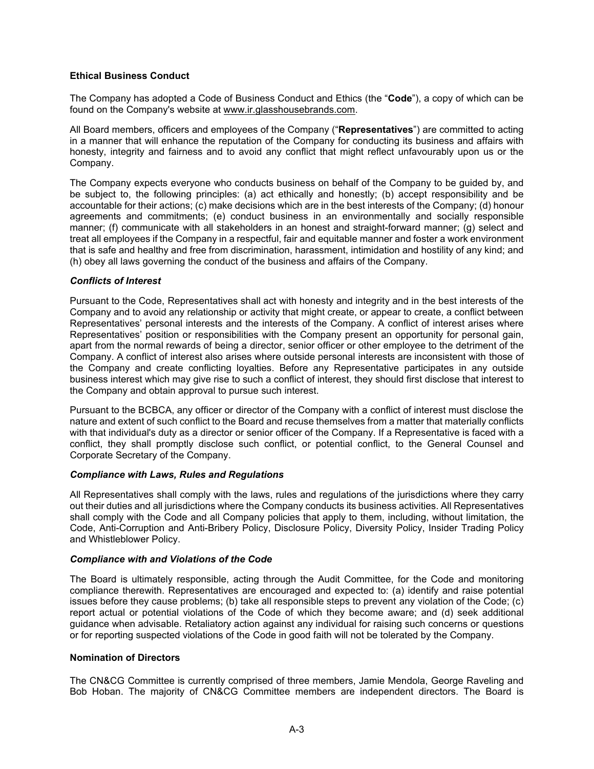## Ethical Business Conduct

The Company has adopted a Code of Business Conduct and Ethics (the "**Code**"), a copy of which can be found on the Company's website at www.ir.glasshousebrands.com.

All Board members, officers and employees of the Company ("**Representatives**") are committed to acting in a manner that will enhance the reputation of the Company for conducting its business and affairs with honesty, integrity and fairness and to avoid any conflict that might reflect unfavourably upon us or the Company.

The Company expects everyone who conducts business on behalf of the Company to be guided by, and be subject to, the following principles: (a) act ethically and honestly; (b) accept responsibility and be accountable for their actions; (c) make decisions which are in the best interests of the Company; (d) honour agreements and commitments; (e) conduct business in an environmentally and socially responsible manner; (f) communicate with all stakeholders in an honest and straight-forward manner; (g) select and treat all employees if the Company in a respectful, fair and equitable manner and foster a work environment that is safe and healthy and free from discrimination, harassment, intimidation and hostility of any kind; and (h) obey all laws governing the conduct of the business and affairs of the Company.

### *Conflicts of Interest*

Pursuant to the Code, Representatives shall act with honesty and integrity and in the best interests of the Company and to avoid any relationship or activity that might create, or appear to create, a conflict between Representatives' personal interests and the interests of the Company. A conflict of interest arises where Representatives' position or responsibilities with the Company present an opportunity for personal gain, apart from the normal rewards of being a director, senior officer or other employee to the detriment of the Company. A conflict of interest also arises where outside personal interests are inconsistent with those of the Company and create conflicting loyalties. Before any Representative participates in any outside business interest which may give rise to such a conflict of interest, they should first disclose that interest to the Company and obtain approval to pursue such interest.

Pursuant to the BCBCA, any officer or director of the Company with a conflict of interest must disclose the nature and extent of such conflict to the Board and recuse themselves from a matter that materially conflicts with that individual's duty as a director or senior officer of the Company. If a Representative is faced with a conflict, they shall promptly disclose such conflict, or potential conflict, to the General Counsel and Corporate Secretary of the Company.

### *Compliance with Laws, Rules and Regulations*

All Representatives shall comply with the laws, rules and regulations of the jurisdictions where they carry out their duties and all jurisdictions where the Company conducts its business activities. All Representatives shall comply with the Code and all Company policies that apply to them, including, without limitation, the Code, Anti-Corruption and Anti-Bribery Policy, Disclosure Policy, Diversity Policy, Insider Trading Policy and Whistleblower Policy.

### *Compliance with and Violations of the Code*

The Board is ultimately responsible, acting through the Audit Committee, for the Code and monitoring compliance therewith. Representatives are encouraged and expected to: (a) identify and raise potential issues before they cause problems; (b) take all responsible steps to prevent any violation of the Code; (c) report actual or potential violations of the Code of which they become aware; and (d) seek additional guidance when advisable. Retaliatory action against any individual for raising such concerns or questions or for reporting suspected violations of the Code in good faith will not be tolerated by the Company.

## Nomination of Directors

The CN&CG Committee is currently comprised of three members, Jamie Mendola, George Raveling and Bob Hoban. The majority of CN&CG Committee members are independent directors. The Board is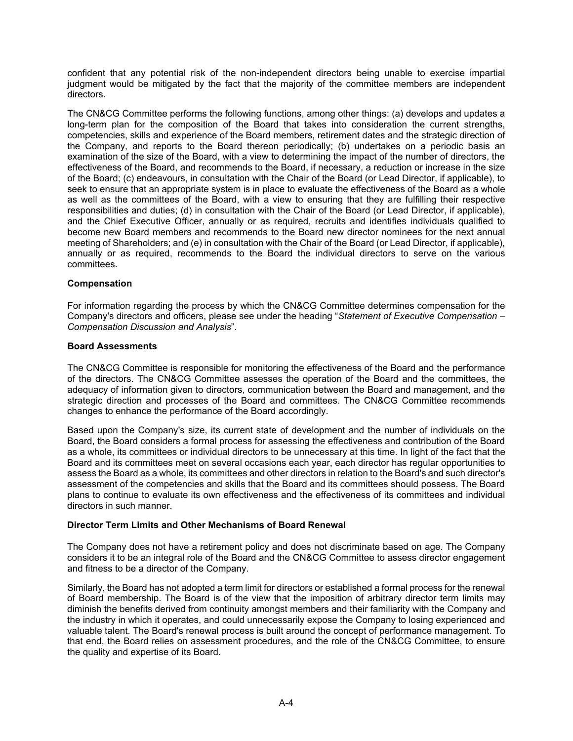confident that any potential risk of the non-independent directors being unable to exercise impartial judgment would be mitigated by the fact that the majority of the committee members are independent directors.

The CN&CG Committee performs the following functions, among other things: (a) develops and updates a long-term plan for the composition of the Board that takes into consideration the current strengths, competencies, skills and experience of the Board members, retirement dates and the strategic direction of the Company, and reports to the Board thereon periodically; (b) undertakes on a periodic basis an examination of the size of the Board, with a view to determining the impact of the number of directors, the effectiveness of the Board, and recommends to the Board, if necessary, a reduction or increase in the size of the Board; (c) endeavours, in consultation with the Chair of the Board (or Lead Director, if applicable), to seek to ensure that an appropriate system is in place to evaluate the effectiveness of the Board as a whole as well as the committees of the Board, with a view to ensuring that they are fulfilling their respective responsibilities and duties; (d) in consultation with the Chair of the Board (or Lead Director, if applicable), and the Chief Executive Officer, annually or as required, recruits and identifies individuals qualified to become new Board members and recommends to the Board new director nominees for the next annual meeting of Shareholders; and (e) in consultation with the Chair of the Board (or Lead Director, if applicable), annually or as required, recommends to the Board the individual directors to serve on the various committees.

**Compensation**

For information regarding the process by which the CN&CG Committee determines compensation for the Company's directors and officers, please see under the heading "*Statement of Executive Compensation – Compensation Discussion and Analysis*".

**Board Assessments**

The CN&CG Committee is responsible for monitoring the effectiveness of the Board and the performance of the directors. The CN&CG Committee assesses the operation of the Board and the committees, the adequacy of information given to directors, communication between the Board and management, and the strategic direction and processes of the Board and committees. The CN&CG Committee recommends changes to enhance the performance of the Board accordingly.

Based upon the Company's size, its current state of development and the number of individuals on the Board, the Board considers a formal process for assessing the effectiveness and contribution of the Board as a whole, its committees or individual directors to be unnecessary at this time. In light of the fact that the Board and its committees meet on several occasions each year, each director has regular opportunities to assess the Board as a whole, its committees and other directors in relation to the Board's and such director's assessment of the competencies and skills that the Board and its committees should possess. The Board plans to continue to evaluate its own effectiveness and the effectiveness of its committees and individual directors in such manner.

**Director Term Limits and Other Mechanisms of Board Renewal**

The Company does not have a retirement policy and does not discriminate based on age. The Company considers it to be an integral role of the Board and the CN&CG Committee to assess director engagement and fitness to be a director of the Company.

Similarly, the Board has not adopted a term limit for directors or established a formal process for the renewal of Board membership. The Board is of the view that the imposition of arbitrary director term limits may diminish the benefits derived from continuity amongst members and their familiarity with the Company and the industry in which it operates, and could unnecessarily expose the Company to losing experienced and valuable talent. The Board's renewal process is built around the concept of performance management. To that end, the Board relies on assessment procedures, and the role of the CN&CG Committee, to ensure the quality and expertise of its Board.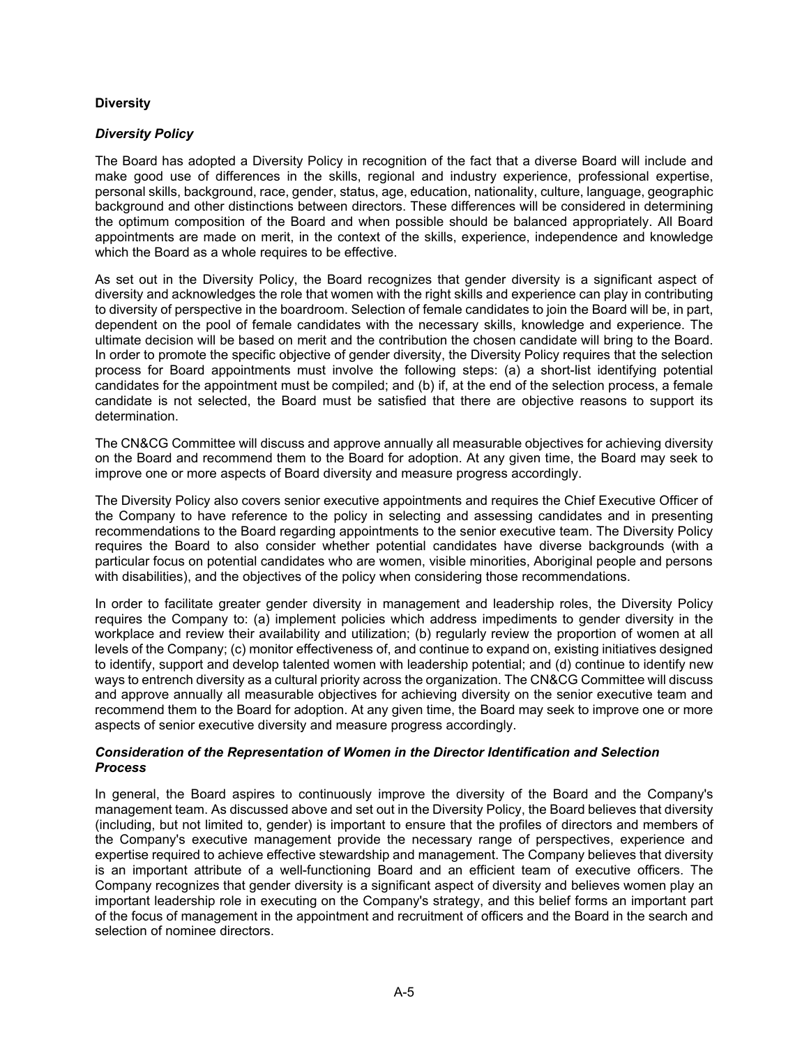## Diversity

### *Diversity Policy*

The Board has adopted a Diversity Policy in recognition of the fact that a diverse Board will include and make good use of differences in the skills, regional and industry experience, professional expertise, personal skills, background, race, gender, status, age, education, nationality, culture, language, geographic background and other distinctions between directors. These differences will be considered in determining the optimum composition of the Board and when possible should be balanced appropriately. All Board appointments are made on merit, in the context of the skills, experience, independence and knowledge which the Board as a whole requires to be effective.

As set out in the Diversity Policy, the Board recognizes that gender diversity is a significant aspect of diversity and acknowledges the role that women with the right skills and experience can play in contributing to diversity of perspective in the boardroom. Selection of female candidates to join the Board will be, in part, dependent on the pool of female candidates with the necessary skills, knowledge and experience. The ultimate decision will be based on merit and the contribution the chosen candidate will bring to the Board. In order to promote the specific objective of gender diversity, the Diversity Policy requires that the selection process for Board appointments must involve the following steps: (a) a short-list identifying potential candidates for the appointment must be compiled; and (b) if, at the end of the selection process, a female candidate is not selected, the Board must be satisfied that there are objective reasons to support its determination.

The CN&CG Committee will discuss and approve annually all measurable objectives for achieving diversity on the Board and recommend them to the Board for adoption. At any given time, the Board may seek to improve one or more aspects of Board diversity and measure progress accordingly.

The Diversity Policy also covers senior executive appointments and requires the Chief Executive Officer of the Company to have reference to the policy in selecting and assessing candidates and in presenting recommendations to the Board regarding appointments to the senior executive team. The Diversity Policy requires the Board to also consider whether potential candidates have diverse backgrounds (with a particular focus on potential candidates who are women, visible minorities, Aboriginal people and persons with disabilities), and the objectives of the policy when considering those recommendations.

In order to facilitate greater gender diversity in management and leadership roles, the Diversity Policy requires the Company to: (a) implement policies which address impediments to gender diversity in the workplace and review their availability and utilization; (b) regularly review the proportion of women at all levels of the Company; (c) monitor effectiveness of, and continue to expand on, existing initiatives designed to identify, support and develop talented women with leadership potential; and (d) continue to identify new ways to entrench diversity as a cultural priority across the organization. The CN&CG Committee will discuss and approve annually all measurable objectives for achieving diversity on the senior executive team and recommend them to the Board for adoption. At any given time, the Board may seek to improve one or more aspects of senior executive diversity and measure progress accordingly.

### *Consideration of the Representation of Women in the Director Identification and Selection Process*

In general, the Board aspires to continuously improve the diversity of the Board and the Company's management team. As discussed above and set out in the Diversity Policy, the Board believes that diversity (including, but not limited to, gender) is important to ensure that the profiles of directors and members of the Company's executive management provide the necessary range of perspectives, experience and expertise required to achieve effective stewardship and management. The Company believes that diversity is an important attribute of a well-functioning Board and an efficient team of executive officers. The Company recognizes that gender diversity is a significant aspect of diversity and believes women play an important leadership role in executing on the Company's strategy, and this belief forms an important part of the focus of management in the appointment and recruitment of officers and the Board in the search and selection of nominee directors.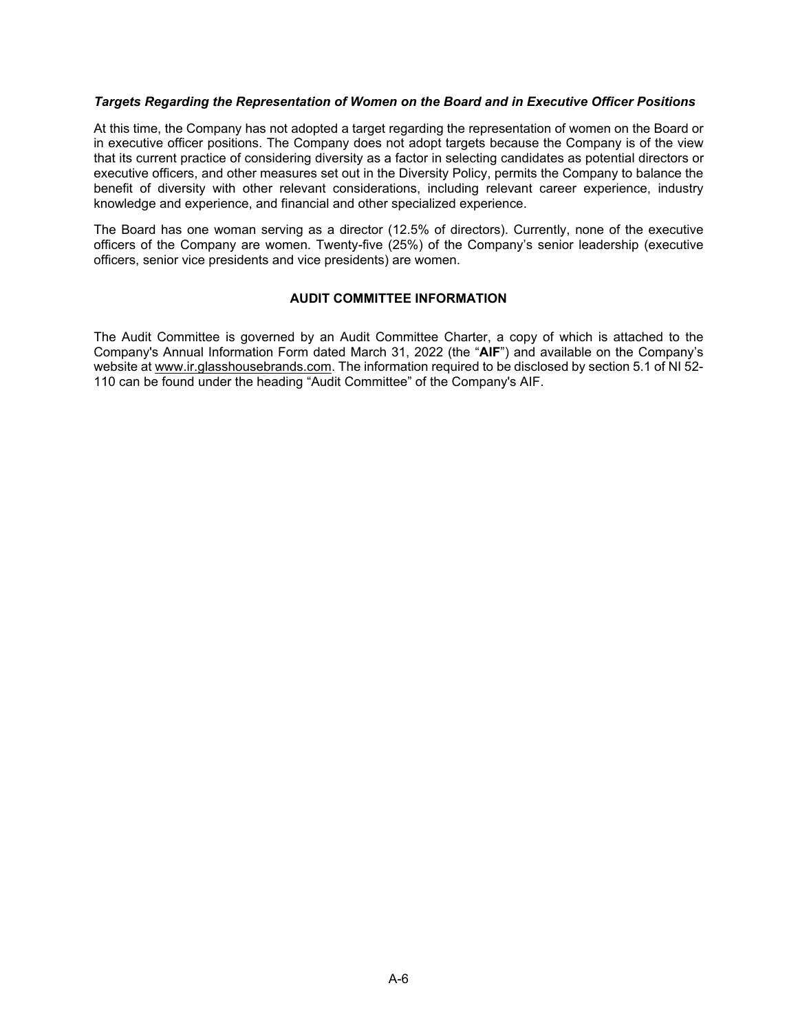***Targets Regarding the Representation of Women on the Board and in Executive Officer Positions***

At this time, the Company has not adopted a target regarding the representation of women on the Board or in executive officer positions. The Company does not adopt targets because the Company is of the view that its current practice of considering diversity as a factor in selecting candidates as potential directors or executive officers, and other measures set out in the Diversity Policy, permits the Company to balance the benefit of diversity with other relevant considerations, including relevant career experience, industry knowledge and experience, and financial and other specialized experience.

The Board has one woman serving as a director (12.5% of directors). Currently, none of the executive officers of the Company are women. Twenty-five (25%) of the Company's senior leadership (executive officers, senior vice presidents and vice presidents) are women.

## AUDIT COMMITTEE INFORMATION

The Audit Committee is governed by an Audit Committee Charter, a copy of which is attached to the Company's Annual Information Form dated March 31, 2022 (the "**AIF**") and available on the Company's website at www.ir.glasshousebrands.com. The information required to be disclosed by section 5.1 of NI 52-110 can be found under the heading "Audit Committee" of the Company's AIF.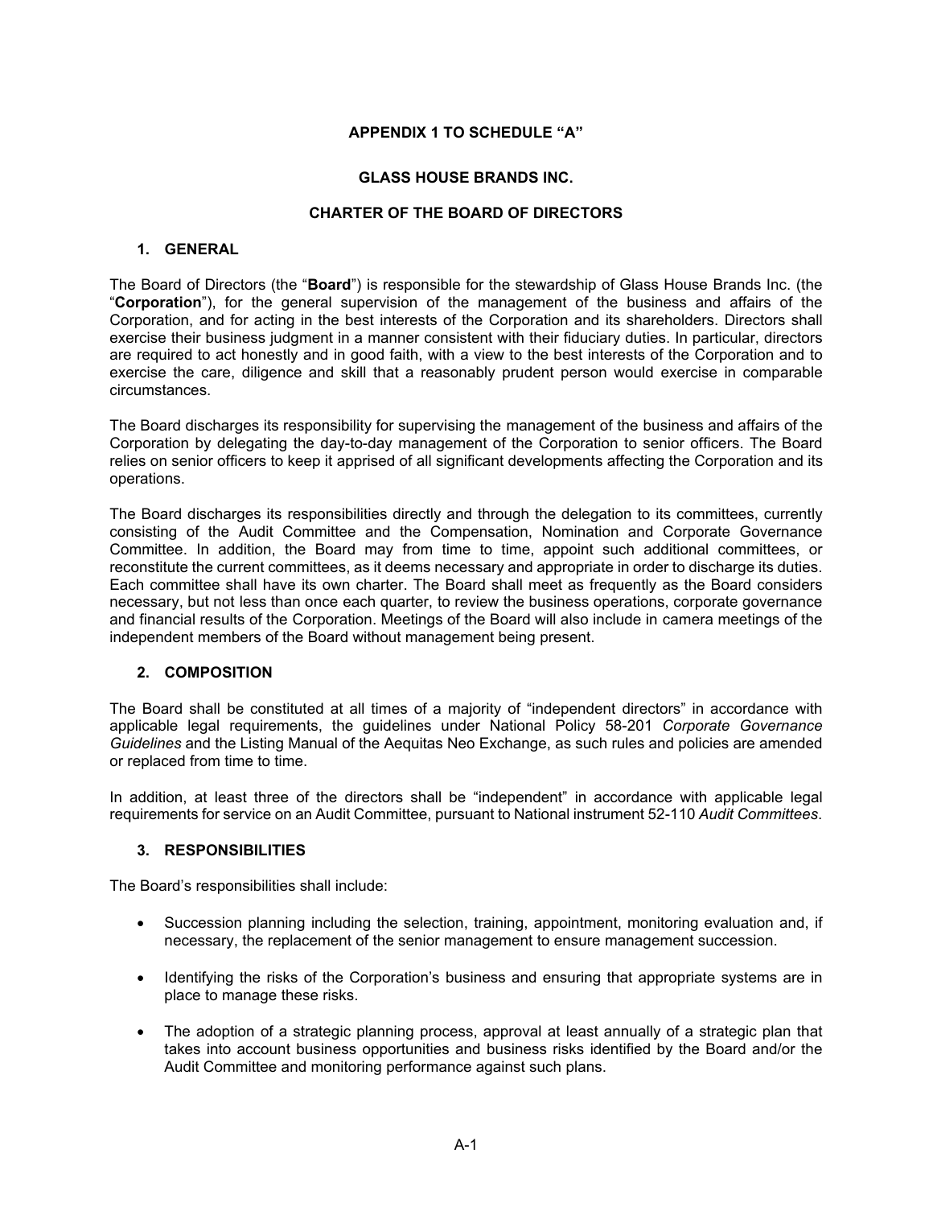**APPENDIX 1 TO SCHEDULE "A"**

**GLASS HOUSE BRANDS INC.**

**CHARTER OF THE BOARD OF DIRECTORS**

## 1. GENERAL

The Board of Directors (the "**Board**") is responsible for the stewardship of Glass House Brands Inc. (the "**Corporation**"), for the general supervision of the management of the business and affairs of the Corporation, and for acting in the best interests of the Corporation and its shareholders. Directors shall exercise their business judgment in a manner consistent with their fiduciary duties. In particular, directors are required to act honestly and in good faith, with a view to the best interests of the Corporation and to exercise the care, diligence and skill that a reasonably prudent person would exercise in comparable circumstances.

The Board discharges its responsibility for supervising the management of the business and affairs of the Corporation by delegating the day-to-day management of the Corporation to senior officers. The Board relies on senior officers to keep it apprised of all significant developments affecting the Corporation and its operations.

The Board discharges its responsibilities directly and through the delegation to its committees, currently consisting of the Audit Committee and the Compensation, Nomination and Corporate Governance Committee. In addition, the Board may from time to time, appoint such additional committees, or reconstitute the current committees, as it deems necessary and appropriate in order to discharge its duties. Each committee shall have its own charter. The Board shall meet as frequently as the Board considers necessary, but not less than once each quarter, to review the business operations, corporate governance and financial results of the Corporation. Meetings of the Board will also include in camera meetings of the independent members of the Board without management being present.

## 2. COMPOSITION

The Board shall be constituted at all times of a majority of "independent directors" in accordance with applicable legal requirements, the guidelines under National Policy 58-201 *Corporate Governance Guidelines* and the Listing Manual of the Aequitas Neo Exchange, as such rules and policies are amended or replaced from time to time.

In addition, at least three of the directors shall be "independent" in accordance with applicable legal requirements for service on an Audit Committee, pursuant to National instrument 52-110 *Audit Committees*.

## 3. RESPONSIBILITIES

The Board's responsibilities shall include:

- Succession planning including the selection, training, appointment, monitoring evaluation and, if necessary, the replacement of the senior management to ensure management succession.
- Identifying the risks of the Corporation's business and ensuring that appropriate systems are in place to manage these risks.
- The adoption of a strategic planning process, approval at least annually of a strategic plan that takes into account business opportunities and business risks identified by the Board and/or the Audit Committee and monitoring performance against such plans.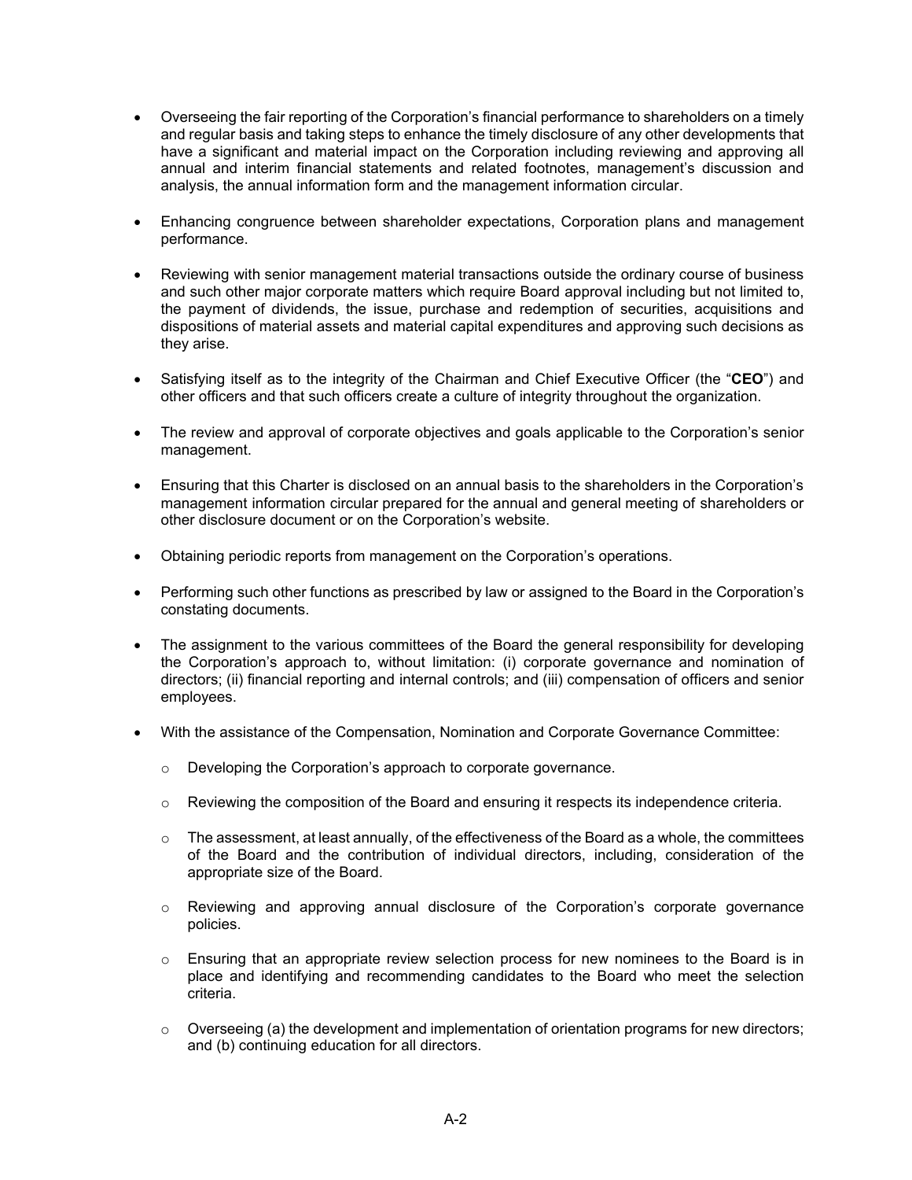- Overseeing the fair reporting of the Corporation's financial performance to shareholders on a timely and regular basis and taking steps to enhance the timely disclosure of any other developments that have a significant and material impact on the Corporation including reviewing and approving all annual and interim financial statements and related footnotes, management's discussion and analysis, the annual information form and the management information circular.

- Enhancing congruence between shareholder expectations, Corporation plans and management performance.

- Reviewing with senior management material transactions outside the ordinary course of business and such other major corporate matters which require Board approval including but not limited to, the payment of dividends, the issue, purchase and redemption of securities, acquisitions and dispositions of material assets and material capital expenditures and approving such decisions as they arise.

- Satisfying itself as to the integrity of the Chairman and Chief Executive Officer (the "**CEO**") and other officers and that such officers create a culture of integrity throughout the organization.

- The review and approval of corporate objectives and goals applicable to the Corporation's senior management.

- Ensuring that this Charter is disclosed on an annual basis to the shareholders in the Corporation's management information circular prepared for the annual and general meeting of shareholders or other disclosure document or on the Corporation's website.

- Obtaining periodic reports from management on the Corporation's operations.

- Performing such other functions as prescribed by law or assigned to the Board in the Corporation's constating documents.

- The assignment to the various committees of the Board the general responsibility for developing the Corporation's approach to, without limitation: (i) corporate governance and nomination of directors; (ii) financial reporting and internal controls; and (iii) compensation of officers and senior employees.

- With the assistance of the Compensation, Nomination and Corporate Governance Committee:

  - Developing the Corporation's approach to corporate governance.

  - Reviewing the composition of the Board and ensuring it respects its independence criteria.

  - The assessment, at least annually, of the effectiveness of the Board as a whole, the committees of the Board and the contribution of individual directors, including, consideration of the appropriate size of the Board.

  - Reviewing and approving annual disclosure of the Corporation's corporate governance policies.

  - Ensuring that an appropriate review selection process for new nominees to the Board is in place and identifying and recommending candidates to the Board who meet the selection criteria.

  - Overseeing (a) the development and implementation of orientation programs for new directors; and (b) continuing education for all directors.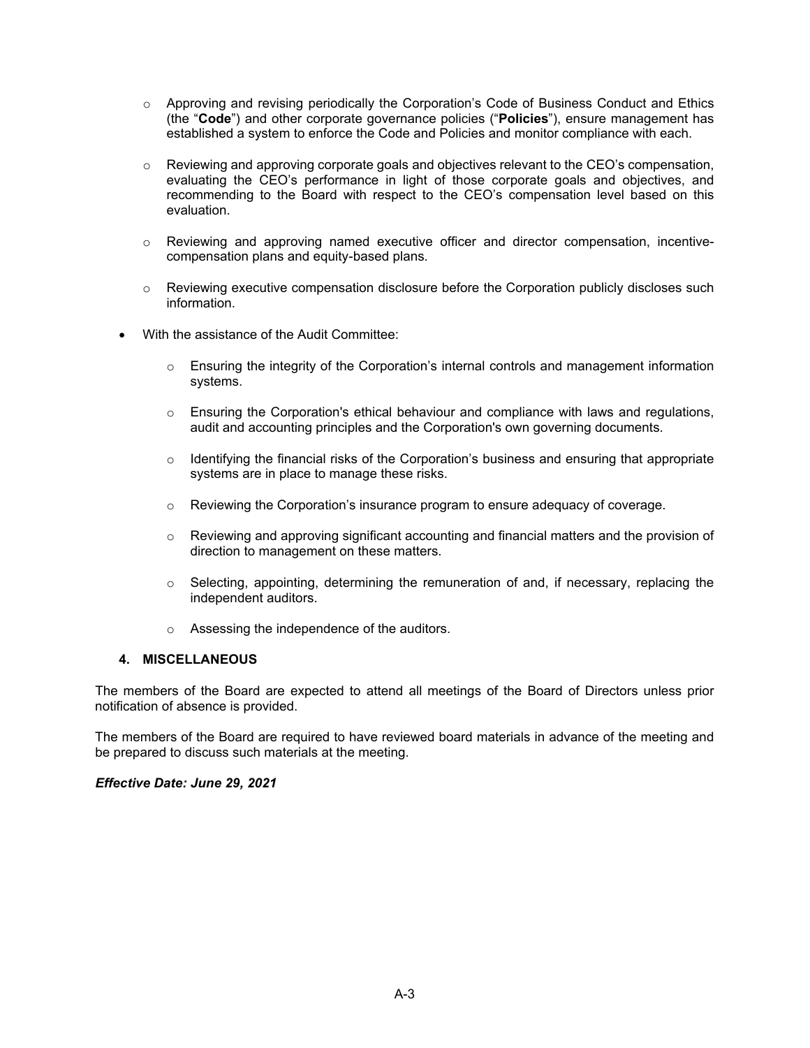- Approving and revising periodically the Corporation's Code of Business Conduct and Ethics (the "**Code**") and other corporate governance policies ("**Policies**"), ensure management has established a system to enforce the Code and Policies and monitor compliance with each.

- Reviewing and approving corporate goals and objectives relevant to the CEO's compensation, evaluating the CEO's performance in light of those corporate goals and objectives, and recommending to the Board with respect to the CEO's compensation level based on this evaluation.

- Reviewing and approving named executive officer and director compensation, incentive-compensation plans and equity-based plans.

- Reviewing executive compensation disclosure before the Corporation publicly discloses such information.

- With the assistance of the Audit Committee:

  - Ensuring the integrity of the Corporation's internal controls and management information systems.

  - Ensuring the Corporation's ethical behaviour and compliance with laws and regulations, audit and accounting principles and the Corporation's own governing documents.

  - Identifying the financial risks of the Corporation's business and ensuring that appropriate systems are in place to manage these risks.

  - Reviewing the Corporation's insurance program to ensure adequacy of coverage.

  - Reviewing and approving significant accounting and financial matters and the provision of direction to management on these matters.

  - Selecting, appointing, determining the remuneration of and, if necessary, replacing the independent auditors.

  - Assessing the independence of the auditors.

### 4. MISCELLANEOUS

The members of the Board are expected to attend all meetings of the Board of Directors unless prior notification of absence is provided.

The members of the Board are required to have reviewed board materials in advance of the meeting and be prepared to discuss such materials at the meeting.

***Effective Date: June 29, 2021***